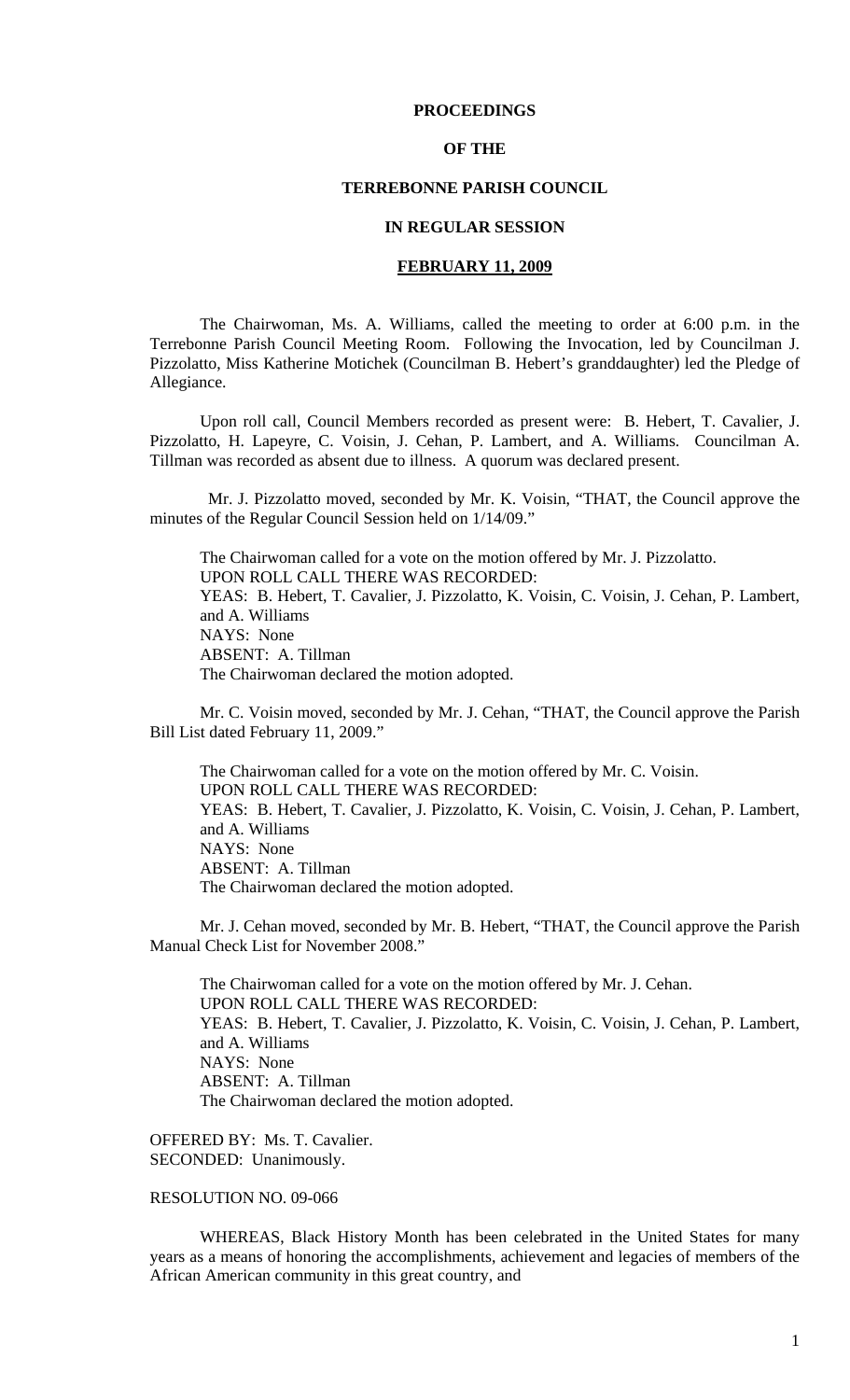# PROCEEDINGS

# OF THE

# TERREBONNE PARISH COUNCIL

# IN REGULAR SESSION

# FEBRUARY 11, 2009

The Chairwoman, Ms. A. Williams, called the meeting to order at 6:00 p.m. in the Terrebonne Parish Council Meeting Room. Following the Invocation, led by Councilman J. Pizzolatto, Miss Katherine Motichek (Councilman B. Hebert's granddaughter) led the Pledge of Allegiance.

Upon roll call, Council Members recorded as present were: B. Hebert, T. Cavalier, J. Pizzolatto, H. Lapeyre, C. Voisin, J. Cehan, P. Lambert, and A. Williams. Councilman A. Tillman was recorded as absent due to illness. A quorum was declared present.

Mr. J. Pizzolatto moved, seconded by Mr. K. Voisin, "THAT, the Council approve the minutes of the Regular Council Session held on 1/14/09."

The Chairwoman called for a vote on the motion offered by Mr. J. Pizzolatto.
UPON ROLL CALL THERE WAS RECORDED:
YEAS: B. Hebert, T. Cavalier, J. Pizzolatto, K. Voisin, C. Voisin, J. Cehan, P. Lambert, and A. Williams
NAYS: None
ABSENT: A. Tillman
The Chairwoman declared the motion adopted.

Mr. C. Voisin moved, seconded by Mr. J. Cehan, "THAT, the Council approve the Parish Bill List dated February 11, 2009."

The Chairwoman called for a vote on the motion offered by Mr. C. Voisin.
UPON ROLL CALL THERE WAS RECORDED:
YEAS: B. Hebert, T. Cavalier, J. Pizzolatto, K. Voisin, C. Voisin, J. Cehan, P. Lambert, and A. Williams
NAYS: None
ABSENT: A. Tillman
The Chairwoman declared the motion adopted.

Mr. J. Cehan moved, seconded by Mr. B. Hebert, "THAT, the Council approve the Parish Manual Check List for November 2008."

The Chairwoman called for a vote on the motion offered by Mr. J. Cehan.
UPON ROLL CALL THERE WAS RECORDED:
YEAS: B. Hebert, T. Cavalier, J. Pizzolatto, K. Voisin, C. Voisin, J. Cehan, P. Lambert, and A. Williams
NAYS: None
ABSENT: A. Tillman
The Chairwoman declared the motion adopted.

OFFERED BY: Ms. T. Cavalier.
SECONDED: Unanimously.

RESOLUTION NO. 09-066

WHEREAS, Black History Month has been celebrated in the United States for many years as a means of honoring the accomplishments, achievement and legacies of members of the African American community in this great country, and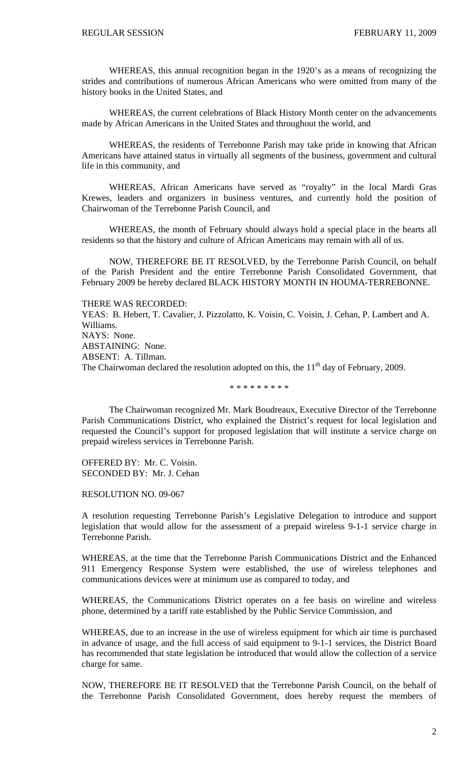WHEREAS, this annual recognition began in the 1920's as a means of recognizing the strides and contributions of numerous African Americans who were omitted from many of the history books in the United States, and

WHEREAS, the current celebrations of Black History Month center on the advancements made by African Americans in the United States and throughout the world, and

WHEREAS, the residents of Terrebonne Parish may take pride in knowing that African Americans have attained status in virtually all segments of the business, government and cultural life in this community, and

WHEREAS, African Americans have served as "royalty" in the local Mardi Gras Krewes, leaders and organizers in business ventures, and currently hold the position of Chairwoman of the Terrebonne Parish Council, and

WHEREAS, the month of February should always hold a special place in the hearts all residents so that the history and culture of African Americans may remain with all of us.

NOW, THEREFORE BE IT RESOLVED, by the Terrebonne Parish Council, on behalf of the Parish President and the entire Terrebonne Parish Consolidated Government, that February 2009 be hereby declared BLACK HISTORY MONTH IN HOUMA-TERREBONNE.

THERE WAS RECORDED:
YEAS: B. Hebert, T. Cavalier, J. Pizzolatto, K. Voisin, C. Voisin, J. Cehan, P. Lambert and A. Williams.
NAYS: None.
ABSTAINING: None.
ABSENT: A. Tillman.
The Chairwoman declared the resolution adopted on this, the 11th day of February, 2009.

\* \* \* \* \* \* \* \* \*

The Chairwoman recognized Mr. Mark Boudreaux, Executive Director of the Terrebonne Parish Communications District, who explained the District's request for local legislation and requested the Council's support for proposed legislation that will institute a service charge on prepaid wireless services in Terrebonne Parish.

OFFERED BY: Mr. C. Voisin.
SECONDED BY: Mr. J. Cehan

RESOLUTION NO. 09-067

A resolution requesting Terrebonne Parish's Legislative Delegation to introduce and support legislation that would allow for the assessment of a prepaid wireless 9-1-1 service charge in Terrebonne Parish.

WHEREAS, at the time that the Terrebonne Parish Communications District and the Enhanced 911 Emergency Response System were established, the use of wireless telephones and communications devices were at minimum use as compared to today, and

WHEREAS, the Communications District operates on a fee basis on wireline and wireless phone, determined by a tariff rate established by the Public Service Commission, and

WHEREAS, due to an increase in the use of wireless equipment for which air time is purchased in advance of usage, and the full access of said equipment to 9-1-1 services, the District Board has recommended that state legislation be introduced that would allow the collection of a service charge for same.

NOW, THEREFORE BE IT RESOLVED that the Terrebonne Parish Council, on the behalf of the Terrebonne Parish Consolidated Government, does hereby request the members of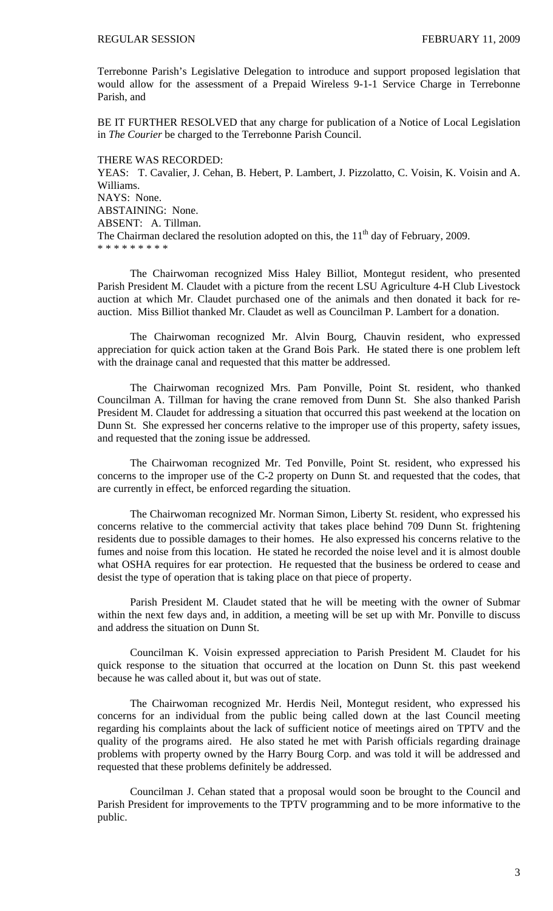Terrebonne Parish's Legislative Delegation to introduce and support proposed legislation that would allow for the assessment of a Prepaid Wireless 9-1-1 Service Charge in Terrebonne Parish, and

BE IT FURTHER RESOLVED that any charge for publication of a Notice of Local Legislation in *The Courier* be charged to the Terrebonne Parish Council.

THERE WAS RECORDED:
YEAS: T. Cavalier, J. Cehan, B. Hebert, P. Lambert, J. Pizzolatto, C. Voisin, K. Voisin and A. Williams.
NAYS: None.
ABSTAINING: None.
ABSENT: A. Tillman.
The Chairman declared the resolution adopted on this, the 11th day of February, 2009.
* * * * * * * * *

The Chairwoman recognized Miss Haley Billiot, Montegut resident, who presented Parish President M. Claudet with a picture from the recent LSU Agriculture 4-H Club Livestock auction at which Mr. Claudet purchased one of the animals and then donated it back for re-auction. Miss Billiot thanked Mr. Claudet as well as Councilman P. Lambert for a donation.

The Chairwoman recognized Mr. Alvin Bourg, Chauvin resident, who expressed appreciation for quick action taken at the Grand Bois Park. He stated there is one problem left with the drainage canal and requested that this matter be addressed.

The Chairwoman recognized Mrs. Pam Ponville, Point St. resident, who thanked Councilman A. Tillman for having the crane removed from Dunn St. She also thanked Parish President M. Claudet for addressing a situation that occurred this past weekend at the location on Dunn St. She expressed her concerns relative to the improper use of this property, safety issues, and requested that the zoning issue be addressed.

The Chairwoman recognized Mr. Ted Ponville, Point St. resident, who expressed his concerns to the improper use of the C-2 property on Dunn St. and requested that the codes, that are currently in effect, be enforced regarding the situation.

The Chairwoman recognized Mr. Norman Simon, Liberty St. resident, who expressed his concerns relative to the commercial activity that takes place behind 709 Dunn St. frightening residents due to possible damages to their homes. He also expressed his concerns relative to the fumes and noise from this location. He stated he recorded the noise level and it is almost double what OSHA requires for ear protection. He requested that the business be ordered to cease and desist the type of operation that is taking place on that piece of property.

Parish President M. Claudet stated that he will be meeting with the owner of Submar within the next few days and, in addition, a meeting will be set up with Mr. Ponville to discuss and address the situation on Dunn St.

Councilman K. Voisin expressed appreciation to Parish President M. Claudet for his quick response to the situation that occurred at the location on Dunn St. this past weekend because he was called about it, but was out of state.

The Chairwoman recognized Mr. Herdis Neil, Montegut resident, who expressed his concerns for an individual from the public being called down at the last Council meeting regarding his complaints about the lack of sufficient notice of meetings aired on TPTV and the quality of the programs aired. He also stated he met with Parish officials regarding drainage problems with property owned by the Harry Bourg Corp. and was told it will be addressed and requested that these problems definitely be addressed.

Councilman J. Cehan stated that a proposal would soon be brought to the Council and Parish President for improvements to the TPTV programming and to be more informative to the public.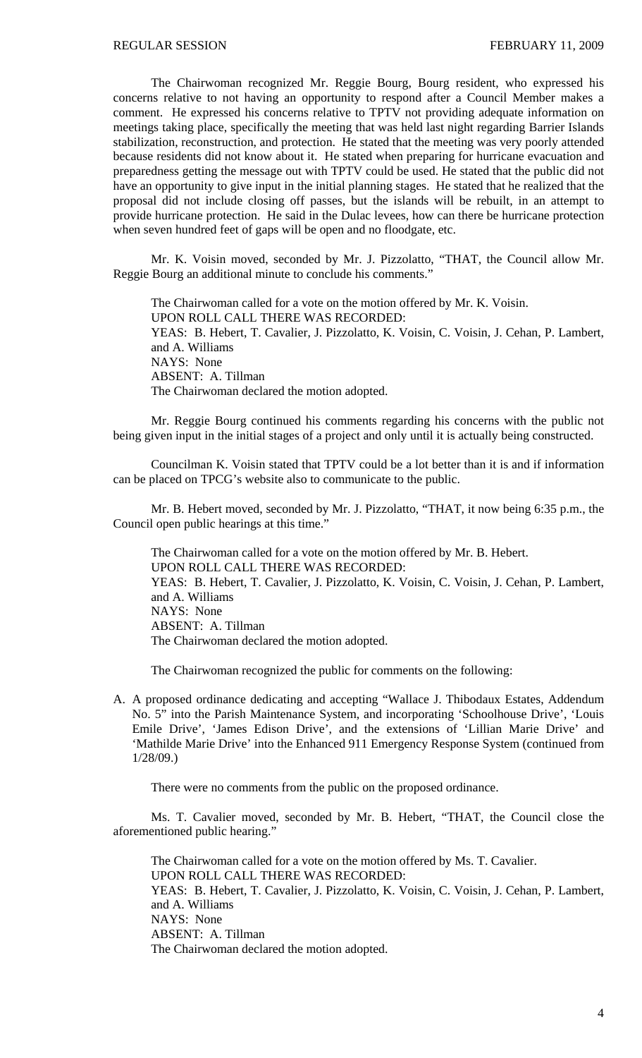The Chairwoman recognized Mr. Reggie Bourg, Bourg resident, who expressed his concerns relative to not having an opportunity to respond after a Council Member makes a comment. He expressed his concerns relative to TPTV not providing adequate information on meetings taking place, specifically the meeting that was held last night regarding Barrier Islands stabilization, reconstruction, and protection. He stated that the meeting was very poorly attended because residents did not know about it. He stated when preparing for hurricane evacuation and preparedness getting the message out with TPTV could be used. He stated that the public did not have an opportunity to give input in the initial planning stages. He stated that he realized that the proposal did not include closing off passes, but the islands will be rebuilt, in an attempt to provide hurricane protection. He said in the Dulac levees, how can there be hurricane protection when seven hundred feet of gaps will be open and no floodgate, etc.

Mr. K. Voisin moved, seconded by Mr. J. Pizzolatto, "THAT, the Council allow Mr. Reggie Bourg an additional minute to conclude his comments."

The Chairwoman called for a vote on the motion offered by Mr. K. Voisin.
UPON ROLL CALL THERE WAS RECORDED:
YEAS: B. Hebert, T. Cavalier, J. Pizzolatto, K. Voisin, C. Voisin, J. Cehan, P. Lambert, and A. Williams
NAYS: None
ABSENT: A. Tillman
The Chairwoman declared the motion adopted.

Mr. Reggie Bourg continued his comments regarding his concerns with the public not being given input in the initial stages of a project and only until it is actually being constructed.

Councilman K. Voisin stated that TPTV could be a lot better than it is and if information can be placed on TPCG's website also to communicate to the public.

Mr. B. Hebert moved, seconded by Mr. J. Pizzolatto, "THAT, it now being 6:35 p.m., the Council open public hearings at this time."

The Chairwoman called for a vote on the motion offered by Mr. B. Hebert.
UPON ROLL CALL THERE WAS RECORDED:
YEAS: B. Hebert, T. Cavalier, J. Pizzolatto, K. Voisin, C. Voisin, J. Cehan, P. Lambert, and A. Williams
NAYS: None
ABSENT: A. Tillman
The Chairwoman declared the motion adopted.

The Chairwoman recognized the public for comments on the following:

A. A proposed ordinance dedicating and accepting "Wallace J. Thibodaux Estates, Addendum No. 5" into the Parish Maintenance System, and incorporating 'Schoolhouse Drive', 'Louis Emile Drive', 'James Edison Drive', and the extensions of 'Lillian Marie Drive' and 'Mathilde Marie Drive' into the Enhanced 911 Emergency Response System (continued from 1/28/09.)

There were no comments from the public on the proposed ordinance.

Ms. T. Cavalier moved, seconded by Mr. B. Hebert, "THAT, the Council close the aforementioned public hearing."

The Chairwoman called for a vote on the motion offered by Ms. T. Cavalier.
UPON ROLL CALL THERE WAS RECORDED:
YEAS: B. Hebert, T. Cavalier, J. Pizzolatto, K. Voisin, C. Voisin, J. Cehan, P. Lambert, and A. Williams
NAYS: None
ABSENT: A. Tillman
The Chairwoman declared the motion adopted.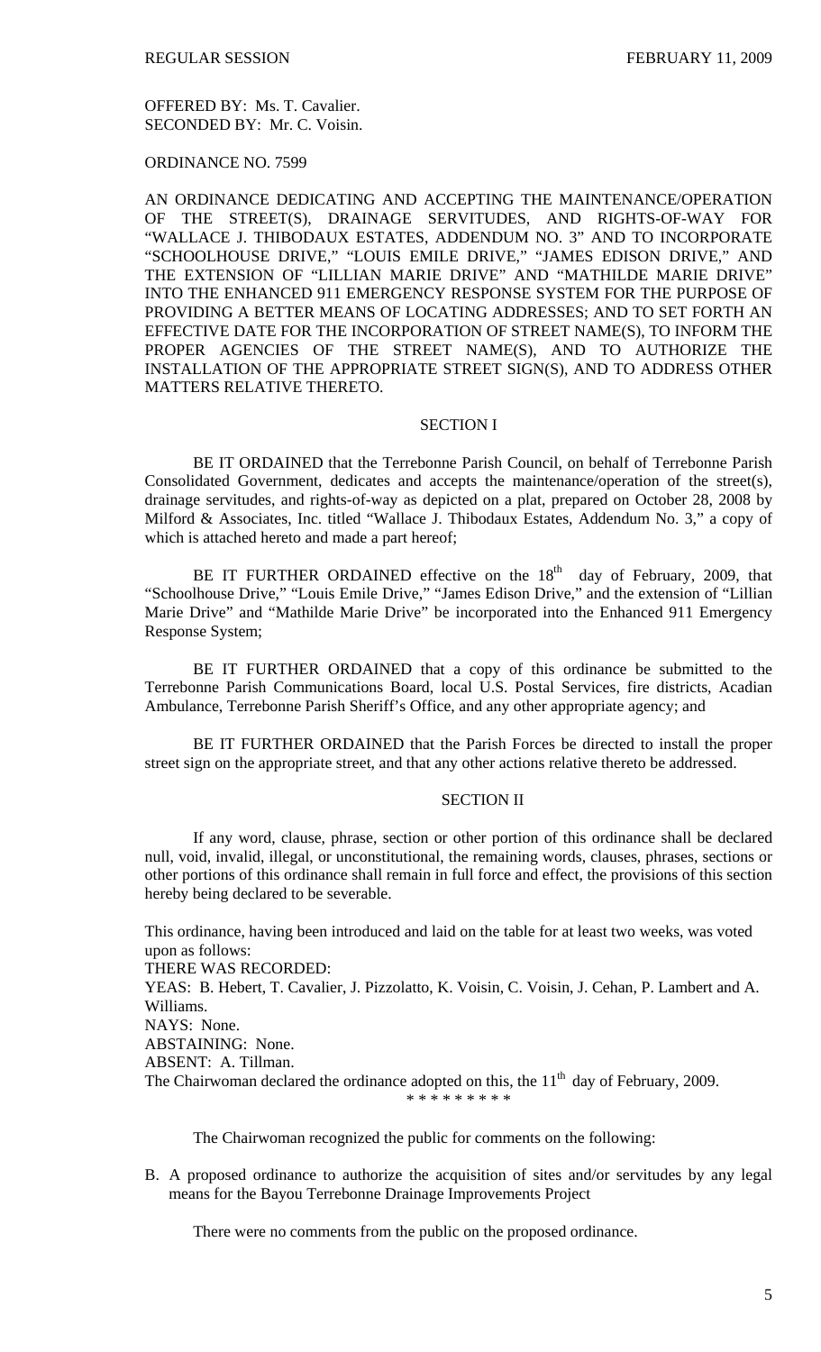OFFERED BY: Ms. T. Cavalier.
SECONDED BY: Mr. C. Voisin.

ORDINANCE NO. 7599

AN ORDINANCE DEDICATING AND ACCEPTING THE MAINTENANCE/OPERATION OF THE STREET(S), DRAINAGE SERVITUDES, AND RIGHTS-OF-WAY FOR "WALLACE J. THIBODAUX ESTATES, ADDENDUM NO. 3" AND TO INCORPORATE "SCHOOLHOUSE DRIVE," "LOUIS EMILE DRIVE," "JAMES EDISON DRIVE," AND THE EXTENSION OF "LILLIAN MARIE DRIVE" AND "MATHILDE MARIE DRIVE" INTO THE ENHANCED 911 EMERGENCY RESPONSE SYSTEM FOR THE PURPOSE OF PROVIDING A BETTER MEANS OF LOCATING ADDRESSES; AND TO SET FORTH AN EFFECTIVE DATE FOR THE INCORPORATION OF STREET NAME(S), TO INFORM THE PROPER AGENCIES OF THE STREET NAME(S), AND TO AUTHORIZE THE INSTALLATION OF THE APPROPRIATE STREET SIGN(S), AND TO ADDRESS OTHER MATTERS RELATIVE THERETO.

SECTION I

BE IT ORDAINED that the Terrebonne Parish Council, on behalf of Terrebonne Parish Consolidated Government, dedicates and accepts the maintenance/operation of the street(s), drainage servitudes, and rights-of-way as depicted on a plat, prepared on October 28, 2008 by Milford & Associates, Inc. titled "Wallace J. Thibodaux Estates, Addendum No. 3," a copy of which is attached hereto and made a part hereof;

BE IT FURTHER ORDAINED effective on the 18th day of February, 2009, that "Schoolhouse Drive," "Louis Emile Drive," "James Edison Drive," and the extension of "Lillian Marie Drive" and "Mathilde Marie Drive" be incorporated into the Enhanced 911 Emergency Response System;

BE IT FURTHER ORDAINED that a copy of this ordinance be submitted to the Terrebonne Parish Communications Board, local U.S. Postal Services, fire districts, Acadian Ambulance, Terrebonne Parish Sheriff's Office, and any other appropriate agency; and

BE IT FURTHER ORDAINED that the Parish Forces be directed to install the proper street sign on the appropriate street, and that any other actions relative thereto be addressed.

SECTION II

If any word, clause, phrase, section or other portion of this ordinance shall be declared null, void, invalid, illegal, or unconstitutional, the remaining words, clauses, phrases, sections or other portions of this ordinance shall remain in full force and effect, the provisions of this section hereby being declared to be severable.

This ordinance, having been introduced and laid on the table for at least two weeks, was voted upon as follows:
THERE WAS RECORDED:
YEAS: B. Hebert, T. Cavalier, J. Pizzolatto, K. Voisin, C. Voisin, J. Cehan, P. Lambert and A. Williams.
NAYS: None.
ABSTAINING: None.
ABSENT: A. Tillman.
The Chairwoman declared the ordinance adopted on this, the 11th day of February, 2009.

\* \* \* \* \* \* \* \* \*

The Chairwoman recognized the public for comments on the following:

B. A proposed ordinance to authorize the acquisition of sites and/or servitudes by any legal means for the Bayou Terrebonne Drainage Improvements Project

There were no comments from the public on the proposed ordinance.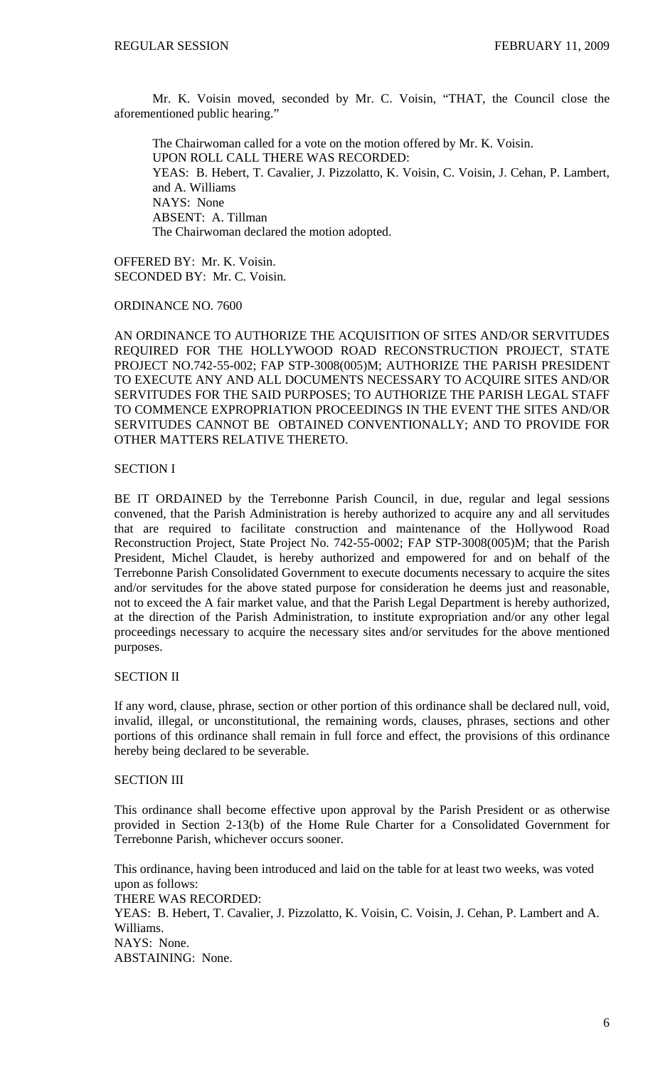Mr. K. Voisin moved, seconded by Mr. C. Voisin, "THAT, the Council close the aforementioned public hearing."

The Chairwoman called for a vote on the motion offered by Mr. K. Voisin.
UPON ROLL CALL THERE WAS RECORDED:
YEAS: B. Hebert, T. Cavalier, J. Pizzolatto, K. Voisin, C. Voisin, J. Cehan, P. Lambert, and A. Williams
NAYS: None
ABSENT: A. Tillman
The Chairwoman declared the motion adopted.

OFFERED BY: Mr. K. Voisin.
SECONDED BY: Mr. C. Voisin.

ORDINANCE NO. 7600

AN ORDINANCE TO AUTHORIZE THE ACQUISITION OF SITES AND/OR SERVITUDES REQUIRED FOR THE HOLLYWOOD ROAD RECONSTRUCTION PROJECT, STATE PROJECT NO.742-55-002; FAP STP-3008(005)M; AUTHORIZE THE PARISH PRESIDENT TO EXECUTE ANY AND ALL DOCUMENTS NECESSARY TO ACQUIRE SITES AND/OR SERVITUDES FOR THE SAID PURPOSES; TO AUTHORIZE THE PARISH LEGAL STAFF TO COMMENCE EXPROPRIATION PROCEEDINGS IN THE EVENT THE SITES AND/OR SERVITUDES CANNOT BE OBTAINED CONVENTIONALLY; AND TO PROVIDE FOR OTHER MATTERS RELATIVE THERETO.

SECTION I

BE IT ORDAINED by the Terrebonne Parish Council, in due, regular and legal sessions convened, that the Parish Administration is hereby authorized to acquire any and all servitudes that are required to facilitate construction and maintenance of the Hollywood Road Reconstruction Project, State Project No. 742-55-0002; FAP STP-3008(005)M; that the Parish President, Michel Claudet, is hereby authorized and empowered for and on behalf of the Terrebonne Parish Consolidated Government to execute documents necessary to acquire the sites and/or servitudes for the above stated purpose for consideration he deems just and reasonable, not to exceed the A fair market value, and that the Parish Legal Department is hereby authorized, at the direction of the Parish Administration, to institute expropriation and/or any other legal proceedings necessary to acquire the necessary sites and/or servitudes for the above mentioned purposes.

SECTION II

If any word, clause, phrase, section or other portion of this ordinance shall be declared null, void, invalid, illegal, or unconstitutional, the remaining words, clauses, phrases, sections and other portions of this ordinance shall remain in full force and effect, the provisions of this ordinance hereby being declared to be severable.

SECTION III

This ordinance shall become effective upon approval by the Parish President or as otherwise provided in Section 2-13(b) of the Home Rule Charter for a Consolidated Government for Terrebonne Parish, whichever occurs sooner.

This ordinance, having been introduced and laid on the table for at least two weeks, was voted upon as follows:
THERE WAS RECORDED:
YEAS: B. Hebert, T. Cavalier, J. Pizzolatto, K. Voisin, C. Voisin, J. Cehan, P. Lambert and A. Williams.
NAYS: None.
ABSTAINING: None.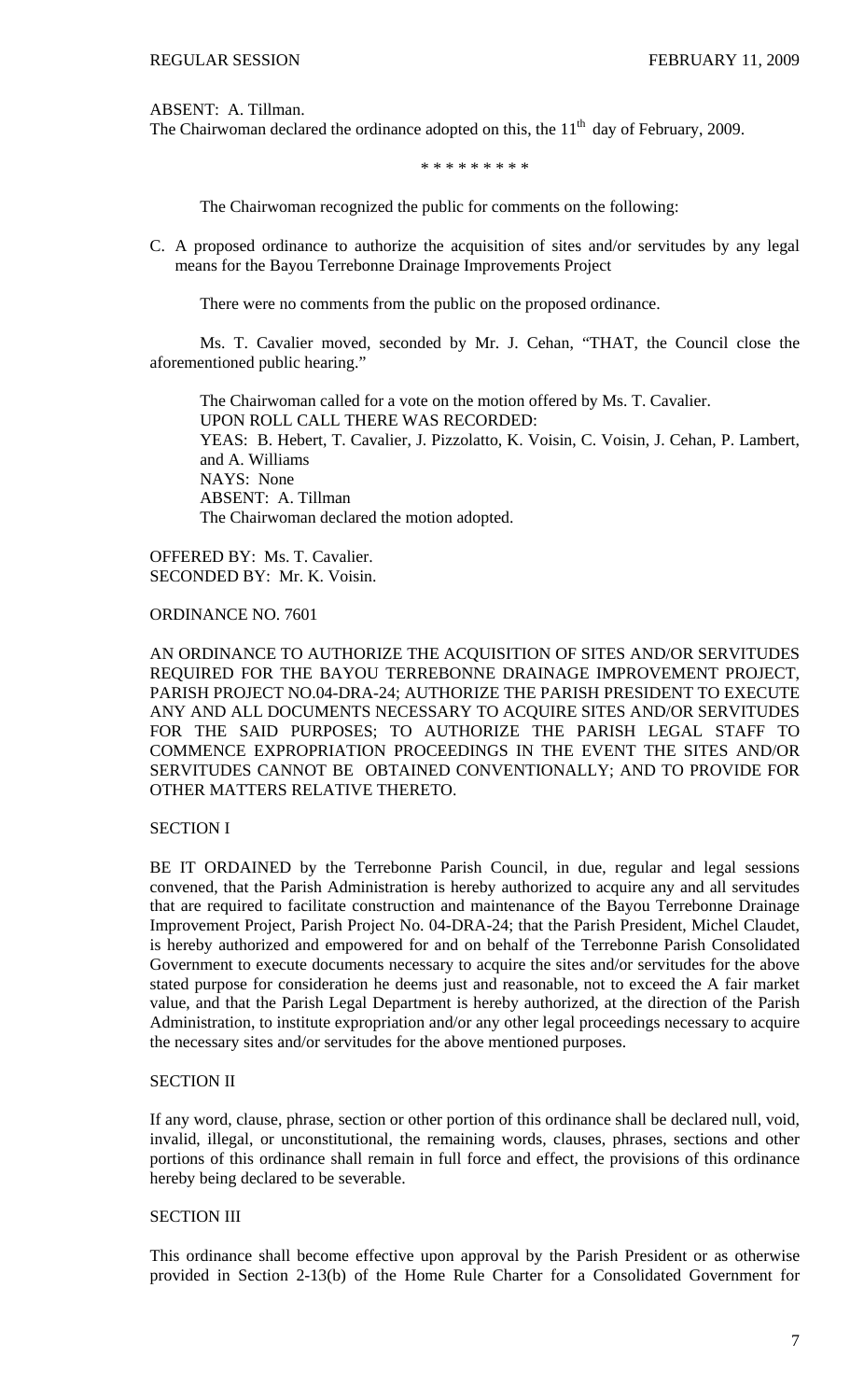ABSENT: A. Tillman.

The Chairwoman declared the ordinance adopted on this, the 11th day of February, 2009.

\* \* \* \* \* \* \* \* \*

The Chairwoman recognized the public for comments on the following:

C. A proposed ordinance to authorize the acquisition of sites and/or servitudes by any legal means for the Bayou Terrebonne Drainage Improvements Project

There were no comments from the public on the proposed ordinance.

Ms. T. Cavalier moved, seconded by Mr. J. Cehan, "THAT, the Council close the aforementioned public hearing."

The Chairwoman called for a vote on the motion offered by Ms. T. Cavalier.
UPON ROLL CALL THERE WAS RECORDED:
YEAS: B. Hebert, T. Cavalier, J. Pizzolatto, K. Voisin, C. Voisin, J. Cehan, P. Lambert, and A. Williams
NAYS: None
ABSENT: A. Tillman
The Chairwoman declared the motion adopted.

OFFERED BY: Ms. T. Cavalier.
SECONDED BY: Mr. K. Voisin.

ORDINANCE NO. 7601

AN ORDINANCE TO AUTHORIZE THE ACQUISITION OF SITES AND/OR SERVITUDES REQUIRED FOR THE BAYOU TERREBONNE DRAINAGE IMPROVEMENT PROJECT, PARISH PROJECT NO.04-DRA-24; AUTHORIZE THE PARISH PRESIDENT TO EXECUTE ANY AND ALL DOCUMENTS NECESSARY TO ACQUIRE SITES AND/OR SERVITUDES FOR THE SAID PURPOSES; TO AUTHORIZE THE PARISH LEGAL STAFF TO COMMENCE EXPROPRIATION PROCEEDINGS IN THE EVENT THE SITES AND/OR SERVITUDES CANNOT BE OBTAINED CONVENTIONALLY; AND TO PROVIDE FOR OTHER MATTERS RELATIVE THERETO.

SECTION I

BE IT ORDAINED by the Terrebonne Parish Council, in due, regular and legal sessions convened, that the Parish Administration is hereby authorized to acquire any and all servitudes that are required to facilitate construction and maintenance of the Bayou Terrebonne Drainage Improvement Project, Parish Project No. 04-DRA-24; that the Parish President, Michel Claudet, is hereby authorized and empowered for and on behalf of the Terrebonne Parish Consolidated Government to execute documents necessary to acquire the sites and/or servitudes for the above stated purpose for consideration he deems just and reasonable, not to exceed the A fair market value, and that the Parish Legal Department is hereby authorized, at the direction of the Parish Administration, to institute expropriation and/or any other legal proceedings necessary to acquire the necessary sites and/or servitudes for the above mentioned purposes.

SECTION II

If any word, clause, phrase, section or other portion of this ordinance shall be declared null, void, invalid, illegal, or unconstitutional, the remaining words, clauses, phrases, sections and other portions of this ordinance shall remain in full force and effect, the provisions of this ordinance hereby being declared to be severable.

SECTION III

This ordinance shall become effective upon approval by the Parish President or as otherwise provided in Section 2-13(b) of the Home Rule Charter for a Consolidated Government for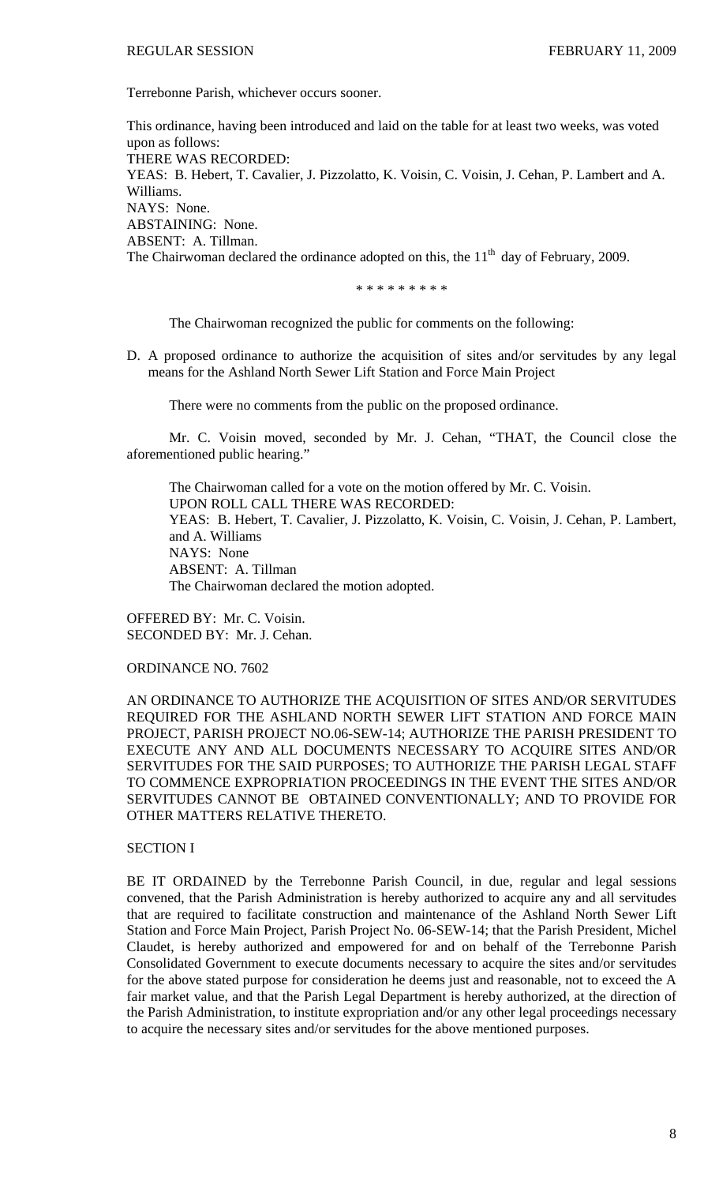Terrebonne Parish, whichever occurs sooner.

This ordinance, having been introduced and laid on the table for at least two weeks, was voted upon as follows:
THERE WAS RECORDED:
YEAS: B. Hebert, T. Cavalier, J. Pizzolatto, K. Voisin, C. Voisin, J. Cehan, P. Lambert and A. Williams.
NAYS: None.
ABSTAINING: None.
ABSENT: A. Tillman.
The Chairwoman declared the ordinance adopted on this, the 11th day of February, 2009.

\* \* \* \* \* \* \* \* \*

The Chairwoman recognized the public for comments on the following:

D. A proposed ordinance to authorize the acquisition of sites and/or servitudes by any legal means for the Ashland North Sewer Lift Station and Force Main Project

There were no comments from the public on the proposed ordinance.

Mr. C. Voisin moved, seconded by Mr. J. Cehan, "THAT, the Council close the aforementioned public hearing."

The Chairwoman called for a vote on the motion offered by Mr. C. Voisin.
UPON ROLL CALL THERE WAS RECORDED:
YEAS: B. Hebert, T. Cavalier, J. Pizzolatto, K. Voisin, C. Voisin, J. Cehan, P. Lambert, and A. Williams
NAYS: None
ABSENT: A. Tillman
The Chairwoman declared the motion adopted.

OFFERED BY: Mr. C. Voisin.
SECONDED BY: Mr. J. Cehan.

ORDINANCE NO. 7602

AN ORDINANCE TO AUTHORIZE THE ACQUISITION OF SITES AND/OR SERVITUDES REQUIRED FOR THE ASHLAND NORTH SEWER LIFT STATION AND FORCE MAIN PROJECT, PARISH PROJECT NO.06-SEW-14; AUTHORIZE THE PARISH PRESIDENT TO EXECUTE ANY AND ALL DOCUMENTS NECESSARY TO ACQUIRE SITES AND/OR SERVITUDES FOR THE SAID PURPOSES; TO AUTHORIZE THE PARISH LEGAL STAFF TO COMMENCE EXPROPRIATION PROCEEDINGS IN THE EVENT THE SITES AND/OR SERVITUDES CANNOT BE OBTAINED CONVENTIONALLY; AND TO PROVIDE FOR OTHER MATTERS RELATIVE THERETO.

SECTION I

BE IT ORDAINED by the Terrebonne Parish Council, in due, regular and legal sessions convened, that the Parish Administration is hereby authorized to acquire any and all servitudes that are required to facilitate construction and maintenance of the Ashland North Sewer Lift Station and Force Main Project, Parish Project No. 06-SEW-14; that the Parish President, Michel Claudet, is hereby authorized and empowered for and on behalf of the Terrebonne Parish Consolidated Government to execute documents necessary to acquire the sites and/or servitudes for the above stated purpose for consideration he deems just and reasonable, not to exceed the A fair market value, and that the Parish Legal Department is hereby authorized, at the direction of the Parish Administration, to institute expropriation and/or any other legal proceedings necessary to acquire the necessary sites and/or servitudes for the above mentioned purposes.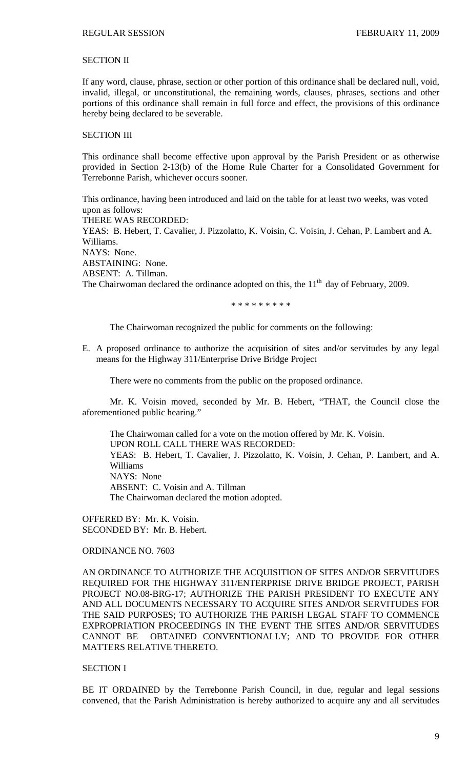SECTION II

If any word, clause, phrase, section or other portion of this ordinance shall be declared null, void, invalid, illegal, or unconstitutional, the remaining words, clauses, phrases, sections and other portions of this ordinance shall remain in full force and effect, the provisions of this ordinance hereby being declared to be severable.

SECTION III

This ordinance shall become effective upon approval by the Parish President or as otherwise provided in Section 2-13(b) of the Home Rule Charter for a Consolidated Government for Terrebonne Parish, whichever occurs sooner.

This ordinance, having been introduced and laid on the table for at least two weeks, was voted upon as follows:
THERE WAS RECORDED:
YEAS: B. Hebert, T. Cavalier, J. Pizzolatto, K. Voisin, C. Voisin, J. Cehan, P. Lambert and A. Williams.
NAYS: None.
ABSTAINING: None.
ABSENT: A. Tillman.
The Chairwoman declared the ordinance adopted on this, the 11th day of February, 2009.

* * * * * * * * *

The Chairwoman recognized the public for comments on the following:

E. A proposed ordinance to authorize the acquisition of sites and/or servitudes by any legal means for the Highway 311/Enterprise Drive Bridge Project

There were no comments from the public on the proposed ordinance.

Mr. K. Voisin moved, seconded by Mr. B. Hebert, "THAT, the Council close the aforementioned public hearing."

The Chairwoman called for a vote on the motion offered by Mr. K. Voisin.
UPON ROLL CALL THERE WAS RECORDED:
YEAS: B. Hebert, T. Cavalier, J. Pizzolatto, K. Voisin, J. Cehan, P. Lambert, and A. Williams
NAYS: None
ABSENT: C. Voisin and A. Tillman
The Chairwoman declared the motion adopted.

OFFERED BY: Mr. K. Voisin.
SECONDED BY: Mr. B. Hebert.

ORDINANCE NO. 7603

AN ORDINANCE TO AUTHORIZE THE ACQUISITION OF SITES AND/OR SERVITUDES REQUIRED FOR THE HIGHWAY 311/ENTERPRISE DRIVE BRIDGE PROJECT, PARISH PROJECT NO.08-BRG-17; AUTHORIZE THE PARISH PRESIDENT TO EXECUTE ANY AND ALL DOCUMENTS NECESSARY TO ACQUIRE SITES AND/OR SERVITUDES FOR THE SAID PURPOSES; TO AUTHORIZE THE PARISH LEGAL STAFF TO COMMENCE EXPROPRIATION PROCEEDINGS IN THE EVENT THE SITES AND/OR SERVITUDES CANNOT BE OBTAINED CONVENTIONALLY; AND TO PROVIDE FOR OTHER MATTERS RELATIVE THERETO.

SECTION I

BE IT ORDAINED by the Terrebonne Parish Council, in due, regular and legal sessions convened, that the Parish Administration is hereby authorized to acquire any and all servitudes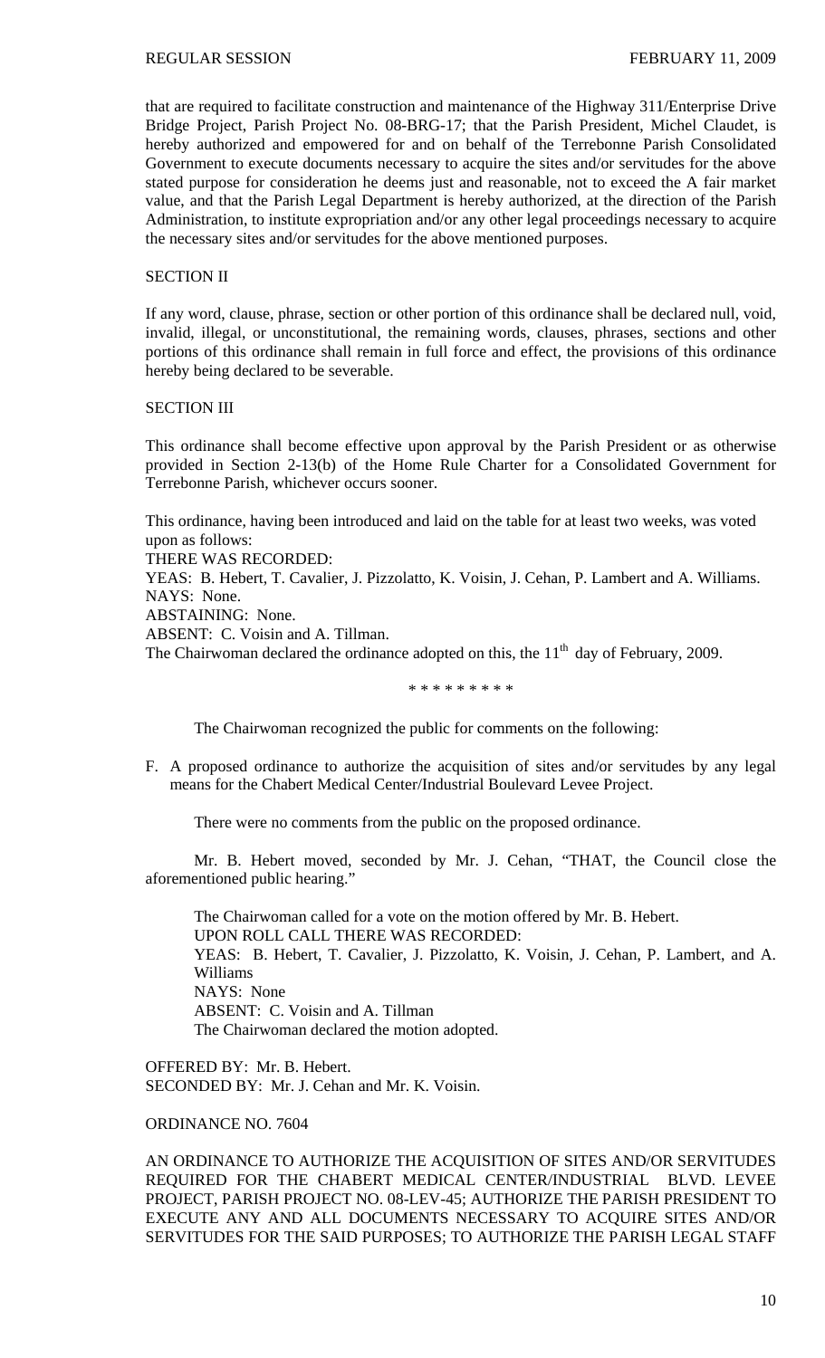that are required to facilitate construction and maintenance of the Highway 311/Enterprise Drive Bridge Project, Parish Project No. 08-BRG-17; that the Parish President, Michel Claudet, is hereby authorized and empowered for and on behalf of the Terrebonne Parish Consolidated Government to execute documents necessary to acquire the sites and/or servitudes for the above stated purpose for consideration he deems just and reasonable, not to exceed the A fair market value, and that the Parish Legal Department is hereby authorized, at the direction of the Parish Administration, to institute expropriation and/or any other legal proceedings necessary to acquire the necessary sites and/or servitudes for the above mentioned purposes.

SECTION II

If any word, clause, phrase, section or other portion of this ordinance shall be declared null, void, invalid, illegal, or unconstitutional, the remaining words, clauses, phrases, sections and other portions of this ordinance shall remain in full force and effect, the provisions of this ordinance hereby being declared to be severable.

SECTION III

This ordinance shall become effective upon approval by the Parish President or as otherwise provided in Section 2-13(b) of the Home Rule Charter for a Consolidated Government for Terrebonne Parish, whichever occurs sooner.

This ordinance, having been introduced and laid on the table for at least two weeks, was voted upon as follows:
THERE WAS RECORDED:
YEAS: B. Hebert, T. Cavalier, J. Pizzolatto, K. Voisin, J. Cehan, P. Lambert and A. Williams.
NAYS: None.
ABSTAINING: None.
ABSENT: C. Voisin and A. Tillman.
The Chairwoman declared the ordinance adopted on this, the 11th day of February, 2009.

\* \* \* \* \* \* \* \* \*

The Chairwoman recognized the public for comments on the following:

F. A proposed ordinance to authorize the acquisition of sites and/or servitudes by any legal means for the Chabert Medical Center/Industrial Boulevard Levee Project.

There were no comments from the public on the proposed ordinance.

Mr. B. Hebert moved, seconded by Mr. J. Cehan, "THAT, the Council close the aforementioned public hearing."

The Chairwoman called for a vote on the motion offered by Mr. B. Hebert.
UPON ROLL CALL THERE WAS RECORDED:
YEAS: B. Hebert, T. Cavalier, J. Pizzolatto, K. Voisin, J. Cehan, P. Lambert, and A. Williams
NAYS: None
ABSENT: C. Voisin and A. Tillman
The Chairwoman declared the motion adopted.

OFFERED BY: Mr. B. Hebert.
SECONDED BY: Mr. J. Cehan and Mr. K. Voisin.

ORDINANCE NO. 7604

AN ORDINANCE TO AUTHORIZE THE ACQUISITION OF SITES AND/OR SERVITUDES REQUIRED FOR THE CHABERT MEDICAL CENTER/INDUSTRIAL BLVD. LEVEE PROJECT, PARISH PROJECT NO. 08-LEV-45; AUTHORIZE THE PARISH PRESIDENT TO EXECUTE ANY AND ALL DOCUMENTS NECESSARY TO ACQUIRE SITES AND/OR SERVITUDES FOR THE SAID PURPOSES; TO AUTHORIZE THE PARISH LEGAL STAFF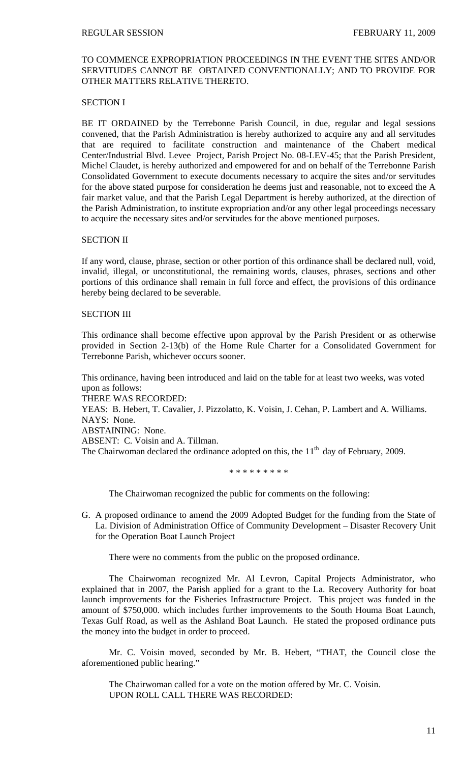TO COMMENCE EXPROPRIATION PROCEEDINGS IN THE EVENT THE SITES AND/OR SERVITUDES CANNOT BE OBTAINED CONVENTIONALLY; AND TO PROVIDE FOR OTHER MATTERS RELATIVE THERETO.

SECTION I

BE IT ORDAINED by the Terrebonne Parish Council, in due, regular and legal sessions convened, that the Parish Administration is hereby authorized to acquire any and all servitudes that are required to facilitate construction and maintenance of the Chabert medical Center/Industrial Blvd. Levee Project, Parish Project No. 08-LEV-45; that the Parish President, Michel Claudet, is hereby authorized and empowered for and on behalf of the Terrebonne Parish Consolidated Government to execute documents necessary to acquire the sites and/or servitudes for the above stated purpose for consideration he deems just and reasonable, not to exceed the A fair market value, and that the Parish Legal Department is hereby authorized, at the direction of the Parish Administration, to institute expropriation and/or any other legal proceedings necessary to acquire the necessary sites and/or servitudes for the above mentioned purposes.

SECTION II

If any word, clause, phrase, section or other portion of this ordinance shall be declared null, void, invalid, illegal, or unconstitutional, the remaining words, clauses, phrases, sections and other portions of this ordinance shall remain in full force and effect, the provisions of this ordinance hereby being declared to be severable.

SECTION III

This ordinance shall become effective upon approval by the Parish President or as otherwise provided in Section 2-13(b) of the Home Rule Charter for a Consolidated Government for Terrebonne Parish, whichever occurs sooner.

This ordinance, having been introduced and laid on the table for at least two weeks, was voted upon as follows:
THERE WAS RECORDED:
YEAS: B. Hebert, T. Cavalier, J. Pizzolatto, K. Voisin, J. Cehan, P. Lambert and A. Williams.
NAYS: None.
ABSTAINING: None.
ABSENT: C. Voisin and A. Tillman.
The Chairwoman declared the ordinance adopted on this, the 11th day of February, 2009.

\* \* \* \* \* \* \* \* \*

The Chairwoman recognized the public for comments on the following:

G. A proposed ordinance to amend the 2009 Adopted Budget for the funding from the State of La. Division of Administration Office of Community Development – Disaster Recovery Unit for the Operation Boat Launch Project

There were no comments from the public on the proposed ordinance.

The Chairwoman recognized Mr. Al Levron, Capital Projects Administrator, who explained that in 2007, the Parish applied for a grant to the La. Recovery Authority for boat launch improvements for the Fisheries Infrastructure Project. This project was funded in the amount of $750,000. which includes further improvements to the South Houma Boat Launch, Texas Gulf Road, as well as the Ashland Boat Launch. He stated the proposed ordinance puts the money into the budget in order to proceed.

Mr. C. Voisin moved, seconded by Mr. B. Hebert, "THAT, the Council close the aforementioned public hearing."

The Chairwoman called for a vote on the motion offered by Mr. C. Voisin.
UPON ROLL CALL THERE WAS RECORDED: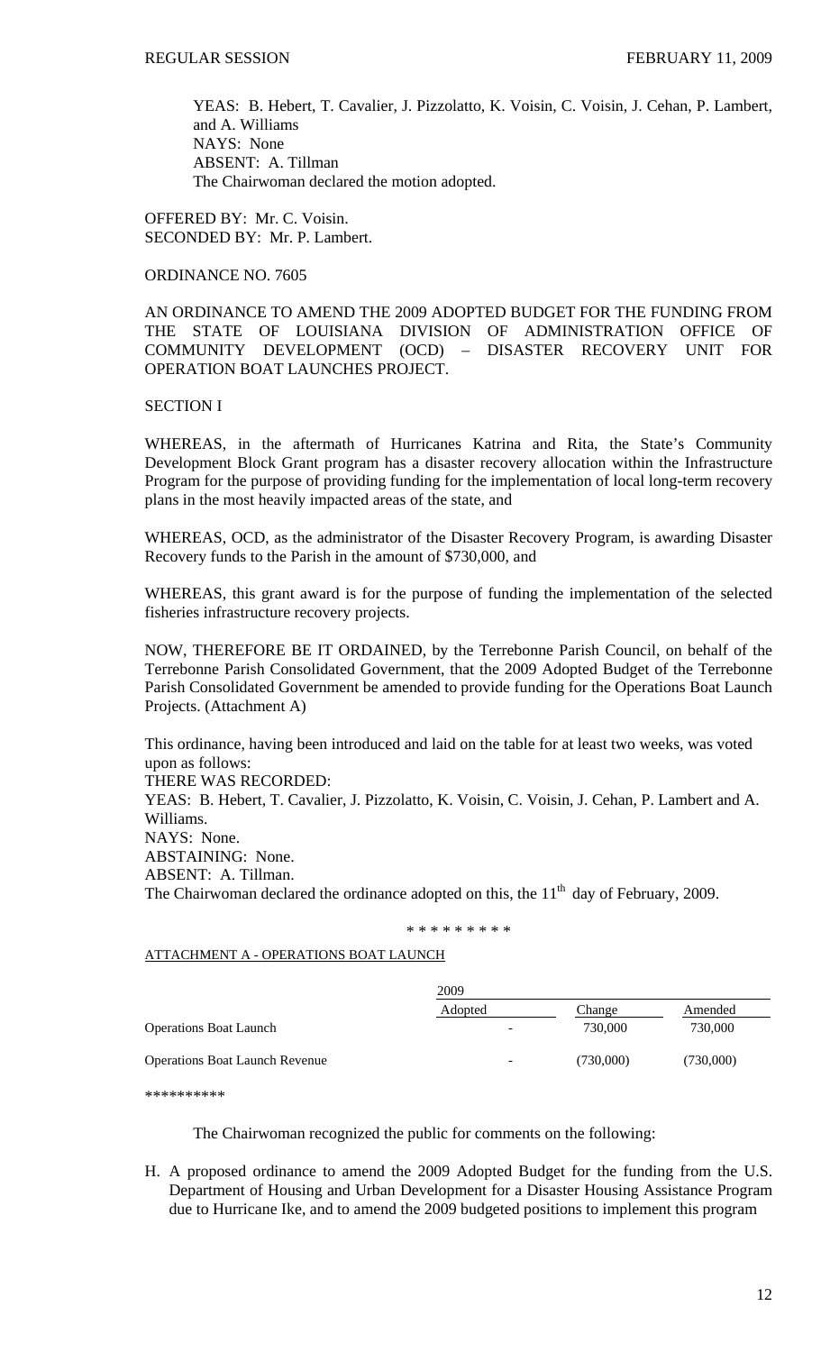YEAS: B. Hebert, T. Cavalier, J. Pizzolatto, K. Voisin, C. Voisin, J. Cehan, P. Lambert, and A. Williams
NAYS: None
ABSENT: A. Tillman
The Chairwoman declared the motion adopted.

OFFERED BY: Mr. C. Voisin.
SECONDED BY: Mr. P. Lambert.

ORDINANCE NO. 7605

AN ORDINANCE TO AMEND THE 2009 ADOPTED BUDGET FOR THE FUNDING FROM THE STATE OF LOUISIANA DIVISION OF ADMINISTRATION OFFICE OF COMMUNITY DEVELOPMENT (OCD) – DISASTER RECOVERY UNIT FOR OPERATION BOAT LAUNCHES PROJECT.

SECTION I

WHEREAS, in the aftermath of Hurricanes Katrina and Rita, the State's Community Development Block Grant program has a disaster recovery allocation within the Infrastructure Program for the purpose of providing funding for the implementation of local long-term recovery plans in the most heavily impacted areas of the state, and

WHEREAS, OCD, as the administrator of the Disaster Recovery Program, is awarding Disaster Recovery funds to the Parish in the amount of $730,000, and

WHEREAS, this grant award is for the purpose of funding the implementation of the selected fisheries infrastructure recovery projects.

NOW, THEREFORE BE IT ORDAINED, by the Terrebonne Parish Council, on behalf of the Terrebonne Parish Consolidated Government, that the 2009 Adopted Budget of the Terrebonne Parish Consolidated Government be amended to provide funding for the Operations Boat Launch Projects. (Attachment A)

This ordinance, having been introduced and laid on the table for at least two weeks, was voted upon as follows:
THERE WAS RECORDED:
YEAS: B. Hebert, T. Cavalier, J. Pizzolatto, K. Voisin, C. Voisin, J. Cehan, P. Lambert and A. Williams.
NAYS: None.
ABSTAINING: None.
ABSENT: A. Tillman.
The Chairwoman declared the ordinance adopted on this, the 11th day of February, 2009.

\* \* \* \* \* \* \* \* \*

ATTACHMENT A - OPERATIONS BOAT LAUNCH

| | 2009 Adopted | Change | Amended |
|---|---|---|---|
| Operations Boat Launch | - | 730,000 | 730,000 |
| Operations Boat Launch Revenue | - | (730,000) | (730,000) |

\*\*\*\*\*\*\*\*\*\*

The Chairwoman recognized the public for comments on the following:

H. A proposed ordinance to amend the 2009 Adopted Budget for the funding from the U.S. Department of Housing and Urban Development for a Disaster Housing Assistance Program due to Hurricane Ike, and to amend the 2009 budgeted positions to implement this program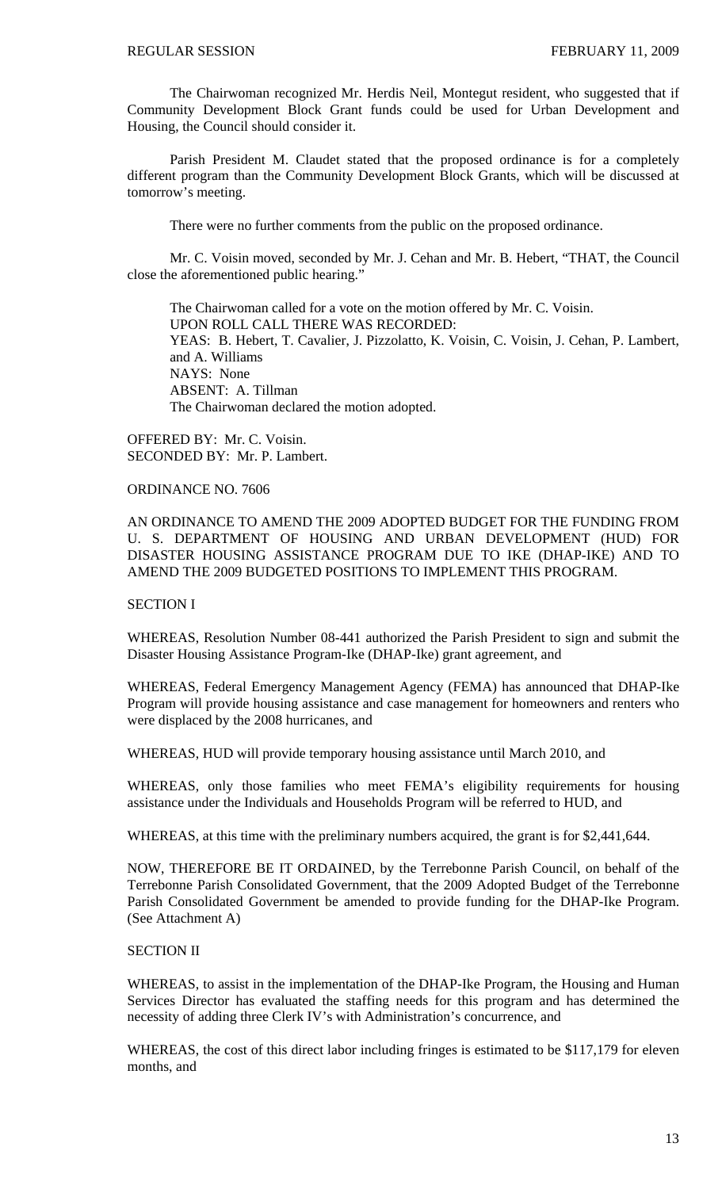The Chairwoman recognized Mr. Herdis Neil, Montegut resident, who suggested that if Community Development Block Grant funds could be used for Urban Development and Housing, the Council should consider it.

Parish President M. Claudet stated that the proposed ordinance is for a completely different program than the Community Development Block Grants, which will be discussed at tomorrow's meeting.

There were no further comments from the public on the proposed ordinance.

Mr. C. Voisin moved, seconded by Mr. J. Cehan and Mr. B. Hebert, "THAT, the Council close the aforementioned public hearing."

The Chairwoman called for a vote on the motion offered by Mr. C. Voisin.
UPON ROLL CALL THERE WAS RECORDED:
YEAS: B. Hebert, T. Cavalier, J. Pizzolatto, K. Voisin, C. Voisin, J. Cehan, P. Lambert, and A. Williams
NAYS: None
ABSENT: A. Tillman
The Chairwoman declared the motion adopted.

OFFERED BY: Mr. C. Voisin.
SECONDED BY: Mr. P. Lambert.

ORDINANCE NO. 7606

AN ORDINANCE TO AMEND THE 2009 ADOPTED BUDGET FOR THE FUNDING FROM U. S. DEPARTMENT OF HOUSING AND URBAN DEVELOPMENT (HUD) FOR DISASTER HOUSING ASSISTANCE PROGRAM DUE TO IKE (DHAP-IKE) AND TO AMEND THE 2009 BUDGETED POSITIONS TO IMPLEMENT THIS PROGRAM.

SECTION I

WHEREAS, Resolution Number 08-441 authorized the Parish President to sign and submit the Disaster Housing Assistance Program-Ike (DHAP-Ike) grant agreement, and

WHEREAS, Federal Emergency Management Agency (FEMA) has announced that DHAP-Ike Program will provide housing assistance and case management for homeowners and renters who were displaced by the 2008 hurricanes, and

WHEREAS, HUD will provide temporary housing assistance until March 2010, and

WHEREAS, only those families who meet FEMA's eligibility requirements for housing assistance under the Individuals and Households Program will be referred to HUD, and

WHEREAS, at this time with the preliminary numbers acquired, the grant is for $2,441,644.

NOW, THEREFORE BE IT ORDAINED, by the Terrebonne Parish Council, on behalf of the Terrebonne Parish Consolidated Government, that the 2009 Adopted Budget of the Terrebonne Parish Consolidated Government be amended to provide funding for the DHAP-Ike Program. (See Attachment A)

SECTION II

WHEREAS, to assist in the implementation of the DHAP-Ike Program, the Housing and Human Services Director has evaluated the staffing needs for this program and has determined the necessity of adding three Clerk IV's with Administration's concurrence, and

WHEREAS, the cost of this direct labor including fringes is estimated to be $117,179 for eleven months, and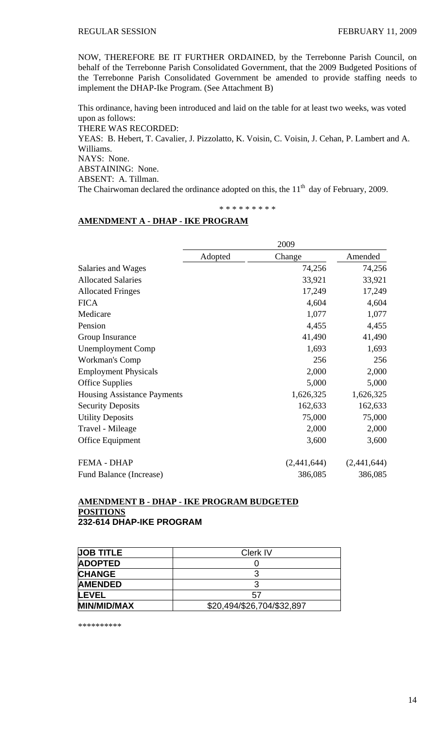NOW, THEREFORE BE IT FURTHER ORDAINED, by the Terrebonne Parish Council, on behalf of the Terrebonne Parish Consolidated Government, that the 2009 Budgeted Positions of the Terrebonne Parish Consolidated Government be amended to provide staffing needs to implement the DHAP-Ike Program. (See Attachment B)

This ordinance, having been introduced and laid on the table for at least two weeks, was voted upon as follows:

THERE WAS RECORDED:

YEAS: B. Hebert, T. Cavalier, J. Pizzolatto, K. Voisin, C. Voisin, J. Cehan, P. Lambert and A. Williams.

NAYS: None.

ABSTAINING: None.

ABSENT: A. Tillman.

The Chairwoman declared the ordinance adopted on this, the 11th day of February, 2009.

\* \* \* \* \* \* \* \* \*

**AMENDMENT A - DHAP - IKE PROGRAM**

| | 2009 | | |
|---|---|---|---|
| | Adopted | Change | Amended |
| Salaries and Wages | | 74,256 | 74,256 |
| Allocated Salaries | | 33,921 | 33,921 |
| Allocated Fringes | | 17,249 | 17,249 |
| FICA | | 4,604 | 4,604 |
| Medicare | | 1,077 | 1,077 |
| Pension | | 4,455 | 4,455 |
| Group Insurance | | 41,490 | 41,490 |
| Unemployment Comp | | 1,693 | 1,693 |
| Workman's Comp | | 256 | 256 |
| Employment Physicals | | 2,000 | 2,000 |
| Office Supplies | | 5,000 | 5,000 |
| Housing Assistance Payments | | 1,626,325 | 1,626,325 |
| Security Deposits | | 162,633 | 162,633 |
| Utility Deposits | | 75,000 | 75,000 |
| Travel - Mileage | | 2,000 | 2,000 |
| Office Equipment | | 3,600 | 3,600 |
| FEMA - DHAP | | (2,441,644) | (2,441,644) |
| Fund Balance (Increase) | | 386,085 | 386,085 |

**AMENDMENT B - DHAP - IKE PROGRAM BUDGETED POSITIONS**

**232-614 DHAP-IKE PROGRAM**

| **JOB TITLE** | Clerk IV |
|---|---|
| **ADOPTED** | 0 |
| **CHANGE** | 3 |
| **AMENDED** | 3 |
| **LEVEL** | 57 |
| **MIN/MID/MAX** | $20,494/$26,704/$32,897 |

\*\*\*\*\*\*\*\*\*\*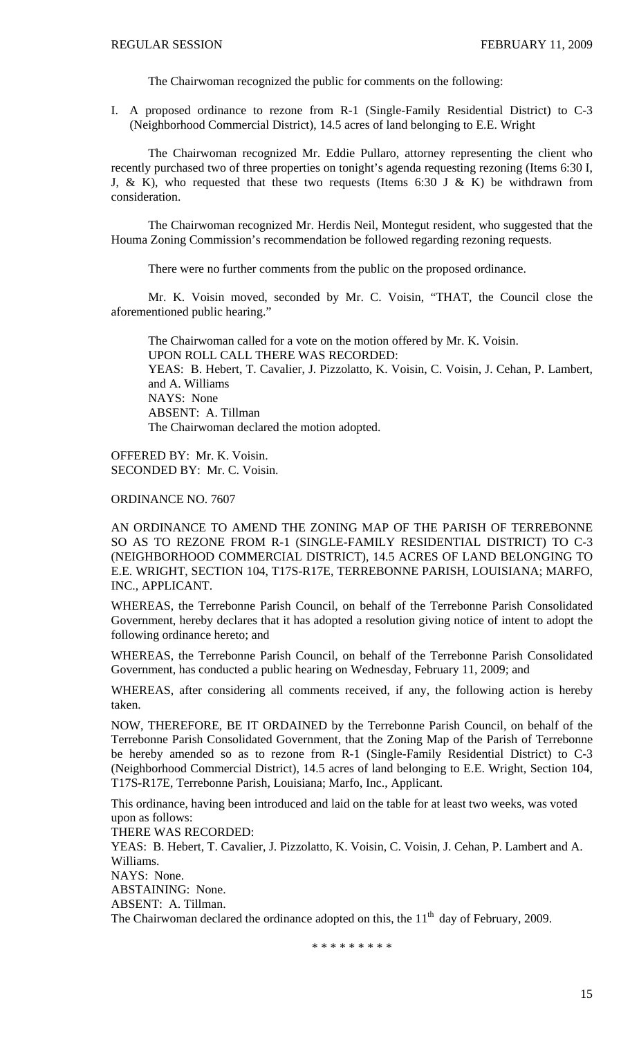The Chairwoman recognized the public for comments on the following:

I. A proposed ordinance to rezone from R-1 (Single-Family Residential District) to C-3 (Neighborhood Commercial District), 14.5 acres of land belonging to E.E. Wright

The Chairwoman recognized Mr. Eddie Pullaro, attorney representing the client who recently purchased two of three properties on tonight's agenda requesting rezoning (Items 6:30 I, J, & K), who requested that these two requests (Items 6:30 J & K) be withdrawn from consideration.

The Chairwoman recognized Mr. Herdis Neil, Montegut resident, who suggested that the Houma Zoning Commission's recommendation be followed regarding rezoning requests.

There were no further comments from the public on the proposed ordinance.

Mr. K. Voisin moved, seconded by Mr. C. Voisin, "THAT, the Council close the aforementioned public hearing."

The Chairwoman called for a vote on the motion offered by Mr. K. Voisin.
UPON ROLL CALL THERE WAS RECORDED:
YEAS: B. Hebert, T. Cavalier, J. Pizzolatto, K. Voisin, C. Voisin, J. Cehan, P. Lambert, and A. Williams
NAYS: None
ABSENT: A. Tillman
The Chairwoman declared the motion adopted.

OFFERED BY: Mr. K. Voisin.
SECONDED BY: Mr. C. Voisin.

ORDINANCE NO. 7607

AN ORDINANCE TO AMEND THE ZONING MAP OF THE PARISH OF TERREBONNE SO AS TO REZONE FROM R-1 (SINGLE-FAMILY RESIDENTIAL DISTRICT) TO C-3 (NEIGHBORHOOD COMMERCIAL DISTRICT), 14.5 ACRES OF LAND BELONGING TO E.E. WRIGHT, SECTION 104, T17S-R17E, TERREBONNE PARISH, LOUISIANA; MARFO, INC., APPLICANT.

WHEREAS, the Terrebonne Parish Council, on behalf of the Terrebonne Parish Consolidated Government, hereby declares that it has adopted a resolution giving notice of intent to adopt the following ordinance hereto; and

WHEREAS, the Terrebonne Parish Council, on behalf of the Terrebonne Parish Consolidated Government, has conducted a public hearing on Wednesday, February 11, 2009; and

WHEREAS, after considering all comments received, if any, the following action is hereby taken.

NOW, THEREFORE, BE IT ORDAINED by the Terrebonne Parish Council, on behalf of the Terrebonne Parish Consolidated Government, that the Zoning Map of the Parish of Terrebonne be hereby amended so as to rezone from R-1 (Single-Family Residential District) to C-3 (Neighborhood Commercial District), 14.5 acres of land belonging to E.E. Wright, Section 104, T17S-R17E, Terrebonne Parish, Louisiana; Marfo, Inc., Applicant.

This ordinance, having been introduced and laid on the table for at least two weeks, was voted upon as follows:
THERE WAS RECORDED:
YEAS: B. Hebert, T. Cavalier, J. Pizzolatto, K. Voisin, C. Voisin, J. Cehan, P. Lambert and A. Williams.
NAYS: None.
ABSTAINING: None.
ABSENT: A. Tillman.
The Chairwoman declared the ordinance adopted on this, the 11th day of February, 2009.

\* \* \* \* \* \* \* \* \*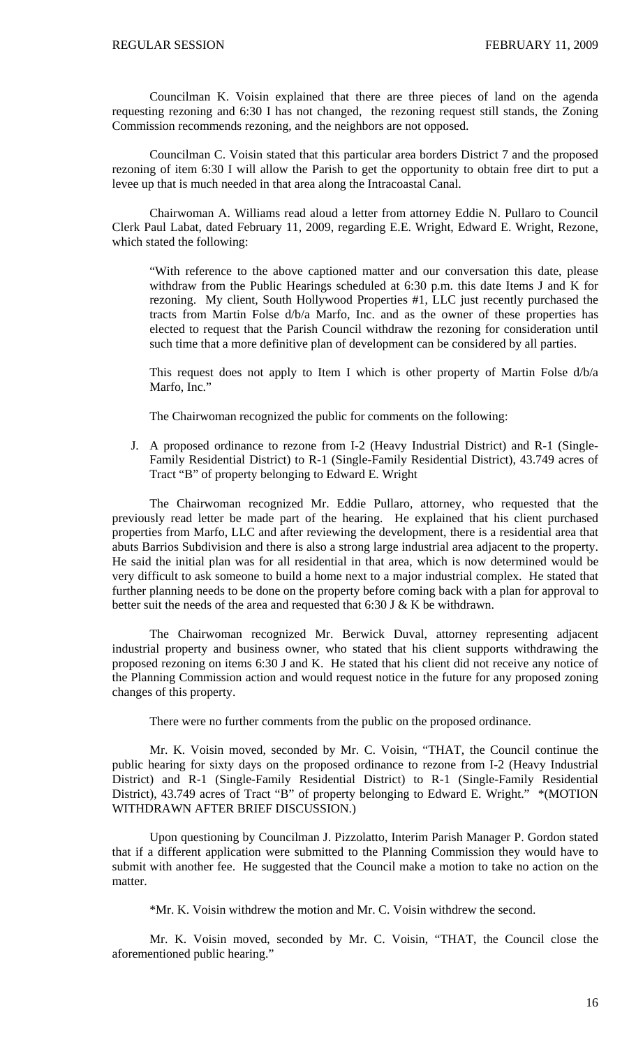Councilman K. Voisin explained that there are three pieces of land on the agenda requesting rezoning and 6:30 I has not changed, the rezoning request still stands, the Zoning Commission recommends rezoning, and the neighbors are not opposed.

Councilman C. Voisin stated that this particular area borders District 7 and the proposed rezoning of item 6:30 I will allow the Parish to get the opportunity to obtain free dirt to put a levee up that is much needed in that area along the Intracoastal Canal.

Chairwoman A. Williams read aloud a letter from attorney Eddie N. Pullaro to Council Clerk Paul Labat, dated February 11, 2009, regarding E.E. Wright, Edward E. Wright, Rezone, which stated the following:

> "With reference to the above captioned matter and our conversation this date, please withdraw from the Public Hearings scheduled at 6:30 p.m. this date Items J and K for rezoning. My client, South Hollywood Properties #1, LLC just recently purchased the tracts from Martin Folse d/b/a Marfo, Inc. and as the owner of these properties has elected to request that the Parish Council withdraw the rezoning for consideration until such time that a more definitive plan of development can be considered by all parties.
>
> This request does not apply to Item I which is other property of Martin Folse d/b/a Marfo, Inc."

The Chairwoman recognized the public for comments on the following:

J. A proposed ordinance to rezone from I-2 (Heavy Industrial District) and R-1 (Single-Family Residential District) to R-1 (Single-Family Residential District), 43.749 acres of Tract "B" of property belonging to Edward E. Wright

The Chairwoman recognized Mr. Eddie Pullaro, attorney, who requested that the previously read letter be made part of the hearing. He explained that his client purchased properties from Marfo, LLC and after reviewing the development, there is a residential area that abuts Barrios Subdivision and there is also a strong large industrial area adjacent to the property. He said the initial plan was for all residential in that area, which is now determined would be very difficult to ask someone to build a home next to a major industrial complex. He stated that further planning needs to be done on the property before coming back with a plan for approval to better suit the needs of the area and requested that 6:30 J & K be withdrawn.

The Chairwoman recognized Mr. Berwick Duval, attorney representing adjacent industrial property and business owner, who stated that his client supports withdrawing the proposed rezoning on items 6:30 J and K. He stated that his client did not receive any notice of the Planning Commission action and would request notice in the future for any proposed zoning changes of this property.

There were no further comments from the public on the proposed ordinance.

Mr. K. Voisin moved, seconded by Mr. C. Voisin, "THAT, the Council continue the public hearing for sixty days on the proposed ordinance to rezone from I-2 (Heavy Industrial District) and R-1 (Single-Family Residential District) to R-1 (Single-Family Residential District), 43.749 acres of Tract "B" of property belonging to Edward E. Wright." *(MOTION WITHDRAWN AFTER BRIEF DISCUSSION.)

Upon questioning by Councilman J. Pizzolatto, Interim Parish Manager P. Gordon stated that if a different application were submitted to the Planning Commission they would have to submit with another fee. He suggested that the Council make a motion to take no action on the matter.

*Mr. K. Voisin withdrew the motion and Mr. C. Voisin withdrew the second.

Mr. K. Voisin moved, seconded by Mr. C. Voisin, "THAT, the Council close the aforementioned public hearing."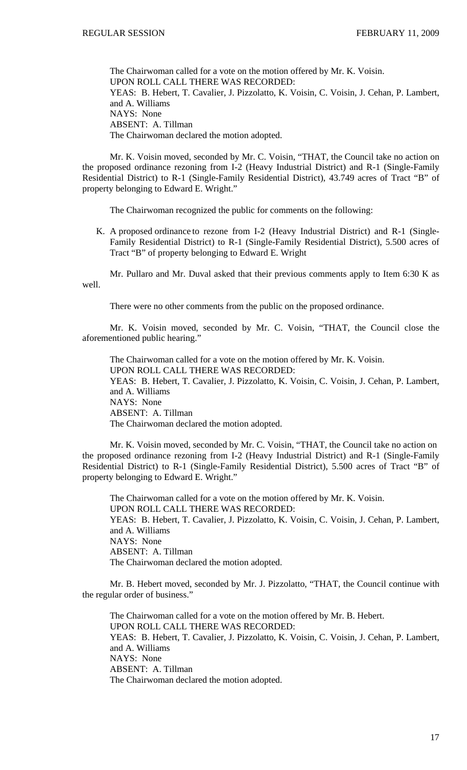The Chairwoman called for a vote on the motion offered by Mr. K. Voisin.
UPON ROLL CALL THERE WAS RECORDED:
YEAS: B. Hebert, T. Cavalier, J. Pizzolatto, K. Voisin, C. Voisin, J. Cehan, P. Lambert, and A. Williams
NAYS: None
ABSENT: A. Tillman
The Chairwoman declared the motion adopted.

Mr. K. Voisin moved, seconded by Mr. C. Voisin, "THAT, the Council take no action on the proposed ordinance rezoning from I-2 (Heavy Industrial District) and R-1 (Single-Family Residential District) to R-1 (Single-Family Residential District), 43.749 acres of Tract "B" of property belonging to Edward E. Wright."

The Chairwoman recognized the public for comments on the following:

K. A proposed ordinance to rezone from I-2 (Heavy Industrial District) and R-1 (Single-Family Residential District) to R-1 (Single-Family Residential District), 5.500 acres of Tract "B" of property belonging to Edward E. Wright

Mr. Pullaro and Mr. Duval asked that their previous comments apply to Item 6:30 K as well.

There were no other comments from the public on the proposed ordinance.

Mr. K. Voisin moved, seconded by Mr. C. Voisin, "THAT, the Council close the aforementioned public hearing."

The Chairwoman called for a vote on the motion offered by Mr. K. Voisin.
UPON ROLL CALL THERE WAS RECORDED:
YEAS: B. Hebert, T. Cavalier, J. Pizzolatto, K. Voisin, C. Voisin, J. Cehan, P. Lambert, and A. Williams
NAYS: None
ABSENT: A. Tillman
The Chairwoman declared the motion adopted.

Mr. K. Voisin moved, seconded by Mr. C. Voisin, "THAT, the Council take no action on the proposed ordinance rezoning from I-2 (Heavy Industrial District) and R-1 (Single-Family Residential District) to R-1 (Single-Family Residential District), 5.500 acres of Tract "B" of property belonging to Edward E. Wright."

The Chairwoman called for a vote on the motion offered by Mr. K. Voisin.
UPON ROLL CALL THERE WAS RECORDED:
YEAS: B. Hebert, T. Cavalier, J. Pizzolatto, K. Voisin, C. Voisin, J. Cehan, P. Lambert, and A. Williams
NAYS: None
ABSENT: A. Tillman
The Chairwoman declared the motion adopted.

Mr. B. Hebert moved, seconded by Mr. J. Pizzolatto, "THAT, the Council continue with the regular order of business."

The Chairwoman called for a vote on the motion offered by Mr. B. Hebert.
UPON ROLL CALL THERE WAS RECORDED:
YEAS: B. Hebert, T. Cavalier, J. Pizzolatto, K. Voisin, C. Voisin, J. Cehan, P. Lambert, and A. Williams
NAYS: None
ABSENT: A. Tillman
The Chairwoman declared the motion adopted.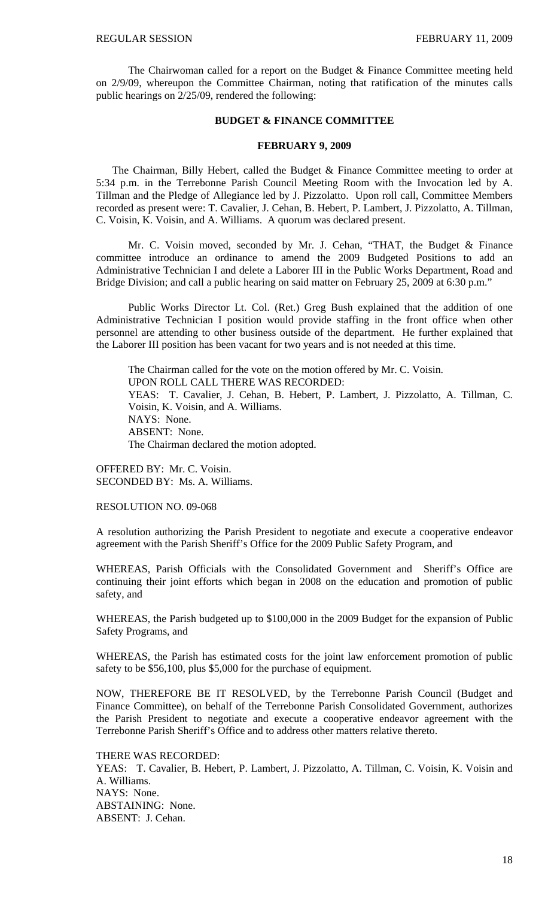The Chairwoman called for a report on the Budget & Finance Committee meeting held on 2/9/09, whereupon the Committee Chairman, noting that ratification of the minutes calls public hearings on 2/25/09, rendered the following:

## BUDGET & FINANCE COMMITTEE

### FEBRUARY 9, 2009

The Chairman, Billy Hebert, called the Budget & Finance Committee meeting to order at 5:34 p.m. in the Terrebonne Parish Council Meeting Room with the Invocation led by A. Tillman and the Pledge of Allegiance led by J. Pizzolatto. Upon roll call, Committee Members recorded as present were: T. Cavalier, J. Cehan, B. Hebert, P. Lambert, J. Pizzolatto, A. Tillman, C. Voisin, K. Voisin, and A. Williams. A quorum was declared present.

Mr. C. Voisin moved, seconded by Mr. J. Cehan, "THAT, the Budget & Finance committee introduce an ordinance to amend the 2009 Budgeted Positions to add an Administrative Technician I and delete a Laborer III in the Public Works Department, Road and Bridge Division; and call a public hearing on said matter on February 25, 2009 at 6:30 p.m."

Public Works Director Lt. Col. (Ret.) Greg Bush explained that the addition of one Administrative Technician I position would provide staffing in the front office when other personnel are attending to other business outside of the department. He further explained that the Laborer III position has been vacant for two years and is not needed at this time.

The Chairman called for the vote on the motion offered by Mr. C. Voisin.
UPON ROLL CALL THERE WAS RECORDED:
YEAS: T. Cavalier, J. Cehan, B. Hebert, P. Lambert, J. Pizzolatto, A. Tillman, C. Voisin, K. Voisin, and A. Williams.
NAYS: None.
ABSENT: None.
The Chairman declared the motion adopted.

OFFERED BY: Mr. C. Voisin.
SECONDED BY: Ms. A. Williams.

RESOLUTION NO. 09-068

A resolution authorizing the Parish President to negotiate and execute a cooperative endeavor agreement with the Parish Sheriff's Office for the 2009 Public Safety Program, and

WHEREAS, Parish Officials with the Consolidated Government and Sheriff's Office are continuing their joint efforts which began in 2008 on the education and promotion of public safety, and

WHEREAS, the Parish budgeted up to $100,000 in the 2009 Budget for the expansion of Public Safety Programs, and

WHEREAS, the Parish has estimated costs for the joint law enforcement promotion of public safety to be $56,100, plus $5,000 for the purchase of equipment.

NOW, THEREFORE BE IT RESOLVED, by the Terrebonne Parish Council (Budget and Finance Committee), on behalf of the Terrebonne Parish Consolidated Government, authorizes the Parish President to negotiate and execute a cooperative endeavor agreement with the Terrebonne Parish Sheriff's Office and to address other matters relative thereto.

THERE WAS RECORDED:
YEAS: T. Cavalier, B. Hebert, P. Lambert, J. Pizzolatto, A. Tillman, C. Voisin, K. Voisin and A. Williams.
NAYS: None.
ABSTAINING: None.
ABSENT: J. Cehan.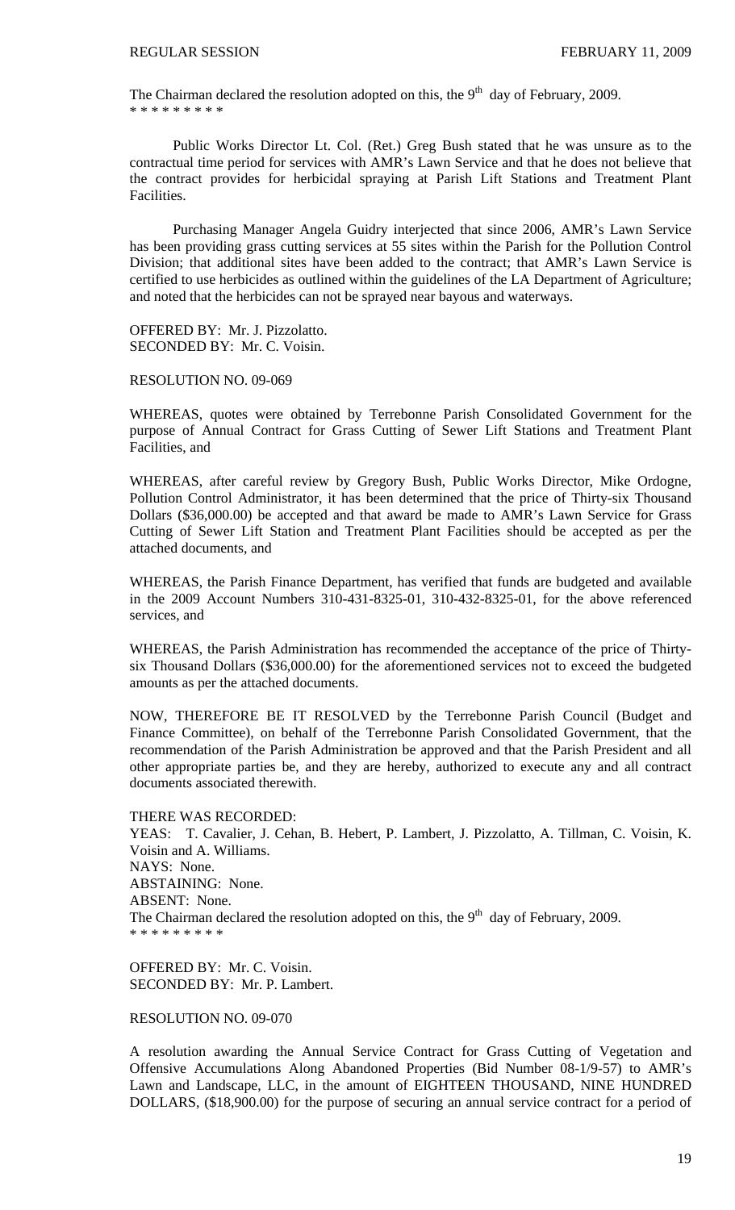The Chairman declared the resolution adopted on this, the 9th day of February, 2009.
* * * * * * * * *

Public Works Director Lt. Col. (Ret.) Greg Bush stated that he was unsure as to the contractual time period for services with AMR's Lawn Service and that he does not believe that the contract provides for herbicidal spraying at Parish Lift Stations and Treatment Plant Facilities.

Purchasing Manager Angela Guidry interjected that since 2006, AMR's Lawn Service has been providing grass cutting services at 55 sites within the Parish for the Pollution Control Division; that additional sites have been added to the contract; that AMR's Lawn Service is certified to use herbicides as outlined within the guidelines of the LA Department of Agriculture; and noted that the herbicides can not be sprayed near bayous and waterways.

OFFERED BY: Mr. J. Pizzolatto.
SECONDED BY: Mr. C. Voisin.

RESOLUTION NO. 09-069

WHEREAS, quotes were obtained by Terrebonne Parish Consolidated Government for the purpose of Annual Contract for Grass Cutting of Sewer Lift Stations and Treatment Plant Facilities, and

WHEREAS, after careful review by Gregory Bush, Public Works Director, Mike Ordogne, Pollution Control Administrator, it has been determined that the price of Thirty-six Thousand Dollars ($36,000.00) be accepted and that award be made to AMR's Lawn Service for Grass Cutting of Sewer Lift Station and Treatment Plant Facilities should be accepted as per the attached documents, and

WHEREAS, the Parish Finance Department, has verified that funds are budgeted and available in the 2009 Account Numbers 310-431-8325-01, 310-432-8325-01, for the above referenced services, and

WHEREAS, the Parish Administration has recommended the acceptance of the price of Thirty-six Thousand Dollars ($36,000.00) for the aforementioned services not to exceed the budgeted amounts as per the attached documents.

NOW, THEREFORE BE IT RESOLVED by the Terrebonne Parish Council (Budget and Finance Committee), on behalf of the Terrebonne Parish Consolidated Government, that the recommendation of the Parish Administration be approved and that the Parish President and all other appropriate parties be, and they are hereby, authorized to execute any and all contract documents associated therewith.

THERE WAS RECORDED:
YEAS: T. Cavalier, J. Cehan, B. Hebert, P. Lambert, J. Pizzolatto, A. Tillman, C. Voisin, K. Voisin and A. Williams.
NAYS: None.
ABSTAINING: None.
ABSENT: None.
The Chairman declared the resolution adopted on this, the 9th day of February, 2009.
* * * * * * * * *

OFFERED BY: Mr. C. Voisin.
SECONDED BY: Mr. P. Lambert.

RESOLUTION NO. 09-070

A resolution awarding the Annual Service Contract for Grass Cutting of Vegetation and Offensive Accumulations Along Abandoned Properties (Bid Number 08-1/9-57) to AMR's Lawn and Landscape, LLC, in the amount of EIGHTEEN THOUSAND, NINE HUNDRED DOLLARS, ($18,900.00) for the purpose of securing an annual service contract for a period of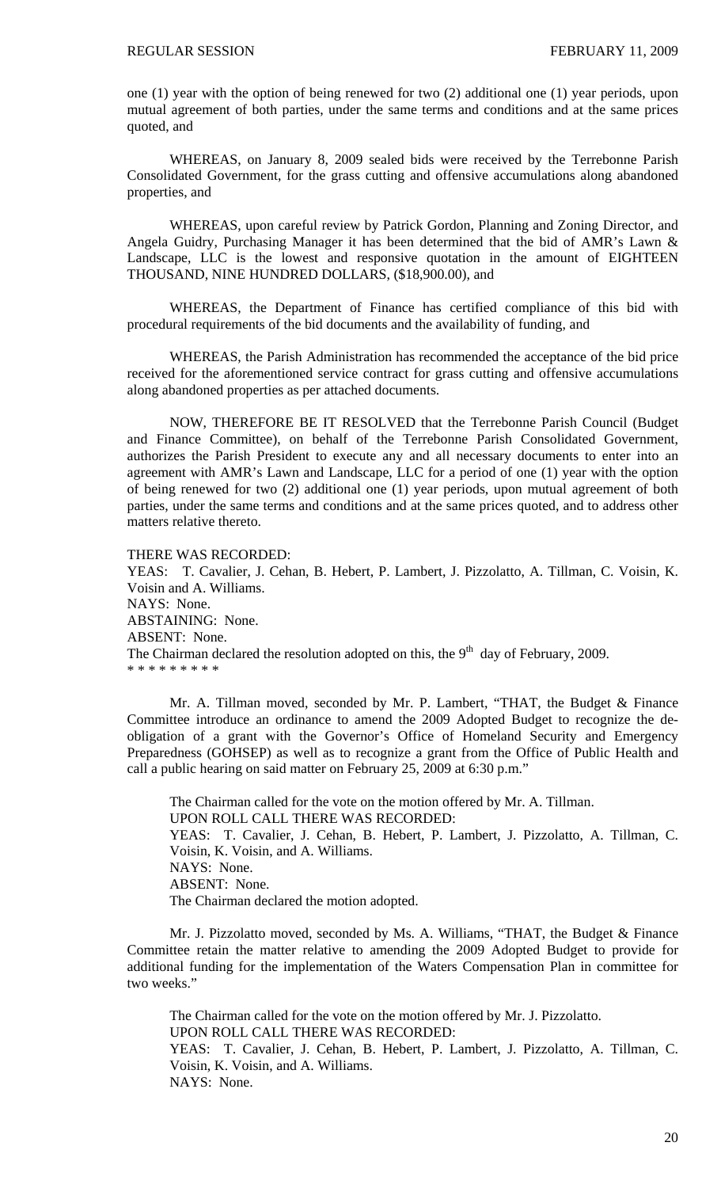one (1) year with the option of being renewed for two (2) additional one (1) year periods, upon mutual agreement of both parties, under the same terms and conditions and at the same prices quoted, and

WHEREAS, on January 8, 2009 sealed bids were received by the Terrebonne Parish Consolidated Government, for the grass cutting and offensive accumulations along abandoned properties, and

WHEREAS, upon careful review by Patrick Gordon, Planning and Zoning Director, and Angela Guidry, Purchasing Manager it has been determined that the bid of AMR's Lawn & Landscape, LLC is the lowest and responsive quotation in the amount of EIGHTEEN THOUSAND, NINE HUNDRED DOLLARS, ($18,900.00), and

WHEREAS, the Department of Finance has certified compliance of this bid with procedural requirements of the bid documents and the availability of funding, and

WHEREAS, the Parish Administration has recommended the acceptance of the bid price received for the aforementioned service contract for grass cutting and offensive accumulations along abandoned properties as per attached documents.

NOW, THEREFORE BE IT RESOLVED that the Terrebonne Parish Council (Budget and Finance Committee), on behalf of the Terrebonne Parish Consolidated Government, authorizes the Parish President to execute any and all necessary documents to enter into an agreement with AMR's Lawn and Landscape, LLC for a period of one (1) year with the option of being renewed for two (2) additional one (1) year periods, upon mutual agreement of both parties, under the same terms and conditions and at the same prices quoted, and to address other matters relative thereto.

THERE WAS RECORDED:
YEAS: T. Cavalier, J. Cehan, B. Hebert, P. Lambert, J. Pizzolatto, A. Tillman, C. Voisin, K. Voisin and A. Williams.
NAYS: None.
ABSTAINING: None.
ABSENT: None.
The Chairman declared the resolution adopted on this, the 9th day of February, 2009.
* * * * * * * * *

Mr. A. Tillman moved, seconded by Mr. P. Lambert, "THAT, the Budget & Finance Committee introduce an ordinance to amend the 2009 Adopted Budget to recognize the de-obligation of a grant with the Governor's Office of Homeland Security and Emergency Preparedness (GOHSEP) as well as to recognize a grant from the Office of Public Health and call a public hearing on said matter on February 25, 2009 at 6:30 p.m."

The Chairman called for the vote on the motion offered by Mr. A. Tillman.
UPON ROLL CALL THERE WAS RECORDED:
YEAS: T. Cavalier, J. Cehan, B. Hebert, P. Lambert, J. Pizzolatto, A. Tillman, C. Voisin, K. Voisin, and A. Williams.
NAYS: None.
ABSENT: None.
The Chairman declared the motion adopted.

Mr. J. Pizzolatto moved, seconded by Ms. A. Williams, "THAT, the Budget & Finance Committee retain the matter relative to amending the 2009 Adopted Budget to provide for additional funding for the implementation of the Waters Compensation Plan in committee for two weeks."

The Chairman called for the vote on the motion offered by Mr. J. Pizzolatto.
UPON ROLL CALL THERE WAS RECORDED:
YEAS: T. Cavalier, J. Cehan, B. Hebert, P. Lambert, J. Pizzolatto, A. Tillman, C. Voisin, K. Voisin, and A. Williams.
NAYS: None.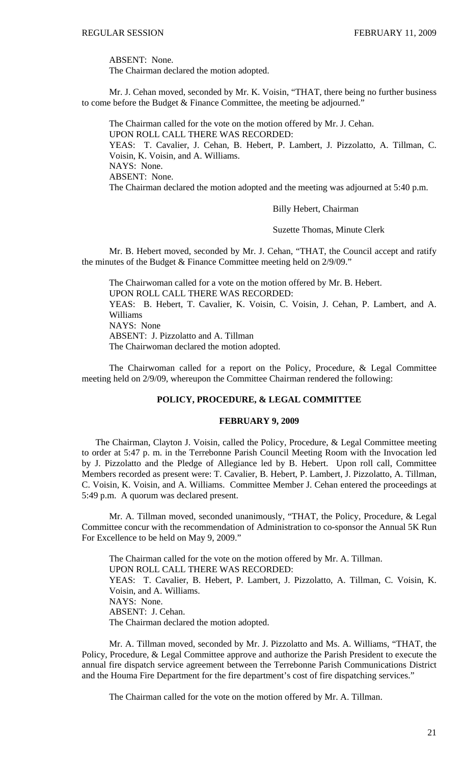ABSENT: None.
The Chairman declared the motion adopted.

Mr. J. Cehan moved, seconded by Mr. K. Voisin, "THAT, there being no further business to come before the Budget & Finance Committee, the meeting be adjourned."

The Chairman called for the vote on the motion offered by Mr. J. Cehan.
UPON ROLL CALL THERE WAS RECORDED:
YEAS: T. Cavalier, J. Cehan, B. Hebert, P. Lambert, J. Pizzolatto, A. Tillman, C. Voisin, K. Voisin, and A. Williams.
NAYS: None.
ABSENT: None.
The Chairman declared the motion adopted and the meeting was adjourned at 5:40 p.m.

Billy Hebert, Chairman

Suzette Thomas, Minute Clerk

Mr. B. Hebert moved, seconded by Mr. J. Cehan, "THAT, the Council accept and ratify the minutes of the Budget & Finance Committee meeting held on 2/9/09."

The Chairwoman called for a vote on the motion offered by Mr. B. Hebert.
UPON ROLL CALL THERE WAS RECORDED:
YEAS: B. Hebert, T. Cavalier, K. Voisin, C. Voisin, J. Cehan, P. Lambert, and A. Williams
NAYS: None
ABSENT: J. Pizzolatto and A. Tillman
The Chairwoman declared the motion adopted.

The Chairwoman called for a report on the Policy, Procedure, & Legal Committee meeting held on 2/9/09, whereupon the Committee Chairman rendered the following:

## POLICY, PROCEDURE, & LEGAL COMMITTEE

### FEBRUARY 9, 2009

The Chairman, Clayton J. Voisin, called the Policy, Procedure, & Legal Committee meeting to order at 5:47 p. m. in the Terrebonne Parish Council Meeting Room with the Invocation led by J. Pizzolatto and the Pledge of Allegiance led by B. Hebert. Upon roll call, Committee Members recorded as present were: T. Cavalier, B. Hebert, P. Lambert, J. Pizzolatto, A. Tillman, C. Voisin, K. Voisin, and A. Williams. Committee Member J. Cehan entered the proceedings at 5:49 p.m. A quorum was declared present.

Mr. A. Tillman moved, seconded unanimously, "THAT, the Policy, Procedure, & Legal Committee concur with the recommendation of Administration to co-sponsor the Annual 5K Run For Excellence to be held on May 9, 2009."

The Chairman called for the vote on the motion offered by Mr. A. Tillman.
UPON ROLL CALL THERE WAS RECORDED:
YEAS: T. Cavalier, B. Hebert, P. Lambert, J. Pizzolatto, A. Tillman, C. Voisin, K. Voisin, and A. Williams.
NAYS: None.
ABSENT: J. Cehan.
The Chairman declared the motion adopted.

Mr. A. Tillman moved, seconded by Mr. J. Pizzolatto and Ms. A. Williams, "THAT, the Policy, Procedure, & Legal Committee approve and authorize the Parish President to execute the annual fire dispatch service agreement between the Terrebonne Parish Communications District and the Houma Fire Department for the fire department's cost of fire dispatching services."

The Chairman called for the vote on the motion offered by Mr. A. Tillman.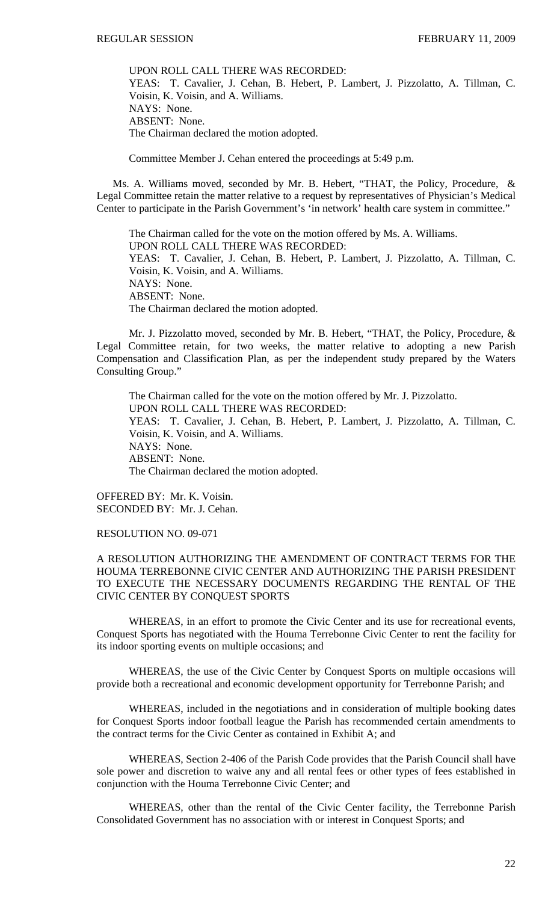UPON ROLL CALL THERE WAS RECORDED:
YEAS: T. Cavalier, J. Cehan, B. Hebert, P. Lambert, J. Pizzolatto, A. Tillman, C. Voisin, K. Voisin, and A. Williams.
NAYS: None.
ABSENT: None.
The Chairman declared the motion adopted.

Committee Member J. Cehan entered the proceedings at 5:49 p.m.

Ms. A. Williams moved, seconded by Mr. B. Hebert, "THAT, the Policy, Procedure, & Legal Committee retain the matter relative to a request by representatives of Physician's Medical Center to participate in the Parish Government's 'in network' health care system in committee."

The Chairman called for the vote on the motion offered by Ms. A. Williams.
UPON ROLL CALL THERE WAS RECORDED:
YEAS: T. Cavalier, J. Cehan, B. Hebert, P. Lambert, J. Pizzolatto, A. Tillman, C. Voisin, K. Voisin, and A. Williams.
NAYS: None.
ABSENT: None.
The Chairman declared the motion adopted.

Mr. J. Pizzolatto moved, seconded by Mr. B. Hebert, "THAT, the Policy, Procedure, & Legal Committee retain, for two weeks, the matter relative to adopting a new Parish Compensation and Classification Plan, as per the independent study prepared by the Waters Consulting Group."

The Chairman called for the vote on the motion offered by Mr. J. Pizzolatto.
UPON ROLL CALL THERE WAS RECORDED:
YEAS: T. Cavalier, J. Cehan, B. Hebert, P. Lambert, J. Pizzolatto, A. Tillman, C. Voisin, K. Voisin, and A. Williams.
NAYS: None.
ABSENT: None.
The Chairman declared the motion adopted.

OFFERED BY: Mr. K. Voisin.
SECONDED BY: Mr. J. Cehan.

RESOLUTION NO. 09-071

A RESOLUTION AUTHORIZING THE AMENDMENT OF CONTRACT TERMS FOR THE HOUMA TERREBONNE CIVIC CENTER AND AUTHORIZING THE PARISH PRESIDENT TO EXECUTE THE NECESSARY DOCUMENTS REGARDING THE RENTAL OF THE CIVIC CENTER BY CONQUEST SPORTS

WHEREAS, in an effort to promote the Civic Center and its use for recreational events, Conquest Sports has negotiated with the Houma Terrebonne Civic Center to rent the facility for its indoor sporting events on multiple occasions; and

WHEREAS, the use of the Civic Center by Conquest Sports on multiple occasions will provide both a recreational and economic development opportunity for Terrebonne Parish; and

WHEREAS, included in the negotiations and in consideration of multiple booking dates for Conquest Sports indoor football league the Parish has recommended certain amendments to the contract terms for the Civic Center as contained in Exhibit A; and

WHEREAS, Section 2-406 of the Parish Code provides that the Parish Council shall have sole power and discretion to waive any and all rental fees or other types of fees established in conjunction with the Houma Terrebonne Civic Center; and

WHEREAS, other than the rental of the Civic Center facility, the Terrebonne Parish Consolidated Government has no association with or interest in Conquest Sports; and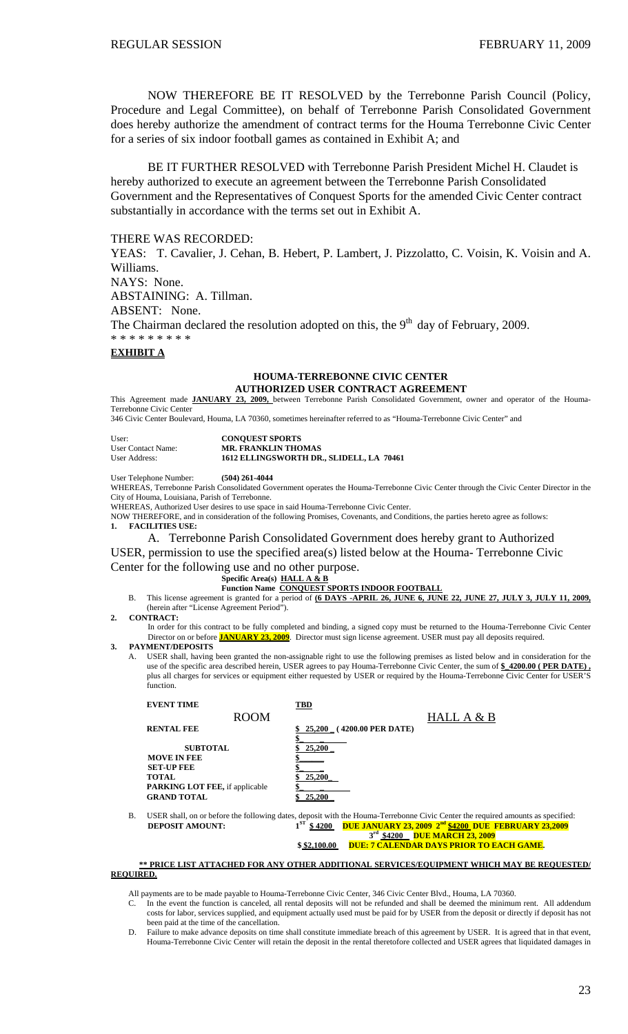NOW THEREFORE BE IT RESOLVED by the Terrebonne Parish Council (Policy, Procedure and Legal Committee), on behalf of Terrebonne Parish Consolidated Government does hereby authorize the amendment of contract terms for the Houma Terrebonne Civic Center for a series of six indoor football games as contained in Exhibit A; and

BE IT FURTHER RESOLVED with Terrebonne Parish President Michel H. Claudet is hereby authorized to execute an agreement between the Terrebonne Parish Consolidated Government and the Representatives of Conquest Sports for the amended Civic Center contract substantially in accordance with the terms set out in Exhibit A.

THERE WAS RECORDED:

YEAS: T. Cavalier, J. Cehan, B. Hebert, P. Lambert, J. Pizzolatto, C. Voisin, K. Voisin and A. Williams.

NAYS: None.

ABSTAINING: A. Tillman.

ABSENT: None.

The Chairman declared the resolution adopted on this, the 9th day of February, 2009.

\* \* \* \* \* \* \* \* \*

**EXHIBIT A**

**HOUMA-TERREBONNE CIVIC CENTER**
**AUTHORIZED USER CONTRACT AGREEMENT**

This Agreement made **JANUARY 23, 2009,** between Terrebonne Parish Consolidated Government, owner and operator of the Houma-Terrebonne Civic Center
346 Civic Center Boulevard, Houma, LA 70360, sometimes hereinafter referred to as "Houma-Terrebonne Civic Center" and

User: **CONQUEST SPORTS**
User Contact Name: **MR. FRANKLIN THOMAS**
User Address: **1612 ELLINGSWORTH DR., SLIDELL, LA 70461**

User Telephone Number: **(504) 261-4044**

WHEREAS, Terrebonne Parish Consolidated Government operates the Houma-Terrebonne Civic Center through the Civic Center Director in the City of Houma, Louisiana, Parish of Terrebonne.

WHEREAS, Authorized User desires to use space in said Houma-Terrebonne Civic Center.

NOW THEREFORE, and in consideration of the following Promises, Covenants, and Conditions, the parties hereto agree as follows:

**1. FACILITIES USE:**

A. Terrebonne Parish Consolidated Government does hereby grant to Authorized USER, permission to use the specified area(s) listed below at the Houma- Terrebonne Civic Center for the following use and no other purpose.

**Specific Area(s) HALL A & B**

**Function Name CONQUEST SPORTS INDOOR FOOTBALL**

B. This license agreement is granted for a period of **(6 DAYS -APRIL 26, JUNE 6, JUNE 22, JUNE 27, JULY 3, JULY 11, 2009,** (herein after "License Agreement Period").

**2. CONTRACT:**

In order for this contract to be fully completed and binding, a signed copy must be returned to the Houma-Terrebonne Civic Center Director on or before **JANUARY 23, 2009**. Director must sign license agreement. USER must pay all deposits required.

**3. PAYMENT/DEPOSITS**

A. USER shall, having been granted the non-assignable right to use the following premises as listed below and in consideration for the use of the specific area described herein, USER agrees to pay Houma-Terrebonne Civic Center, the sum of **$ 4200.00 ( PER DATE) ,** plus all charges for services or equipment either requested by USER or required by the Houma-Terrebonne Civic Center for USER'S function.

| | | |
|---|---|---|
| **EVENT TIME** | **TBD** | |
| ROOM | | HALL A & B |
| **RENTAL FEE** | $ 25,200 ( 4200.00 PER DATE) | |
| | $ | |
| **SUBTOTAL** | $ 25,200 | |
| **MOVE IN FEE** | $ | |
| **SET-UP FEE** | $ | |
| **TOTAL** | $ 25,200 | |
| **PARKING LOT FEE,** if applicable | $ | |
| **GRAND TOTAL** | $ 25,200 | |

B. USER shall, on or before the following dates, deposit with the Houma-Terrebonne Civic Center the required amounts as specified:

**DEPOSIT AMOUNT:** 1ST $ 4200 **DUE JANUARY 23, 2009** 2nd **$4200 DUE FEBRUARY 23,2009**
3rd $4200 **DUE MARCH 23, 2009**
$ $2,100.00 **DUE: 7 CALENDAR DAYS PRIOR TO EACH GAME.**

**\*\* PRICE LIST ATTACHED FOR ANY OTHER ADDITIONAL SERVICES/EQUIPMENT WHICH MAY BE REQUESTED/ REQUIRED.**

All payments are to be made payable to Houma-Terrebonne Civic Center, 346 Civic Center Blvd., Houma, LA 70360.

C. In the event the function is canceled, all rental deposits will not be refunded and shall be deemed the minimum rent. All addendum costs for labor, services supplied, and equipment actually used must be paid for by USER from the deposit or directly if deposit has not been paid at the time of the cancellation.

D. Failure to make advance deposits on time shall constitute immediate breach of this agreement by USER. It is agreed that in that event, Houma-Terrebonne Civic Center will retain the deposit in the rental theretofore collected and USER agrees that liquidated damages in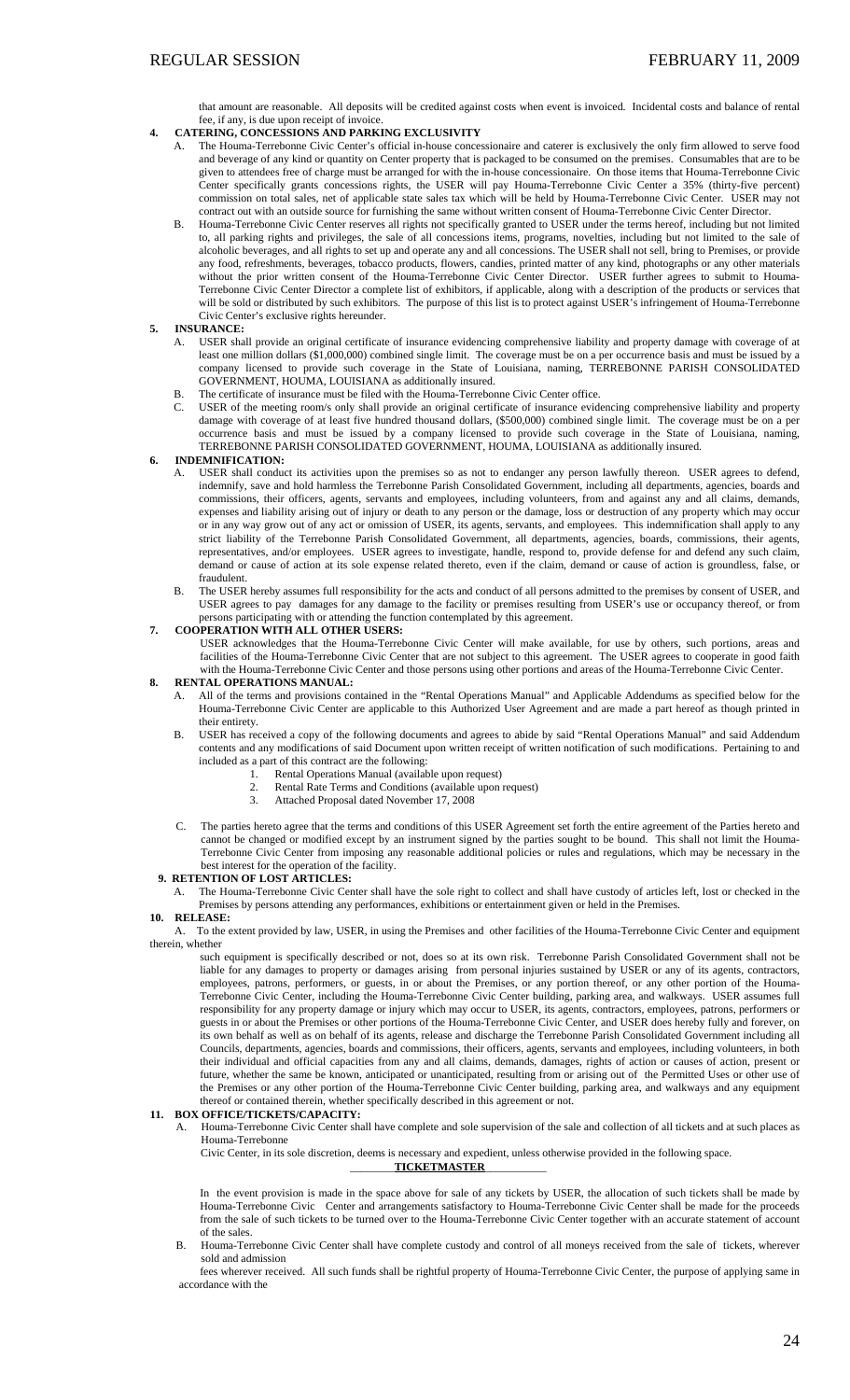that amount are reasonable. All deposits will be credited against costs when event is invoiced. Incidental costs and balance of rental fee, if any, is due upon receipt of invoice.

**4. CATERING, CONCESSIONS AND PARKING EXCLUSIVITY**

A. The Houma-Terrebonne Civic Center's official in-house concessionaire and caterer is exclusively the only firm allowed to serve food and beverage of any kind or quantity on Center property that is packaged to be consumed on the premises. Consumables that are to be given to attendees free of charge must be arranged for with the in-house concessionaire. On those items that Houma-Terrebonne Civic Center specifically grants concessions rights, the USER will pay Houma-Terrebonne Civic Center a 35% (thirty-five percent) commission on total sales, net of applicable state sales tax which will be held by Houma-Terrebonne Civic Center. USER may not contract out with an outside source for furnishing the same without written consent of Houma-Terrebonne Civic Center Director.

B. Houma-Terrebonne Civic Center reserves all rights not specifically granted to USER under the terms hereof, including but not limited to, all parking rights and privileges, the sale of all concessions items, programs, novelties, including but not limited to the sale of alcoholic beverages, and all rights to set up and operate any and all concessions. The USER shall not sell, bring to Premises, or provide any food, refreshments, beverages, tobacco products, flowers, candies, printed matter of any kind, photographs or any other materials without the prior written consent of the Houma-Terrebonne Civic Center Director. USER further agrees to submit to Houma-Terrebonne Civic Center Director a complete list of exhibitors, if applicable, along with a description of the products or services that will be sold or distributed by such exhibitors. The purpose of this list is to protect against USER's infringement of Houma-Terrebonne Civic Center's exclusive rights hereunder.

**5. INSURANCE:**

A. USER shall provide an original certificate of insurance evidencing comprehensive liability and property damage with coverage of at least one million dollars ($1,000,000) combined single limit. The coverage must be on a per occurrence basis and must be issued by a company licensed to provide such coverage in the State of Louisiana, naming, TERREBONNE PARISH CONSOLIDATED GOVERNMENT, HOUMA, LOUISIANA as additionally insured.

B. The certificate of insurance must be filed with the Houma-Terrebonne Civic Center office.

C. USER of the meeting room/s only shall provide an original certificate of insurance evidencing comprehensive liability and property damage with coverage of at least five hundred thousand dollars, ($500,000) combined single limit. The coverage must be on a per occurrence basis and must be issued by a company licensed to provide such coverage in the State of Louisiana, naming, TERREBONNE PARISH CONSOLIDATED GOVERNMENT, HOUMA, LOUISIANA as additionally insured.

**6. INDEMNIFICATION:**

A. USER shall conduct its activities upon the premises so as not to endanger any person lawfully thereon. USER agrees to defend, indemnify, save and hold harmless the Terrebonne Parish Consolidated Government, including all departments, agencies, boards and commissions, their officers, agents, servants and employees, including volunteers, from and against any and all claims, demands, expenses and liability arising out of injury or death to any person or the damage, loss or destruction of any property which may occur or in any way grow out of any act or omission of USER, its agents, servants, and employees. This indemnification shall apply to any strict liability of the Terrebonne Parish Consolidated Government, all departments, agencies, boards, commissions, their agents, representatives, and/or employees. USER agrees to investigate, handle, respond to, provide defense for and defend any such claim, demand or cause of action at its sole expense related thereto, even if the claim, demand or cause of action is groundless, false, or fraudulent.

B. The USER hereby assumes full responsibility for the acts and conduct of all persons admitted to the premises by consent of USER, and USER agrees to pay damages for any damage to the facility or premises resulting from USER's use or occupancy thereof, or from persons participating with or attending the function contemplated by this agreement.

**7. COOPERATION WITH ALL OTHER USERS:**

USER acknowledges that the Houma-Terrebonne Civic Center will make available, for use by others, such portions, areas and facilities of the Houma-Terrebonne Civic Center that are not subject to this agreement. The USER agrees to cooperate in good faith with the Houma-Terrebonne Civic Center and those persons using other portions and areas of the Houma-Terrebonne Civic Center.

**8. RENTAL OPERATIONS MANUAL:**

A. All of the terms and provisions contained in the "Rental Operations Manual" and Applicable Addendums as specified below for the Houma-Terrebonne Civic Center are applicable to this Authorized User Agreement and are made a part hereof as though printed in their entirety.

B. USER has received a copy of the following documents and agrees to abide by said "Rental Operations Manual" and said Addendum contents and any modifications of said Document upon written receipt of written notification of such modifications. Pertaining to and included as a part of this contract are the following:

1. Rental Operations Manual (available upon request)
2. Rental Rate Terms and Conditions (available upon request)
3. Attached Proposal dated November 17, 2008

C. The parties hereto agree that the terms and conditions of this USER Agreement set forth the entire agreement of the Parties hereto and cannot be changed or modified except by an instrument signed by the parties sought to be bound. This shall not limit the Houma-Terrebonne Civic Center from imposing any reasonable additional policies or rules and regulations, which may be necessary in the best interest for the operation of the facility.

**9. RETENTION OF LOST ARTICLES:**

A. The Houma-Terrebonne Civic Center shall have the sole right to collect and shall have custody of articles left, lost or checked in the Premises by persons attending any performances, exhibitions or entertainment given or held in the Premises.

**10. RELEASE:**

A. To the extent provided by law, USER, in using the Premises and other facilities of the Houma-Terrebonne Civic Center and equipment therein, whether such equipment is specifically described or not, does so at its own risk. Terrebonne Parish Consolidated Government shall not be liable for any damages to property or damages arising from personal injuries sustained by USER or any of its agents, contractors, employees, patrons, performers, or guests, in or about the Premises, or any portion thereof, or any other portion of the Houma-Terrebonne Civic Center, including the Houma-Terrebonne Civic Center building, parking area, and walkways. USER assumes full responsibility for any property damage or injury which may occur to USER, its agents, contractors, employees, patrons, performers or guests in or about the Premises or other portions of the Houma-Terrebonne Civic Center, and USER does hereby fully and forever, on its own behalf as well as on behalf of its agents, release and discharge the Terrebonne Parish Consolidated Government including all Councils, departments, agencies, boards and commissions, their officers, agents, servants and employees, including volunteers, in both their individual and official capacities from any and all claims, demands, damages, rights of action or causes of action, present or future, whether the same be known, anticipated or unanticipated, resulting from or arising out of the Permitted Uses or other use of the Premises or any other portion of the Houma-Terrebonne Civic Center building, parking area, and walkways and any equipment thereof or contained therein, whether specifically described in this agreement or not.

**11. BOX OFFICE/TICKETS/CAPACITY:**

A. Houma-Terrebonne Civic Center shall have complete and sole supervision of the sale and collection of all tickets and at such places as Houma-Terrebonne Civic Center, in its sole discretion, deems is necessary and expedient, unless otherwise provided in the following space.

**TICKETMASTER**

In the event provision is made in the space above for sale of any tickets by USER, the allocation of such tickets shall be made by Houma-Terrebonne Civic Center and arrangements satisfactory to Houma-Terrebonne Civic Center shall be made for the proceeds from the sale of such tickets to be turned over to the Houma-Terrebonne Civic Center together with an accurate statement of account of the sales.

B. Houma-Terrebonne Civic Center shall have complete custody and control of all moneys received from the sale of tickets, wherever sold and admission fees wherever received. All such funds shall be rightful property of Houma-Terrebonne Civic Center, the purpose of applying same in accordance with the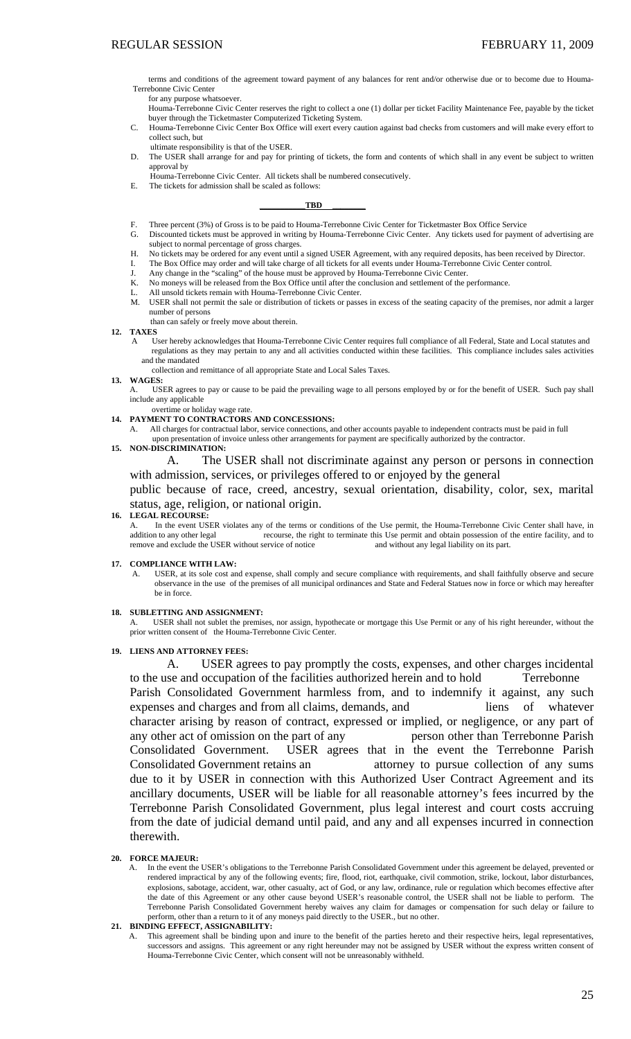terms and conditions of the agreement toward payment of any balances for rent and/or otherwise due or to become due to Houma-Terrebonne Civic Center for any purpose whatsoever.

Houma-Terrebonne Civic Center reserves the right to collect a one (1) dollar per ticket Facility Maintenance Fee, payable by the ticket buyer through the Ticketmaster Computerized Ticketing System.

C. Houma-Terrebonne Civic Center Box Office will exert every caution against bad checks from customers and will make every effort to collect such, but ultimate responsibility is that of the USER.

D. The USER shall arrange for and pay for printing of tickets, the form and contents of which shall in any event be subject to written approval by Houma-Terrebonne Civic Center. All tickets shall be numbered consecutively.

E. The tickets for admission shall be scaled as follows:

__________**TBD** ________

F. Three percent (3%) of Gross is to be paid to Houma-Terrebonne Civic Center for Ticketmaster Box Office Service

G. Discounted tickets must be approved in writing by Houma-Terrebonne Civic Center. Any tickets used for payment of advertising are subject to normal percentage of gross charges.

H. No tickets may be ordered for any event until a signed USER Agreement, with any required deposits, has been received by Director.

I. The Box Office may order and will take charge of all tickets for all events under Houma-Terrebonne Civic Center control.

J. Any change in the "scaling" of the house must be approved by Houma-Terrebonne Civic Center.

K. No moneys will be released from the Box Office until after the conclusion and settlement of the performance.

L. All unsold tickets remain with Houma-Terrebonne Civic Center.

M. USER shall not permit the sale or distribution of tickets or passes in excess of the seating capacity of the premises, nor admit a larger number of persons than can safely or freely move about therein.

**12. TAXES**

A User hereby acknowledges that Houma-Terrebonne Civic Center requires full compliance of all Federal, State and Local statutes and regulations as they may pertain to any and all activities conducted within these facilities. This compliance includes sales activities and the mandated collection and remittance of all appropriate State and Local Sales Taxes.

**13. WAGES:**

A. USER agrees to pay or cause to be paid the prevailing wage to all persons employed by or for the benefit of USER. Such pay shall include any applicable overtime or holiday wage rate.

**14. PAYMENT TO CONTRACTORS AND CONCESSIONS:**

A. All charges for contractual labor, service connections, and other accounts payable to independent contracts must be paid in full upon presentation of invoice unless other arrangements for payment are specifically authorized by the contractor.

**15. NON-DISCRIMINATION:**

A. The USER shall not discriminate against any person or persons in connection with admission, services, or privileges offered to or enjoyed by the general public because of race, creed, ancestry, sexual orientation, disability, color, sex, marital status, age, religion, or national origin.

**16. LEGAL RECOURSE:**

A. In the event USER violates any of the terms or conditions of the Use permit, the Houma-Terrebonne Civic Center shall have, in addition to any other legal recourse, the right to terminate this Use permit and obtain possession of the entire facility, and to remove and exclude the USER without service of notice and without any legal liability on its part.

**17. COMPLIANCE WITH LAW:**

A. USER, at its sole cost and expense, shall comply and secure compliance with requirements, and shall faithfully observe and secure observance in the use of the premises of all municipal ordinances and State and Federal Statues now in force or which may hereafter be in force.

**18. SUBLETTING AND ASSIGNMENT:**

A. USER shall not sublet the premises, nor assign, hypothecate or mortgage this Use Permit or any of his right hereunder, without the prior written consent of the Houma-Terrebonne Civic Center.

**19. LIENS AND ATTORNEY FEES:**

A. USER agrees to pay promptly the costs, expenses, and other charges incidental to the use and occupation of the facilities authorized herein and to hold Terrebonne Parish Consolidated Government harmless from, and to indemnify it against, any such expenses and charges and from all claims, demands, and liens of whatever character arising by reason of contract, expressed or implied, or negligence, or any part of any other act of omission on the part of any person other than Terrebonne Parish Consolidated Government. USER agrees that in the event the Terrebonne Parish Consolidated Government retains an attorney to pursue collection of any sums due to it by USER in connection with this Authorized User Contract Agreement and its ancillary documents, USER will be liable for all reasonable attorney's fees incurred by the Terrebonne Parish Consolidated Government, plus legal interest and court costs accruing from the date of judicial demand until paid, and any and all expenses incurred in connection therewith.

**20. FORCE MAJEUR:**

A. In the event the USER's obligations to the Terrebonne Parish Consolidated Government under this agreement be delayed, prevented or rendered impractical by any of the following events; fire, flood, riot, earthquake, civil commotion, strike, lockout, labor disturbances, explosions, sabotage, accident, war, other casualty, act of God, or any law, ordinance, rule or regulation which becomes effective after the date of this Agreement or any other cause beyond USER's reasonable control, the USER shall not be liable to perform. The Terrebonne Parish Consolidated Government hereby waives any claim for damages or compensation for such delay or failure to perform, other than a return to it of any moneys paid directly to the USER., but no other.

**21. BINDING EFFECT, ASSIGNABILITY:**

A. This agreement shall be binding upon and inure to the benefit of the parties hereto and their respective heirs, legal representatives, successors and assigns. This agreement or any right hereunder may not be assigned by USER without the express written consent of Houma-Terrebonne Civic Center, which consent will not be unreasonably withheld.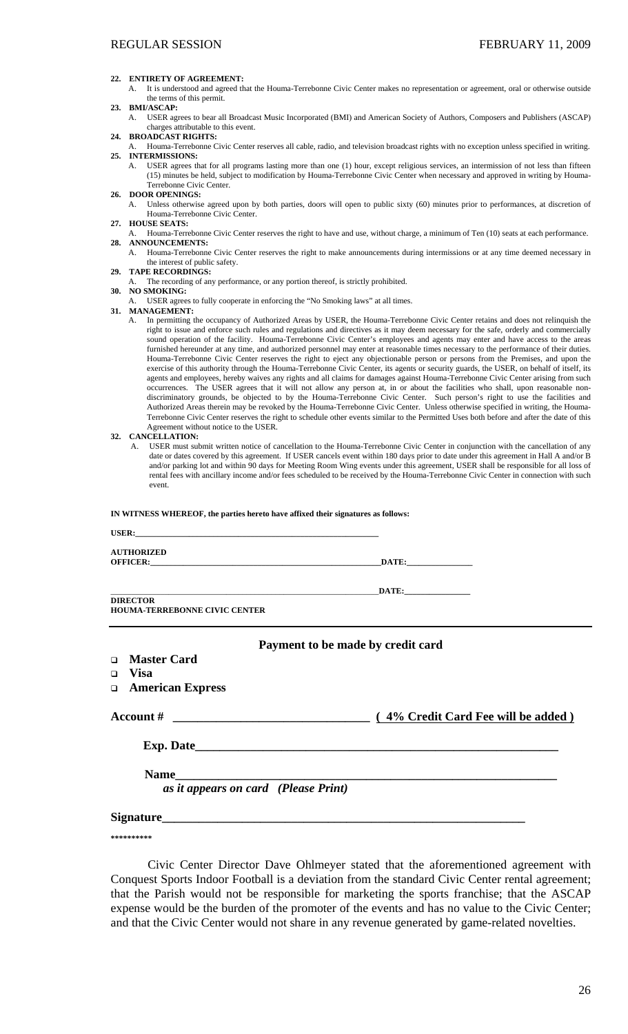**22. ENTIRETY OF AGREEMENT:**

A. It is understood and agreed that the Houma-Terrebonne Civic Center makes no representation or agreement, oral or otherwise outside the terms of this permit.

**23. BMI/ASCAP:**

A. USER agrees to bear all Broadcast Music Incorporated (BMI) and American Society of Authors, Composers and Publishers (ASCAP) charges attributable to this event.

**24. BROADCAST RIGHTS:**

A. Houma-Terrebonne Civic Center reserves all cable, radio, and television broadcast rights with no exception unless specified in writing.

**25. INTERMISSIONS:**

A. USER agrees that for all programs lasting more than one (1) hour, except religious services, an intermission of not less than fifteen (15) minutes be held, subject to modification by Houma-Terrebonne Civic Center when necessary and approved in writing by Houma-Terrebonne Civic Center.

**26. DOOR OPENINGS:**

A. Unless otherwise agreed upon by both parties, doors will open to public sixty (60) minutes prior to performances, at discretion of Houma-Terrebonne Civic Center.

**27. HOUSE SEATS:**

A. Houma-Terrebonne Civic Center reserves the right to have and use, without charge, a minimum of Ten (10) seats at each performance.

**28. ANNOUNCEMENTS:**

A. Houma-Terrebonne Civic Center reserves the right to make announcements during intermissions or at any time deemed necessary in the interest of public safety.

**29. TAPE RECORDINGS:**

A. The recording of any performance, or any portion thereof, is strictly prohibited.

**30. NO SMOKING:**

A. USER agrees to fully cooperate in enforcing the "No Smoking laws" at all times.

**31. MANAGEMENT:**

A. In permitting the occupancy of Authorized Areas by USER, the Houma-Terrebonne Civic Center retains and does not relinquish the right to issue and enforce such rules and regulations and directives as it may deem necessary for the safe, orderly and commercially sound operation of the facility. Houma-Terrebonne Civic Center's employees and agents may enter and have access to the areas furnished hereunder at any time, and authorized personnel may enter at reasonable times necessary to the performance of their duties. Houma-Terrebonne Civic Center reserves the right to eject any objectionable person or persons from the Premises, and upon the exercise of this authority through the Houma-Terrebonne Civic Center, its agents or security guards, the USER, on behalf of itself, its agents and employees, hereby waives any rights and all claims for damages against Houma-Terrebonne Civic Center arising from such occurrences. The USER agrees that it will not allow any person at, in or about the facilities who shall, upon reasonable non-discriminatory grounds, be objected to by the Houma-Terrebonne Civic Center. Such person's right to use the facilities and Authorized Areas therein may be revoked by the Houma-Terrebonne Civic Center. Unless otherwise specified in writing, the Houma-Terrebonne Civic Center reserves the right to schedule other events similar to the Permitted Uses both before and after the date of this Agreement without notice to the USER.

**32. CANCELLATION:**

A. USER must submit written notice of cancellation to the Houma-Terrebonne Civic Center in conjunction with the cancellation of any date or dates covered by this agreement. If USER cancels event within 180 days prior to date under this agreement in Hall A and/or B and/or parking lot and within 90 days for Meeting Room Wing events under this agreement, USER shall be responsible for all loss of rental fees with ancillary income and/or fees scheduled to be received by the Houma-Terrebonne Civic Center in connection with such event.

**IN WITNESS WHEREOF, the parties hereto have affixed their signatures as follows:**

**USER:**_______________________________________________

**AUTHORIZED OFFICER:**_______________________________________________ **DATE:**______________

_______________________________________________ **DATE:**______________
**DIRECTOR**
**HOUMA-TERREBONNE CIVIC CENTER**

---

**Payment to be made by credit card**

- ❑ **Master Card**
- ❑ **Visa**
- ❑ **American Express**

**Account #** ______________________________ **( 4% Credit Card Fee will be added )**

**Exp. Date**______________________________________________

**Name**______________________________________________
*as it appears on card (Please Print)*

**Signature**______________________________________________

\*\*\*\*\*\*\*\*\*\*

Civic Center Director Dave Ohlmeyer stated that the aforementioned agreement with Conquest Sports Indoor Football is a deviation from the standard Civic Center rental agreement; that the Parish would not be responsible for marketing the sports franchise; that the ASCAP expense would be the burden of the promoter of the events and has no value to the Civic Center; and that the Civic Center would not share in any revenue generated by game-related novelties.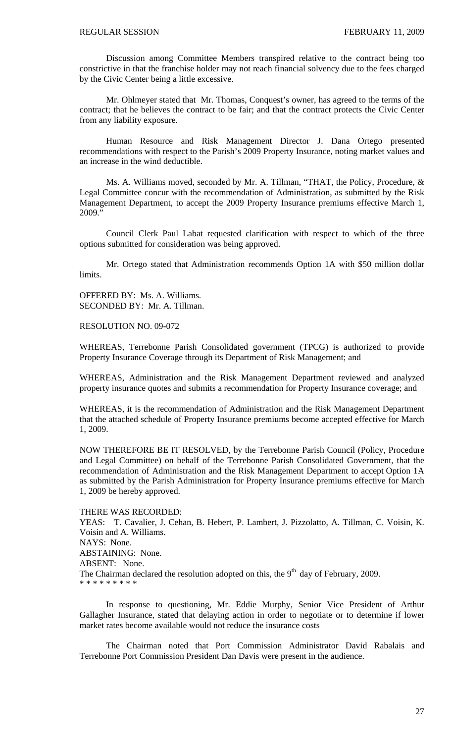Discussion among Committee Members transpired relative to the contract being too constrictive in that the franchise holder may not reach financial solvency due to the fees charged by the Civic Center being a little excessive.

Mr. Ohlmeyer stated that Mr. Thomas, Conquest's owner, has agreed to the terms of the contract; that he believes the contract to be fair; and that the contract protects the Civic Center from any liability exposure.

Human Resource and Risk Management Director J. Dana Ortego presented recommendations with respect to the Parish's 2009 Property Insurance, noting market values and an increase in the wind deductible.

Ms. A. Williams moved, seconded by Mr. A. Tillman, "THAT, the Policy, Procedure, & Legal Committee concur with the recommendation of Administration, as submitted by the Risk Management Department, to accept the 2009 Property Insurance premiums effective March 1, 2009."

Council Clerk Paul Labat requested clarification with respect to which of the three options submitted for consideration was being approved.

Mr. Ortego stated that Administration recommends Option 1A with $50 million dollar limits.

OFFERED BY: Ms. A. Williams.
SECONDED BY: Mr. A. Tillman.

RESOLUTION NO. 09-072

WHEREAS, Terrebonne Parish Consolidated government (TPCG) is authorized to provide Property Insurance Coverage through its Department of Risk Management; and

WHEREAS, Administration and the Risk Management Department reviewed and analyzed property insurance quotes and submits a recommendation for Property Insurance coverage; and

WHEREAS, it is the recommendation of Administration and the Risk Management Department that the attached schedule of Property Insurance premiums become accepted effective for March 1, 2009.

NOW THEREFORE BE IT RESOLVED, by the Terrebonne Parish Council (Policy, Procedure and Legal Committee) on behalf of the Terrebonne Parish Consolidated Government, that the recommendation of Administration and the Risk Management Department to accept Option 1A as submitted by the Parish Administration for Property Insurance premiums effective for March 1, 2009 be hereby approved.

THERE WAS RECORDED:
YEAS: T. Cavalier, J. Cehan, B. Hebert, P. Lambert, J. Pizzolatto, A. Tillman, C. Voisin, K. Voisin and A. Williams.
NAYS: None.
ABSTAINING: None.
ABSENT: None.
The Chairman declared the resolution adopted on this, the 9th day of February, 2009.
* * * * * * * * *

In response to questioning, Mr. Eddie Murphy, Senior Vice President of Arthur Gallagher Insurance, stated that delaying action in order to negotiate or to determine if lower market rates become available would not reduce the insurance costs

The Chairman noted that Port Commission Administrator David Rabalais and Terrebonne Port Commission President Dan Davis were present in the audience.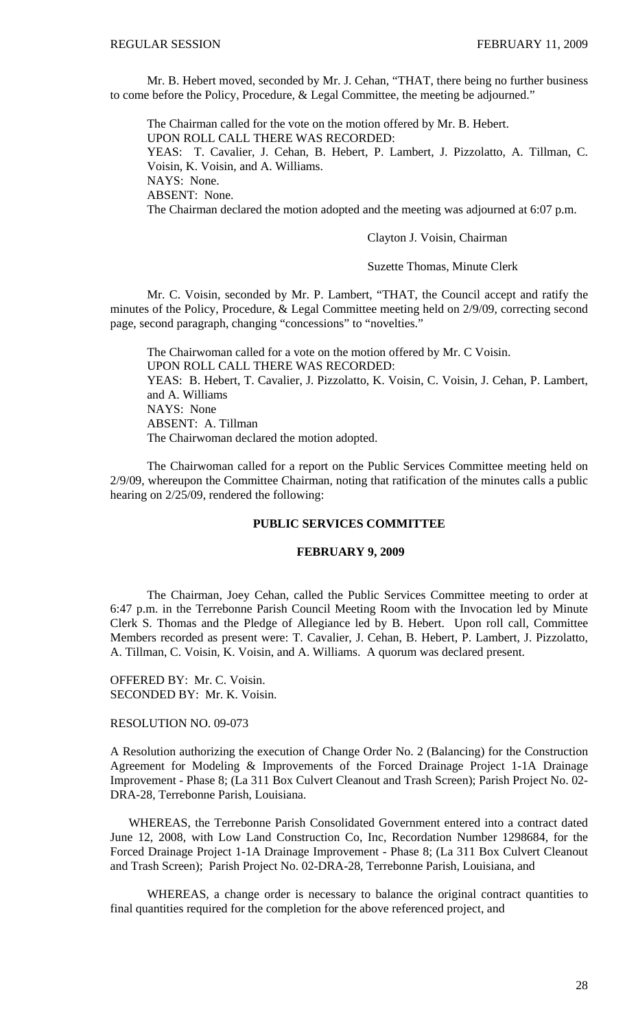Mr. B. Hebert moved, seconded by Mr. J. Cehan, "THAT, there being no further business to come before the Policy, Procedure, & Legal Committee, the meeting be adjourned."

The Chairman called for the vote on the motion offered by Mr. B. Hebert.
UPON ROLL CALL THERE WAS RECORDED:
YEAS: T. Cavalier, J. Cehan, B. Hebert, P. Lambert, J. Pizzolatto, A. Tillman, C. Voisin, K. Voisin, and A. Williams.
NAYS: None.
ABSENT: None.
The Chairman declared the motion adopted and the meeting was adjourned at 6:07 p.m.

Clayton J. Voisin, Chairman

Suzette Thomas, Minute Clerk

Mr. C. Voisin, seconded by Mr. P. Lambert, "THAT, the Council accept and ratify the minutes of the Policy, Procedure, & Legal Committee meeting held on 2/9/09, correcting second page, second paragraph, changing "concessions" to "novelties."

The Chairwoman called for a vote on the motion offered by Mr. C Voisin.
UPON ROLL CALL THERE WAS RECORDED:
YEAS: B. Hebert, T. Cavalier, J. Pizzolatto, K. Voisin, C. Voisin, J. Cehan, P. Lambert, and A. Williams
NAYS: None
ABSENT: A. Tillman
The Chairwoman declared the motion adopted.

The Chairwoman called for a report on the Public Services Committee meeting held on 2/9/09, whereupon the Committee Chairman, noting that ratification of the minutes calls a public hearing on 2/25/09, rendered the following:

## PUBLIC SERVICES COMMITTEE

### FEBRUARY 9, 2009

The Chairman, Joey Cehan, called the Public Services Committee meeting to order at 6:47 p.m. in the Terrebonne Parish Council Meeting Room with the Invocation led by Minute Clerk S. Thomas and the Pledge of Allegiance led by B. Hebert. Upon roll call, Committee Members recorded as present were: T. Cavalier, J. Cehan, B. Hebert, P. Lambert, J. Pizzolatto, A. Tillman, C. Voisin, K. Voisin, and A. Williams. A quorum was declared present.

OFFERED BY: Mr. C. Voisin.
SECONDED BY: Mr. K. Voisin.

RESOLUTION NO. 09-073

A Resolution authorizing the execution of Change Order No. 2 (Balancing) for the Construction Agreement for Modeling & Improvements of the Forced Drainage Project 1-1A Drainage Improvement - Phase 8; (La 311 Box Culvert Cleanout and Trash Screen); Parish Project No. 02-DRA-28, Terrebonne Parish, Louisiana.

WHEREAS, the Terrebonne Parish Consolidated Government entered into a contract dated June 12, 2008, with Low Land Construction Co, Inc, Recordation Number 1298684, for the Forced Drainage Project 1-1A Drainage Improvement - Phase 8; (La 311 Box Culvert Cleanout and Trash Screen); Parish Project No. 02-DRA-28, Terrebonne Parish, Louisiana, and

WHEREAS, a change order is necessary to balance the original contract quantities to final quantities required for the completion for the above referenced project, and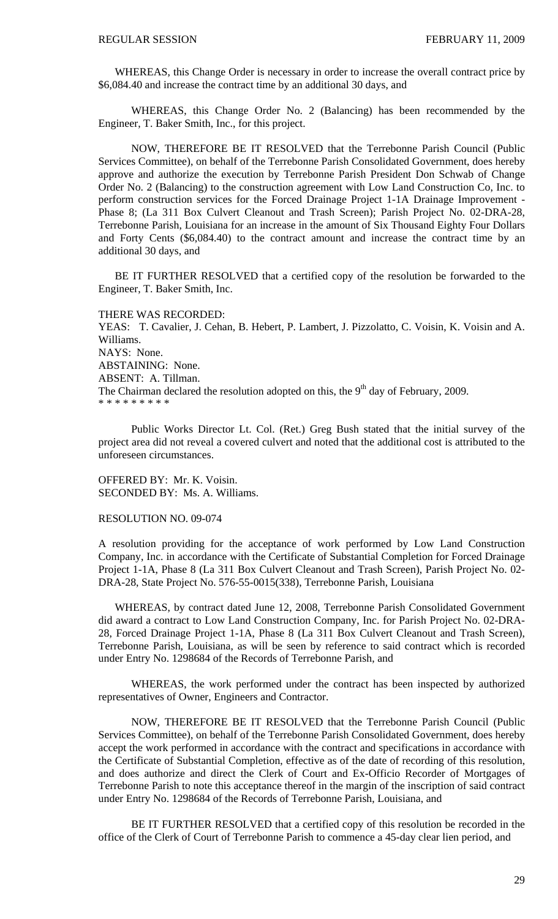WHEREAS, this Change Order is necessary in order to increase the overall contract price by $6,084.40 and increase the contract time by an additional 30 days, and

WHEREAS, this Change Order No. 2 (Balancing) has been recommended by the Engineer, T. Baker Smith, Inc., for this project.

NOW, THEREFORE BE IT RESOLVED that the Terrebonne Parish Council (Public Services Committee), on behalf of the Terrebonne Parish Consolidated Government, does hereby approve and authorize the execution by Terrebonne Parish President Don Schwab of Change Order No. 2 (Balancing) to the construction agreement with Low Land Construction Co, Inc. to perform construction services for the Forced Drainage Project 1-1A Drainage Improvement - Phase 8; (La 311 Box Culvert Cleanout and Trash Screen); Parish Project No. 02-DRA-28, Terrebonne Parish, Louisiana for an increase in the amount of Six Thousand Eighty Four Dollars and Forty Cents ($6,084.40) to the contract amount and increase the contract time by an additional 30 days, and

BE IT FURTHER RESOLVED that a certified copy of the resolution be forwarded to the Engineer, T. Baker Smith, Inc.

THERE WAS RECORDED:
YEAS: T. Cavalier, J. Cehan, B. Hebert, P. Lambert, J. Pizzolatto, C. Voisin, K. Voisin and A. Williams.
NAYS: None.
ABSTAINING: None.
ABSENT: A. Tillman.
The Chairman declared the resolution adopted on this, the 9th day of February, 2009.
\* \* \* \* \* \* \* \* \*

Public Works Director Lt. Col. (Ret.) Greg Bush stated that the initial survey of the project area did not reveal a covered culvert and noted that the additional cost is attributed to the unforeseen circumstances.

OFFERED BY: Mr. K. Voisin.
SECONDED BY: Ms. A. Williams.

RESOLUTION NO. 09-074

A resolution providing for the acceptance of work performed by Low Land Construction Company, Inc. in accordance with the Certificate of Substantial Completion for Forced Drainage Project 1-1A, Phase 8 (La 311 Box Culvert Cleanout and Trash Screen), Parish Project No. 02-DRA-28, State Project No. 576-55-0015(338), Terrebonne Parish, Louisiana

WHEREAS, by contract dated June 12, 2008, Terrebonne Parish Consolidated Government did award a contract to Low Land Construction Company, Inc. for Parish Project No. 02-DRA-28, Forced Drainage Project 1-1A, Phase 8 (La 311 Box Culvert Cleanout and Trash Screen), Terrebonne Parish, Louisiana, as will be seen by reference to said contract which is recorded under Entry No. 1298684 of the Records of Terrebonne Parish, and

WHEREAS, the work performed under the contract has been inspected by authorized representatives of Owner, Engineers and Contractor.

NOW, THEREFORE BE IT RESOLVED that the Terrebonne Parish Council (Public Services Committee), on behalf of the Terrebonne Parish Consolidated Government, does hereby accept the work performed in accordance with the contract and specifications in accordance with the Certificate of Substantial Completion, effective as of the date of recording of this resolution, and does authorize and direct the Clerk of Court and Ex-Officio Recorder of Mortgages of Terrebonne Parish to note this acceptance thereof in the margin of the inscription of said contract under Entry No. 1298684 of the Records of Terrebonne Parish, Louisiana, and

BE IT FURTHER RESOLVED that a certified copy of this resolution be recorded in the office of the Clerk of Court of Terrebonne Parish to commence a 45-day clear lien period, and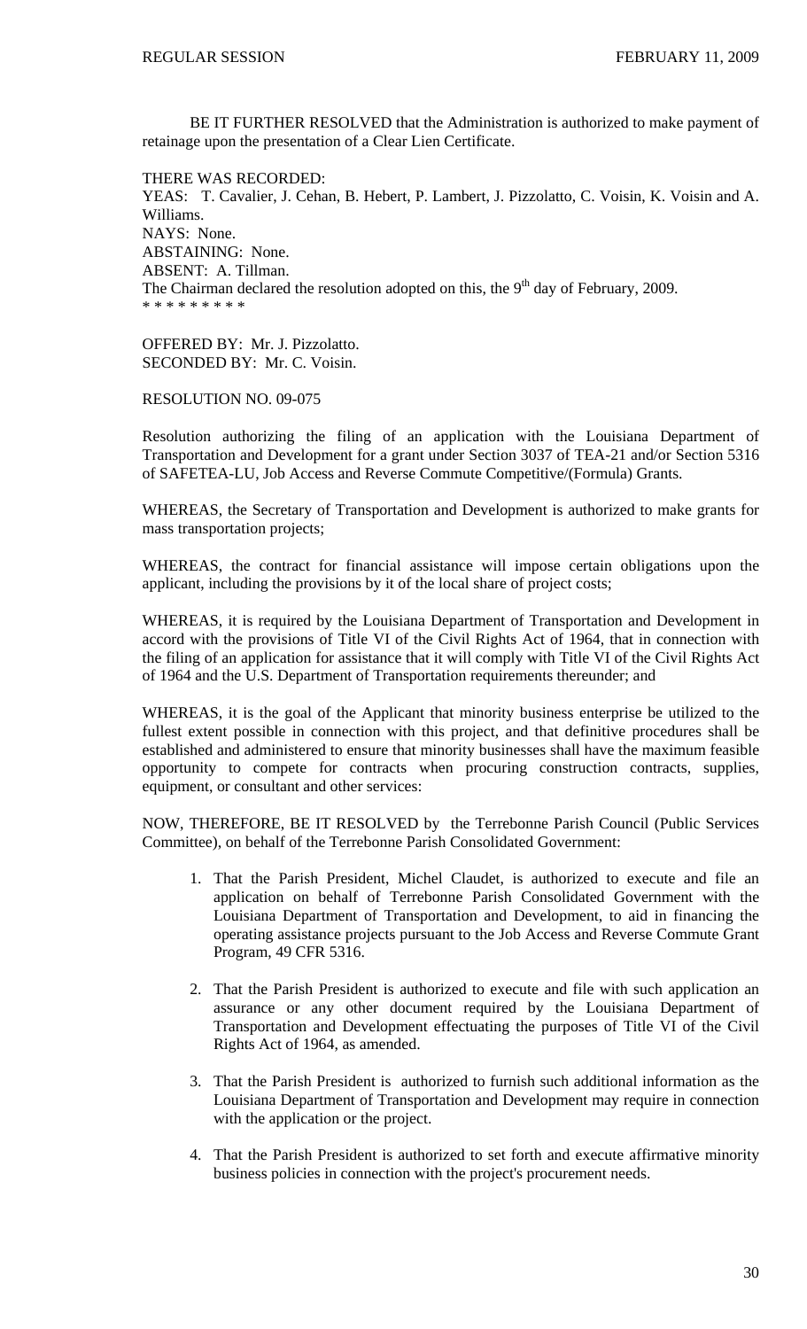BE IT FURTHER RESOLVED that the Administration is authorized to make payment of retainage upon the presentation of a Clear Lien Certificate.

THERE WAS RECORDED:
YEAS: T. Cavalier, J. Cehan, B. Hebert, P. Lambert, J. Pizzolatto, C. Voisin, K. Voisin and A. Williams.
NAYS: None.
ABSTAINING: None.
ABSENT: A. Tillman.
The Chairman declared the resolution adopted on this, the 9th day of February, 2009.
* * * * * * * * *

OFFERED BY: Mr. J. Pizzolatto.
SECONDED BY: Mr. C. Voisin.

RESOLUTION NO. 09-075

Resolution authorizing the filing of an application with the Louisiana Department of Transportation and Development for a grant under Section 3037 of TEA-21 and/or Section 5316 of SAFETEA-LU, Job Access and Reverse Commute Competitive/(Formula) Grants.

WHEREAS, the Secretary of Transportation and Development is authorized to make grants for mass transportation projects;

WHEREAS, the contract for financial assistance will impose certain obligations upon the applicant, including the provisions by it of the local share of project costs;

WHEREAS, it is required by the Louisiana Department of Transportation and Development in accord with the provisions of Title VI of the Civil Rights Act of 1964, that in connection with the filing of an application for assistance that it will comply with Title VI of the Civil Rights Act of 1964 and the U.S. Department of Transportation requirements thereunder; and

WHEREAS, it is the goal of the Applicant that minority business enterprise be utilized to the fullest extent possible in connection with this project, and that definitive procedures shall be established and administered to ensure that minority businesses shall have the maximum feasible opportunity to compete for contracts when procuring construction contracts, supplies, equipment, or consultant and other services:

NOW, THEREFORE, BE IT RESOLVED by the Terrebonne Parish Council (Public Services Committee), on behalf of the Terrebonne Parish Consolidated Government:

1. That the Parish President, Michel Claudet, is authorized to execute and file an application on behalf of Terrebonne Parish Consolidated Government with the Louisiana Department of Transportation and Development, to aid in financing the operating assistance projects pursuant to the Job Access and Reverse Commute Grant Program, 49 CFR 5316.

2. That the Parish President is authorized to execute and file with such application an assurance or any other document required by the Louisiana Department of Transportation and Development effectuating the purposes of Title VI of the Civil Rights Act of 1964, as amended.

3. That the Parish President is authorized to furnish such additional information as the Louisiana Department of Transportation and Development may require in connection with the application or the project.

4. That the Parish President is authorized to set forth and execute affirmative minority business policies in connection with the project's procurement needs.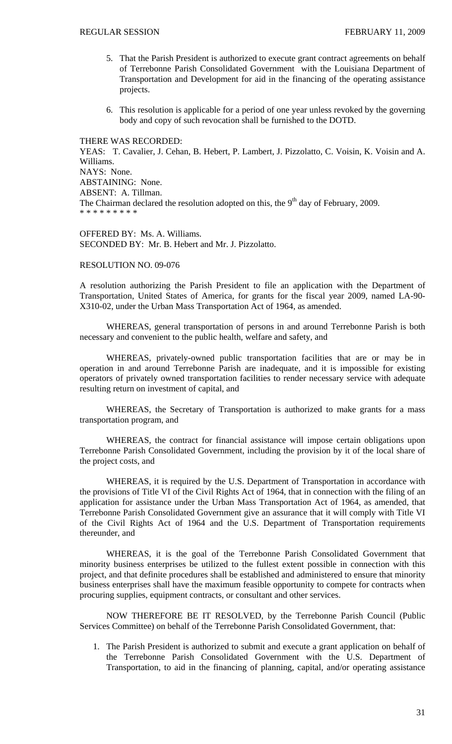5. That the Parish President is authorized to execute grant contract agreements on behalf of Terrebonne Parish Consolidated Government with the Louisiana Department of Transportation and Development for aid in the financing of the operating assistance projects.

6. This resolution is applicable for a period of one year unless revoked by the governing body and copy of such revocation shall be furnished to the DOTD.

THERE WAS RECORDED:
YEAS: T. Cavalier, J. Cehan, B. Hebert, P. Lambert, J. Pizzolatto, C. Voisin, K. Voisin and A. Williams.
NAYS: None.
ABSTAINING: None.
ABSENT: A. Tillman.
The Chairman declared the resolution adopted on this, the 9th day of February, 2009.
* * * * * * * * *

OFFERED BY: Ms. A. Williams.
SECONDED BY: Mr. B. Hebert and Mr. J. Pizzolatto.

RESOLUTION NO. 09-076

A resolution authorizing the Parish President to file an application with the Department of Transportation, United States of America, for grants for the fiscal year 2009, named LA-90-X310-02, under the Urban Mass Transportation Act of 1964, as amended.

WHEREAS, general transportation of persons in and around Terrebonne Parish is both necessary and convenient to the public health, welfare and safety, and

WHEREAS, privately-owned public transportation facilities that are or may be in operation in and around Terrebonne Parish are inadequate, and it is impossible for existing operators of privately owned transportation facilities to render necessary service with adequate resulting return on investment of capital, and

WHEREAS, the Secretary of Transportation is authorized to make grants for a mass transportation program, and

WHEREAS, the contract for financial assistance will impose certain obligations upon Terrebonne Parish Consolidated Government, including the provision by it of the local share of the project costs, and

WHEREAS, it is required by the U.S. Department of Transportation in accordance with the provisions of Title VI of the Civil Rights Act of 1964, that in connection with the filing of an application for assistance under the Urban Mass Transportation Act of 1964, as amended, that Terrebonne Parish Consolidated Government give an assurance that it will comply with Title VI of the Civil Rights Act of 1964 and the U.S. Department of Transportation requirements thereunder, and

WHEREAS, it is the goal of the Terrebonne Parish Consolidated Government that minority business enterprises be utilized to the fullest extent possible in connection with this project, and that definite procedures shall be established and administered to ensure that minority business enterprises shall have the maximum feasible opportunity to compete for contracts when procuring supplies, equipment contracts, or consultant and other services.

NOW THEREFORE BE IT RESOLVED, by the Terrebonne Parish Council (Public Services Committee) on behalf of the Terrebonne Parish Consolidated Government, that:

1. The Parish President is authorized to submit and execute a grant application on behalf of the Terrebonne Parish Consolidated Government with the U.S. Department of Transportation, to aid in the financing of planning, capital, and/or operating assistance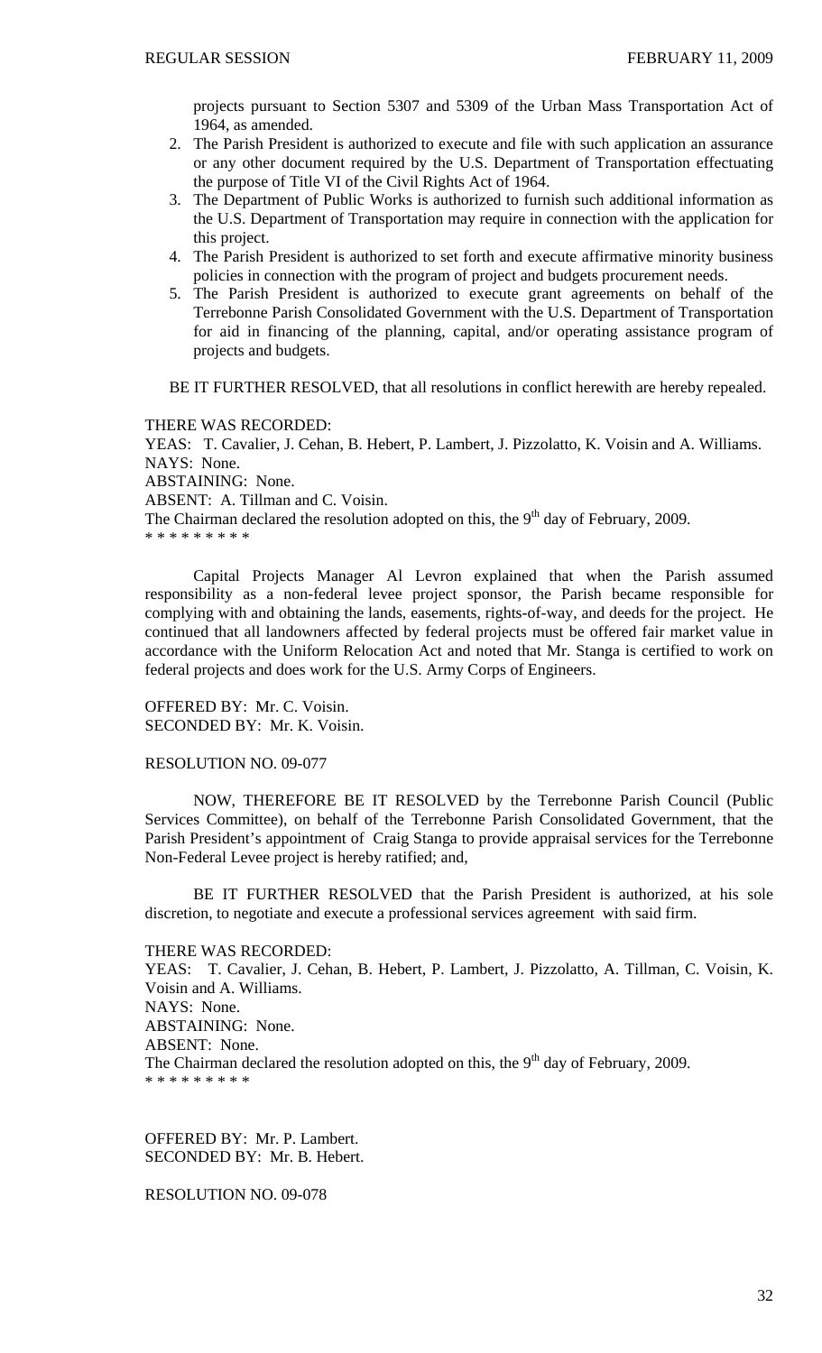projects pursuant to Section 5307 and 5309 of the Urban Mass Transportation Act of 1964, as amended.

2. The Parish President is authorized to execute and file with such application an assurance or any other document required by the U.S. Department of Transportation effectuating the purpose of Title VI of the Civil Rights Act of 1964.
3. The Department of Public Works is authorized to furnish such additional information as the U.S. Department of Transportation may require in connection with the application for this project.
4. The Parish President is authorized to set forth and execute affirmative minority business policies in connection with the program of project and budgets procurement needs.
5. The Parish President is authorized to execute grant agreements on behalf of the Terrebonne Parish Consolidated Government with the U.S. Department of Transportation for aid in financing of the planning, capital, and/or operating assistance program of projects and budgets.

BE IT FURTHER RESOLVED, that all resolutions in conflict herewith are hereby repealed.

THERE WAS RECORDED:
YEAS: T. Cavalier, J. Cehan, B. Hebert, P. Lambert, J. Pizzolatto, K. Voisin and A. Williams.
NAYS: None.
ABSTAINING: None.
ABSENT: A. Tillman and C. Voisin.
The Chairman declared the resolution adopted on this, the 9th day of February, 2009.
* * * * * * * * *

Capital Projects Manager Al Levron explained that when the Parish assumed responsibility as a non-federal levee project sponsor, the Parish became responsible for complying with and obtaining the lands, easements, rights-of-way, and deeds for the project. He continued that all landowners affected by federal projects must be offered fair market value in accordance with the Uniform Relocation Act and noted that Mr. Stanga is certified to work on federal projects and does work for the U.S. Army Corps of Engineers.

OFFERED BY: Mr. C. Voisin.
SECONDED BY: Mr. K. Voisin.

RESOLUTION NO. 09-077

NOW, THEREFORE BE IT RESOLVED by the Terrebonne Parish Council (Public Services Committee), on behalf of the Terrebonne Parish Consolidated Government, that the Parish President's appointment of Craig Stanga to provide appraisal services for the Terrebonne Non-Federal Levee project is hereby ratified; and,

BE IT FURTHER RESOLVED that the Parish President is authorized, at his sole discretion, to negotiate and execute a professional services agreement with said firm.

THERE WAS RECORDED:
YEAS: T. Cavalier, J. Cehan, B. Hebert, P. Lambert, J. Pizzolatto, A. Tillman, C. Voisin, K. Voisin and A. Williams.
NAYS: None.
ABSTAINING: None.
ABSENT: None.
The Chairman declared the resolution adopted on this, the 9th day of February, 2009.
* * * * * * * * *

OFFERED BY: Mr. P. Lambert.
SECONDED BY: Mr. B. Hebert.

RESOLUTION NO. 09-078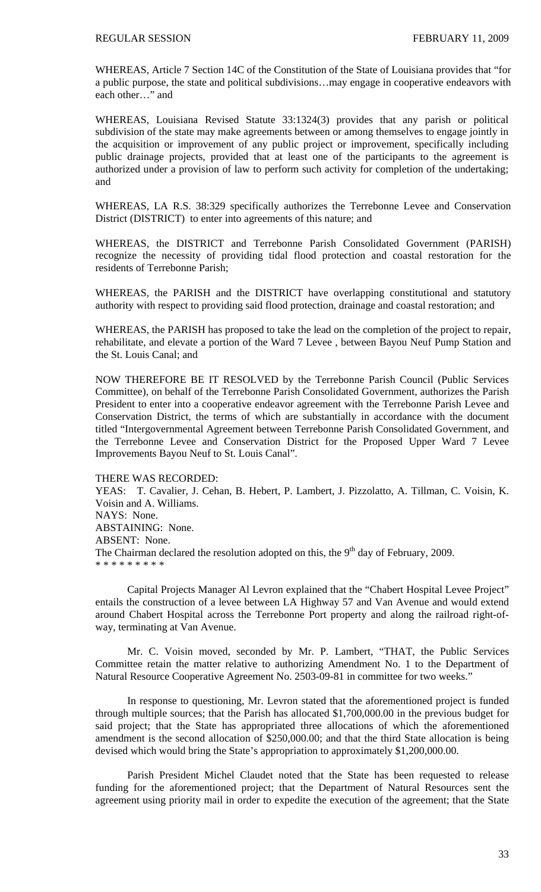WHEREAS, Article 7 Section 14C of the Constitution of the State of Louisiana provides that "for a public purpose, the state and political subdivisions…may engage in cooperative endeavors with each other…" and

WHEREAS, Louisiana Revised Statute 33:1324(3) provides that any parish or political subdivision of the state may make agreements between or among themselves to engage jointly in the acquisition or improvement of any public project or improvement, specifically including public drainage projects, provided that at least one of the participants to the agreement is authorized under a provision of law to perform such activity for completion of the undertaking; and

WHEREAS, LA R.S. 38:329 specifically authorizes the Terrebonne Levee and Conservation District (DISTRICT) to enter into agreements of this nature; and

WHEREAS, the DISTRICT and Terrebonne Parish Consolidated Government (PARISH) recognize the necessity of providing tidal flood protection and coastal restoration for the residents of Terrebonne Parish;

WHEREAS, the PARISH and the DISTRICT have overlapping constitutional and statutory authority with respect to providing said flood protection, drainage and coastal restoration; and

WHEREAS, the PARISH has proposed to take the lead on the completion of the project to repair, rehabilitate, and elevate a portion of the Ward 7 Levee , between Bayou Neuf Pump Station and the St. Louis Canal; and

NOW THEREFORE BE IT RESOLVED by the Terrebonne Parish Council (Public Services Committee), on behalf of the Terrebonne Parish Consolidated Government, authorizes the Parish President to enter into a cooperative endeavor agreement with the Terrebonne Parish Levee and Conservation District, the terms of which are substantially in accordance with the document titled "Intergovernmental Agreement between Terrebonne Parish Consolidated Government, and the Terrebonne Levee and Conservation District for the Proposed Upper Ward 7 Levee Improvements Bayou Neuf to St. Louis Canal".

THERE WAS RECORDED:
YEAS: T. Cavalier, J. Cehan, B. Hebert, P. Lambert, J. Pizzolatto, A. Tillman, C. Voisin, K. Voisin and A. Williams.
NAYS: None.
ABSTAINING: None.
ABSENT: None.
The Chairman declared the resolution adopted on this, the 9th day of February, 2009.
\* \* \* \* \* \* \* \* \*

Capital Projects Manager Al Levron explained that the "Chabert Hospital Levee Project" entails the construction of a levee between LA Highway 57 and Van Avenue and would extend around Chabert Hospital across the Terrebonne Port property and along the railroad right-of-way, terminating at Van Avenue.

Mr. C. Voisin moved, seconded by Mr. P. Lambert, "THAT, the Public Services Committee retain the matter relative to authorizing Amendment No. 1 to the Department of Natural Resource Cooperative Agreement No. 2503-09-81 in committee for two weeks."

In response to questioning, Mr. Levron stated that the aforementioned project is funded through multiple sources; that the Parish has allocated $1,700,000.00 in the previous budget for said project; that the State has appropriated three allocations of which the aforementioned amendment is the second allocation of $250,000.00; and that the third State allocation is being devised which would bring the State's appropriation to approximately $1,200,000.00.

Parish President Michel Claudet noted that the State has been requested to release funding for the aforementioned project; that the Department of Natural Resources sent the agreement using priority mail in order to expedite the execution of the agreement; that the State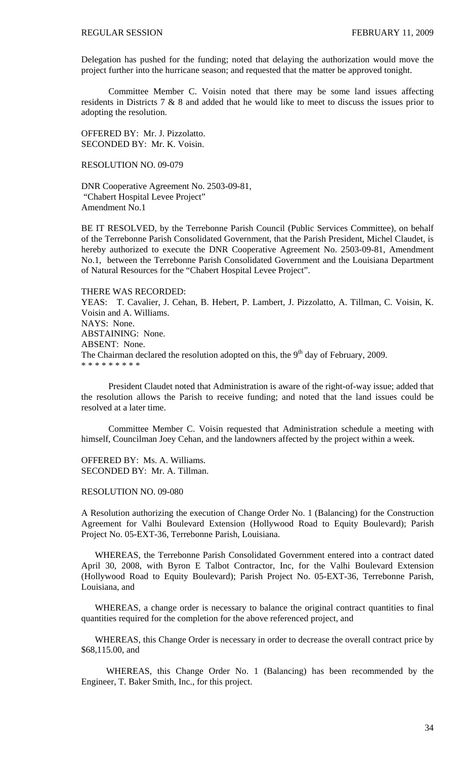Delegation has pushed for the funding; noted that delaying the authorization would move the project further into the hurricane season; and requested that the matter be approved tonight.

Committee Member C. Voisin noted that there may be some land issues affecting residents in Districts 7 & 8 and added that he would like to meet to discuss the issues prior to adopting the resolution.

OFFERED BY: Mr. J. Pizzolatto.
SECONDED BY: Mr. K. Voisin.

RESOLUTION NO. 09-079

DNR Cooperative Agreement No. 2503-09-81,
"Chabert Hospital Levee Project"
Amendment No.1

BE IT RESOLVED, by the Terrebonne Parish Council (Public Services Committee), on behalf of the Terrebonne Parish Consolidated Government, that the Parish President, Michel Claudet, is hereby authorized to execute the DNR Cooperative Agreement No. 2503-09-81, Amendment No.1, between the Terrebonne Parish Consolidated Government and the Louisiana Department of Natural Resources for the "Chabert Hospital Levee Project".

THERE WAS RECORDED:
YEAS: T. Cavalier, J. Cehan, B. Hebert, P. Lambert, J. Pizzolatto, A. Tillman, C. Voisin, K. Voisin and A. Williams.
NAYS: None.
ABSTAINING: None.
ABSENT: None.
The Chairman declared the resolution adopted on this, the 9th day of February, 2009.
* * * * * * * * *

President Claudet noted that Administration is aware of the right-of-way issue; added that the resolution allows the Parish to receive funding; and noted that the land issues could be resolved at a later time.

Committee Member C. Voisin requested that Administration schedule a meeting with himself, Councilman Joey Cehan, and the landowners affected by the project within a week.

OFFERED BY: Ms. A. Williams.
SECONDED BY: Mr. A. Tillman.

RESOLUTION NO. 09-080

A Resolution authorizing the execution of Change Order No. 1 (Balancing) for the Construction Agreement for Valhi Boulevard Extension (Hollywood Road to Equity Boulevard); Parish Project No. 05-EXT-36, Terrebonne Parish, Louisiana.

WHEREAS, the Terrebonne Parish Consolidated Government entered into a contract dated April 30, 2008, with Byron E Talbot Contractor, Inc, for the Valhi Boulevard Extension (Hollywood Road to Equity Boulevard); Parish Project No. 05-EXT-36, Terrebonne Parish, Louisiana, and

WHEREAS, a change order is necessary to balance the original contract quantities to final quantities required for the completion for the above referenced project, and

WHEREAS, this Change Order is necessary in order to decrease the overall contract price by \$68,115.00, and

WHEREAS, this Change Order No. 1 (Balancing) has been recommended by the Engineer, T. Baker Smith, Inc., for this project.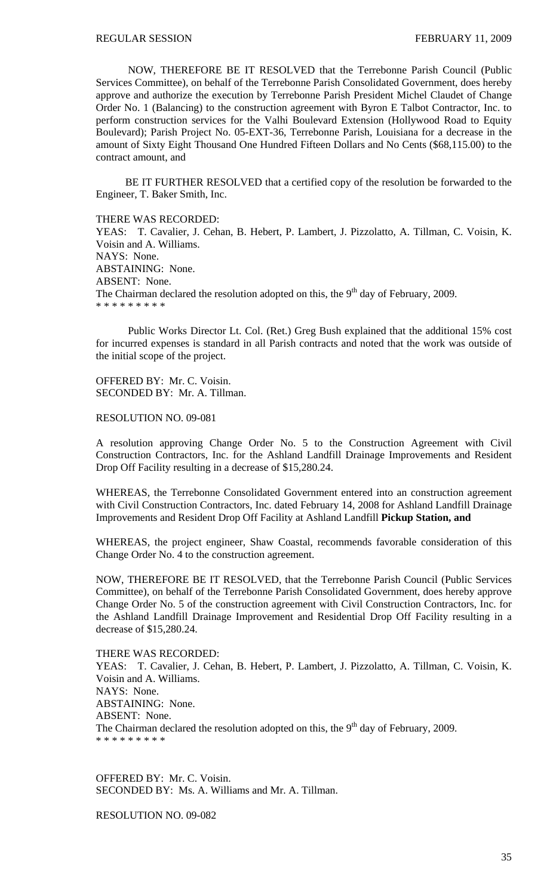NOW, THEREFORE BE IT RESOLVED that the Terrebonne Parish Council (Public Services Committee), on behalf of the Terrebonne Parish Consolidated Government, does hereby approve and authorize the execution by Terrebonne Parish President Michel Claudet of Change Order No. 1 (Balancing) to the construction agreement with Byron E Talbot Contractor, Inc. to perform construction services for the Valhi Boulevard Extension (Hollywood Road to Equity Boulevard); Parish Project No. 05-EXT-36, Terrebonne Parish, Louisiana for a decrease in the amount of Sixty Eight Thousand One Hundred Fifteen Dollars and No Cents ($68,115.00) to the contract amount, and

BE IT FURTHER RESOLVED that a certified copy of the resolution be forwarded to the Engineer, T. Baker Smith, Inc.

THERE WAS RECORDED:
YEAS: T. Cavalier, J. Cehan, B. Hebert, P. Lambert, J. Pizzolatto, A. Tillman, C. Voisin, K. Voisin and A. Williams.
NAYS: None.
ABSTAINING: None.
ABSENT: None.
The Chairman declared the resolution adopted on this, the 9th day of February, 2009.
* * * * * * * * *

Public Works Director Lt. Col. (Ret.) Greg Bush explained that the additional 15% cost for incurred expenses is standard in all Parish contracts and noted that the work was outside of the initial scope of the project.

OFFERED BY: Mr. C. Voisin.
SECONDED BY: Mr. A. Tillman.

RESOLUTION NO. 09-081

A resolution approving Change Order No. 5 to the Construction Agreement with Civil Construction Contractors, Inc. for the Ashland Landfill Drainage Improvements and Resident Drop Off Facility resulting in a decrease of $15,280.24.

WHEREAS, the Terrebonne Consolidated Government entered into an construction agreement with Civil Construction Contractors, Inc. dated February 14, 2008 for Ashland Landfill Drainage Improvements and Resident Drop Off Facility at Ashland Landfill **Pickup Station, and**

WHEREAS, the project engineer, Shaw Coastal, recommends favorable consideration of this Change Order No. 4 to the construction agreement.

NOW, THEREFORE BE IT RESOLVED, that the Terrebonne Parish Council (Public Services Committee), on behalf of the Terrebonne Parish Consolidated Government, does hereby approve Change Order No. 5 of the construction agreement with Civil Construction Contractors, Inc. for the Ashland Landfill Drainage Improvement and Residential Drop Off Facility resulting in a decrease of $15,280.24.

THERE WAS RECORDED:
YEAS: T. Cavalier, J. Cehan, B. Hebert, P. Lambert, J. Pizzolatto, A. Tillman, C. Voisin, K. Voisin and A. Williams.
NAYS: None.
ABSTAINING: None.
ABSENT: None.
The Chairman declared the resolution adopted on this, the 9th day of February, 2009.
* * * * * * * * *

OFFERED BY: Mr. C. Voisin.
SECONDED BY: Ms. A. Williams and Mr. A. Tillman.

RESOLUTION NO. 09-082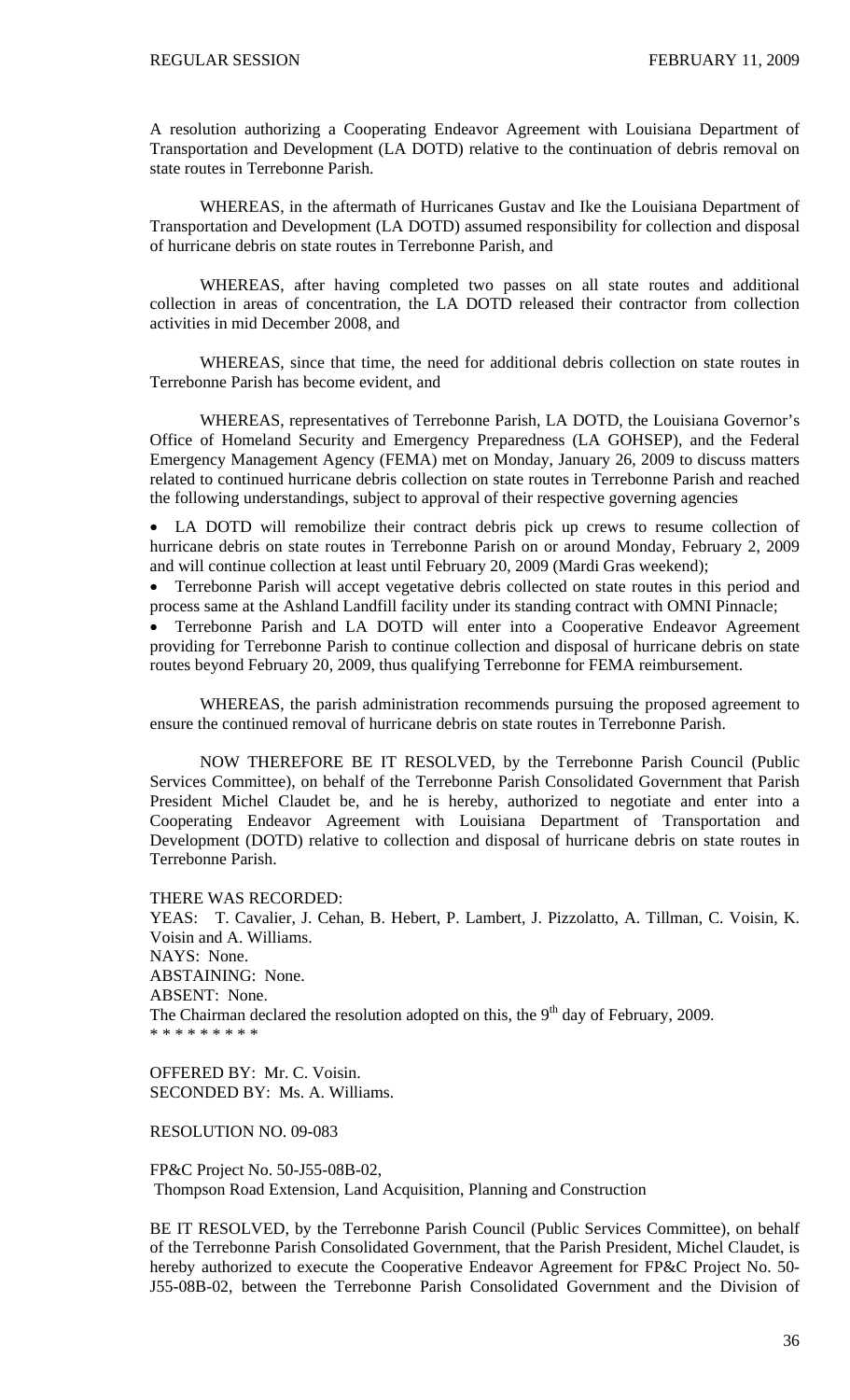A resolution authorizing a Cooperating Endeavor Agreement with Louisiana Department of Transportation and Development (LA DOTD) relative to the continuation of debris removal on state routes in Terrebonne Parish.

WHEREAS, in the aftermath of Hurricanes Gustav and Ike the Louisiana Department of Transportation and Development (LA DOTD) assumed responsibility for collection and disposal of hurricane debris on state routes in Terrebonne Parish, and

WHEREAS, after having completed two passes on all state routes and additional collection in areas of concentration, the LA DOTD released their contractor from collection activities in mid December 2008, and

WHEREAS, since that time, the need for additional debris collection on state routes in Terrebonne Parish has become evident, and

WHEREAS, representatives of Terrebonne Parish, LA DOTD, the Louisiana Governor's Office of Homeland Security and Emergency Preparedness (LA GOHSEP), and the Federal Emergency Management Agency (FEMA) met on Monday, January 26, 2009 to discuss matters related to continued hurricane debris collection on state routes in Terrebonne Parish and reached the following understandings, subject to approval of their respective governing agencies

- LA DOTD will remobilize their contract debris pick up crews to resume collection of hurricane debris on state routes in Terrebonne Parish on or around Monday, February 2, 2009 and will continue collection at least until February 20, 2009 (Mardi Gras weekend);
- Terrebonne Parish will accept vegetative debris collected on state routes in this period and process same at the Ashland Landfill facility under its standing contract with OMNI Pinnacle;
- Terrebonne Parish and LA DOTD will enter into a Cooperative Endeavor Agreement providing for Terrebonne Parish to continue collection and disposal of hurricane debris on state routes beyond February 20, 2009, thus qualifying Terrebonne for FEMA reimbursement.

WHEREAS, the parish administration recommends pursuing the proposed agreement to ensure the continued removal of hurricane debris on state routes in Terrebonne Parish.

NOW THEREFORE BE IT RESOLVED, by the Terrebonne Parish Council (Public Services Committee), on behalf of the Terrebonne Parish Consolidated Government that Parish President Michel Claudet be, and he is hereby, authorized to negotiate and enter into a Cooperating Endeavor Agreement with Louisiana Department of Transportation and Development (DOTD) relative to collection and disposal of hurricane debris on state routes in Terrebonne Parish.

THERE WAS RECORDED:
YEAS: T. Cavalier, J. Cehan, B. Hebert, P. Lambert, J. Pizzolatto, A. Tillman, C. Voisin, K. Voisin and A. Williams.
NAYS: None.
ABSTAINING: None.
ABSENT: None.
The Chairman declared the resolution adopted on this, the 9th day of February, 2009.
* * * * * * * * *

OFFERED BY: Mr. C. Voisin.
SECONDED BY: Ms. A. Williams.

RESOLUTION NO. 09-083

FP&C Project No. 50-J55-08B-02,
Thompson Road Extension, Land Acquisition, Planning and Construction

BE IT RESOLVED, by the Terrebonne Parish Council (Public Services Committee), on behalf of the Terrebonne Parish Consolidated Government, that the Parish President, Michel Claudet, is hereby authorized to execute the Cooperative Endeavor Agreement for FP&C Project No. 50-J55-08B-02, between the Terrebonne Parish Consolidated Government and the Division of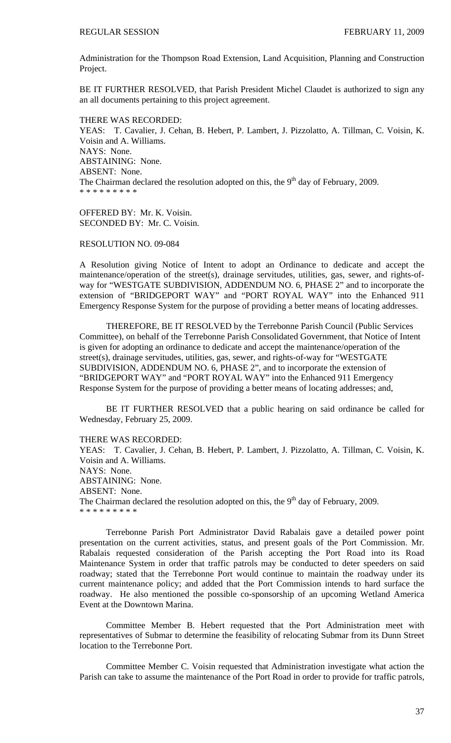Administration for the Thompson Road Extension, Land Acquisition, Planning and Construction Project.

BE IT FURTHER RESOLVED, that Parish President Michel Claudet is authorized to sign any an all documents pertaining to this project agreement.

THERE WAS RECORDED:
YEAS: T. Cavalier, J. Cehan, B. Hebert, P. Lambert, J. Pizzolatto, A. Tillman, C. Voisin, K. Voisin and A. Williams.
NAYS: None.
ABSTAINING: None.
ABSENT: None.
The Chairman declared the resolution adopted on this, the 9th day of February, 2009.
\* \* \* \* \* \* \* \* \*

OFFERED BY: Mr. K. Voisin.
SECONDED BY: Mr. C. Voisin.

RESOLUTION NO. 09-084

A Resolution giving Notice of Intent to adopt an Ordinance to dedicate and accept the maintenance/operation of the street(s), drainage servitudes, utilities, gas, sewer, and rights-of-way for "WESTGATE SUBDIVISION, ADDENDUM NO. 6, PHASE 2" and to incorporate the extension of "BRIDGEPORT WAY" and "PORT ROYAL WAY" into the Enhanced 911 Emergency Response System for the purpose of providing a better means of locating addresses.

THEREFORE, BE IT RESOLVED by the Terrebonne Parish Council (Public Services Committee), on behalf of the Terrebonne Parish Consolidated Government, that Notice of Intent is given for adopting an ordinance to dedicate and accept the maintenance/operation of the street(s), drainage servitudes, utilities, gas, sewer, and rights-of-way for "WESTGATE SUBDIVISION, ADDENDUM NO. 6, PHASE 2", and to incorporate the extension of "BRIDGEPORT WAY" and "PORT ROYAL WAY" into the Enhanced 911 Emergency Response System for the purpose of providing a better means of locating addresses; and,

BE IT FURTHER RESOLVED that a public hearing on said ordinance be called for Wednesday, February 25, 2009.

THERE WAS RECORDED:
YEAS: T. Cavalier, J. Cehan, B. Hebert, P. Lambert, J. Pizzolatto, A. Tillman, C. Voisin, K. Voisin and A. Williams.
NAYS: None.
ABSTAINING: None.
ABSENT: None.
The Chairman declared the resolution adopted on this, the 9th day of February, 2009.
\* \* \* \* \* \* \* \* \*

Terrebonne Parish Port Administrator David Rabalais gave a detailed power point presentation on the current activities, status, and present goals of the Port Commission. Mr. Rabalais requested consideration of the Parish accepting the Port Road into its Road Maintenance System in order that traffic patrols may be conducted to deter speeders on said roadway; stated that the Terrebonne Port would continue to maintain the roadway under its current maintenance policy; and added that the Port Commission intends to hard surface the roadway. He also mentioned the possible co-sponsorship of an upcoming Wetland America Event at the Downtown Marina.

Committee Member B. Hebert requested that the Port Administration meet with representatives of Submar to determine the feasibility of relocating Submar from its Dunn Street location to the Terrebonne Port.

Committee Member C. Voisin requested that Administration investigate what action the Parish can take to assume the maintenance of the Port Road in order to provide for traffic patrols,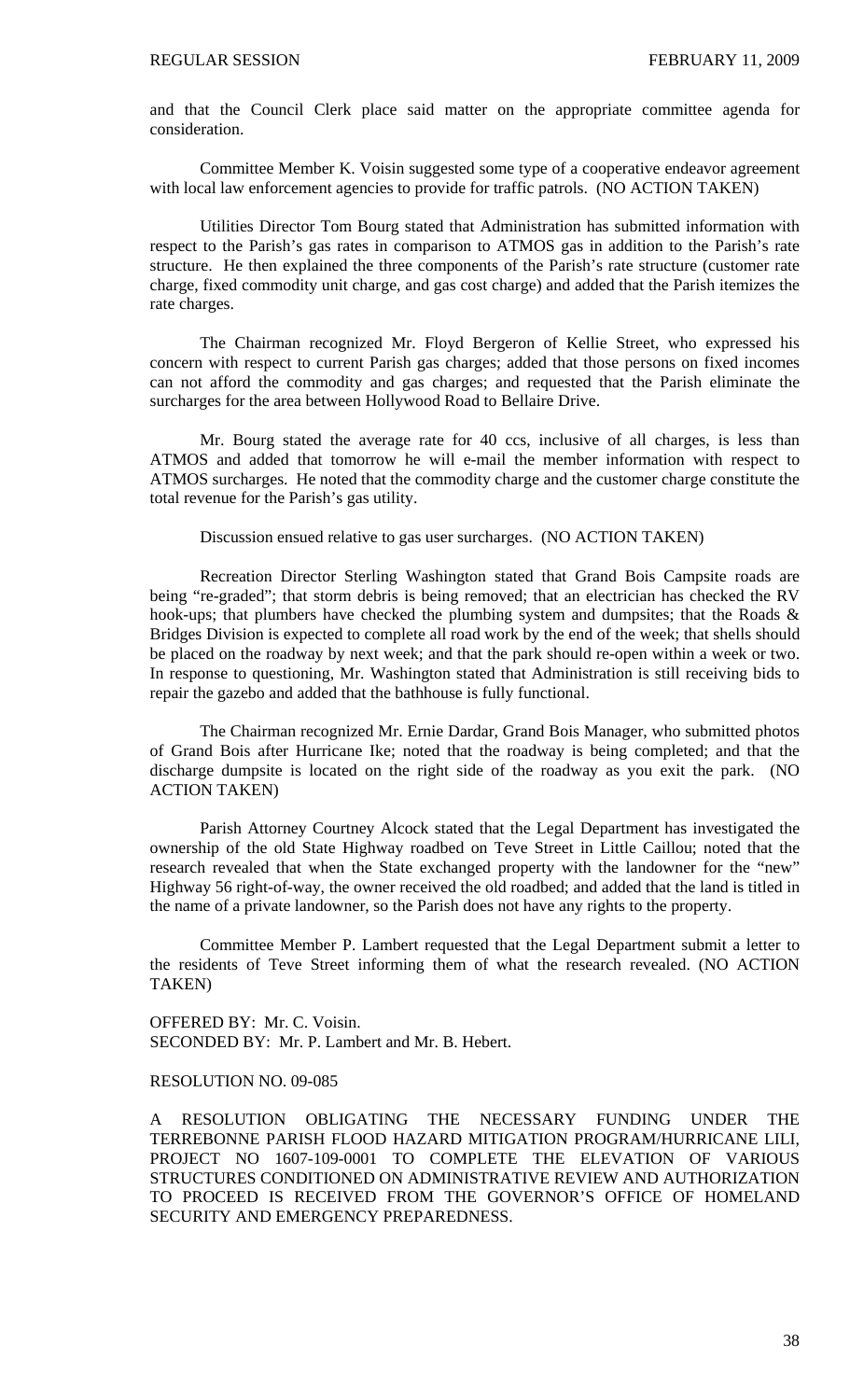and that the Council Clerk place said matter on the appropriate committee agenda for consideration.

Committee Member K. Voisin suggested some type of a cooperative endeavor agreement with local law enforcement agencies to provide for traffic patrols. (NO ACTION TAKEN)

Utilities Director Tom Bourg stated that Administration has submitted information with respect to the Parish's gas rates in comparison to ATMOS gas in addition to the Parish's rate structure. He then explained the three components of the Parish's rate structure (customer rate charge, fixed commodity unit charge, and gas cost charge) and added that the Parish itemizes the rate charges.

The Chairman recognized Mr. Floyd Bergeron of Kellie Street, who expressed his concern with respect to current Parish gas charges; added that those persons on fixed incomes can not afford the commodity and gas charges; and requested that the Parish eliminate the surcharges for the area between Hollywood Road to Bellaire Drive.

Mr. Bourg stated the average rate for 40 ccs, inclusive of all charges, is less than ATMOS and added that tomorrow he will e-mail the member information with respect to ATMOS surcharges. He noted that the commodity charge and the customer charge constitute the total revenue for the Parish's gas utility.

Discussion ensued relative to gas user surcharges. (NO ACTION TAKEN)

Recreation Director Sterling Washington stated that Grand Bois Campsite roads are being "re-graded"; that storm debris is being removed; that an electrician has checked the RV hook-ups; that plumbers have checked the plumbing system and dumpsites; that the Roads & Bridges Division is expected to complete all road work by the end of the week; that shells should be placed on the roadway by next week; and that the park should re-open within a week or two. In response to questioning, Mr. Washington stated that Administration is still receiving bids to repair the gazebo and added that the bathhouse is fully functional.

The Chairman recognized Mr. Ernie Dardar, Grand Bois Manager, who submitted photos of Grand Bois after Hurricane Ike; noted that the roadway is being completed; and that the discharge dumpsite is located on the right side of the roadway as you exit the park. (NO ACTION TAKEN)

Parish Attorney Courtney Alcock stated that the Legal Department has investigated the ownership of the old State Highway roadbed on Teve Street in Little Caillou; noted that the research revealed that when the State exchanged property with the landowner for the "new" Highway 56 right-of-way, the owner received the old roadbed; and added that the land is titled in the name of a private landowner, so the Parish does not have any rights to the property.

Committee Member P. Lambert requested that the Legal Department submit a letter to the residents of Teve Street informing them of what the research revealed. (NO ACTION TAKEN)

OFFERED BY: Mr. C. Voisin.
SECONDED BY: Mr. P. Lambert and Mr. B. Hebert.

RESOLUTION NO. 09-085

A RESOLUTION OBLIGATING THE NECESSARY FUNDING UNDER THE TERREBONNE PARISH FLOOD HAZARD MITIGATION PROGRAM/HURRICANE LILI, PROJECT NO 1607-109-0001 TO COMPLETE THE ELEVATION OF VARIOUS STRUCTURES CONDITIONED ON ADMINISTRATIVE REVIEW AND AUTHORIZATION TO PROCEED IS RECEIVED FROM THE GOVERNOR'S OFFICE OF HOMELAND SECURITY AND EMERGENCY PREPAREDNESS.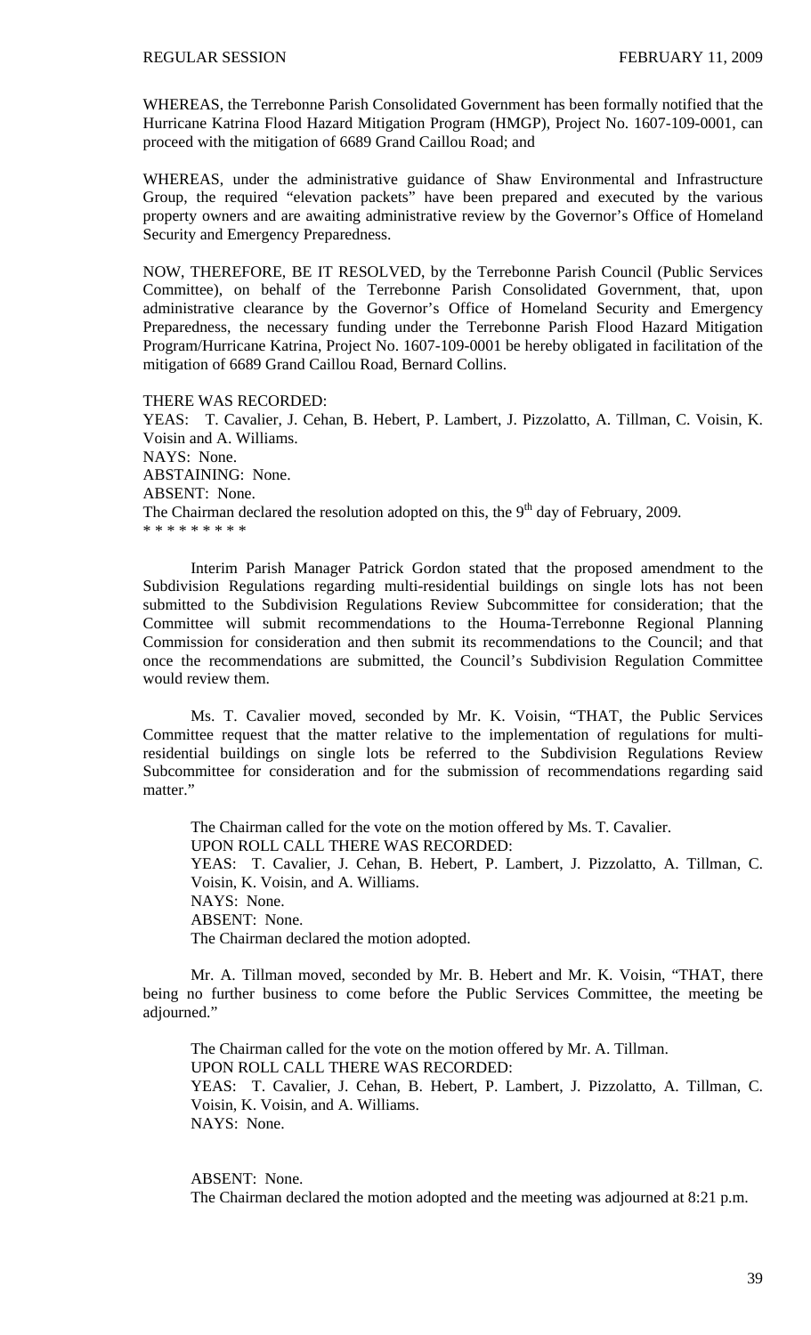WHEREAS, the Terrebonne Parish Consolidated Government has been formally notified that the Hurricane Katrina Flood Hazard Mitigation Program (HMGP), Project No. 1607-109-0001, can proceed with the mitigation of 6689 Grand Caillou Road; and

WHEREAS, under the administrative guidance of Shaw Environmental and Infrastructure Group, the required "elevation packets" have been prepared and executed by the various property owners and are awaiting administrative review by the Governor's Office of Homeland Security and Emergency Preparedness.

NOW, THEREFORE, BE IT RESOLVED, by the Terrebonne Parish Council (Public Services Committee), on behalf of the Terrebonne Parish Consolidated Government, that, upon administrative clearance by the Governor's Office of Homeland Security and Emergency Preparedness, the necessary funding under the Terrebonne Parish Flood Hazard Mitigation Program/Hurricane Katrina, Project No. 1607-109-0001 be hereby obligated in facilitation of the mitigation of 6689 Grand Caillou Road, Bernard Collins.

THERE WAS RECORDED:
YEAS: T. Cavalier, J. Cehan, B. Hebert, P. Lambert, J. Pizzolatto, A. Tillman, C. Voisin, K. Voisin and A. Williams.
NAYS: None.
ABSTAINING: None.
ABSENT: None.
The Chairman declared the resolution adopted on this, the 9th day of February, 2009.
* * * * * * * * *

Interim Parish Manager Patrick Gordon stated that the proposed amendment to the Subdivision Regulations regarding multi-residential buildings on single lots has not been submitted to the Subdivision Regulations Review Subcommittee for consideration; that the Committee will submit recommendations to the Houma-Terrebonne Regional Planning Commission for consideration and then submit its recommendations to the Council; and that once the recommendations are submitted, the Council's Subdivision Regulation Committee would review them.

Ms. T. Cavalier moved, seconded by Mr. K. Voisin, "THAT, the Public Services Committee request that the matter relative to the implementation of regulations for multi-residential buildings on single lots be referred to the Subdivision Regulations Review Subcommittee for consideration and for the submission of recommendations regarding said matter."

The Chairman called for the vote on the motion offered by Ms. T. Cavalier.
UPON ROLL CALL THERE WAS RECORDED:
YEAS: T. Cavalier, J. Cehan, B. Hebert, P. Lambert, J. Pizzolatto, A. Tillman, C. Voisin, K. Voisin, and A. Williams.
NAYS: None.
ABSENT: None.
The Chairman declared the motion adopted.

Mr. A. Tillman moved, seconded by Mr. B. Hebert and Mr. K. Voisin, "THAT, there being no further business to come before the Public Services Committee, the meeting be adjourned."

The Chairman called for the vote on the motion offered by Mr. A. Tillman.
UPON ROLL CALL THERE WAS RECORDED:
YEAS: T. Cavalier, J. Cehan, B. Hebert, P. Lambert, J. Pizzolatto, A. Tillman, C. Voisin, K. Voisin, and A. Williams.
NAYS: None.

ABSENT: None.
The Chairman declared the motion adopted and the meeting was adjourned at 8:21 p.m.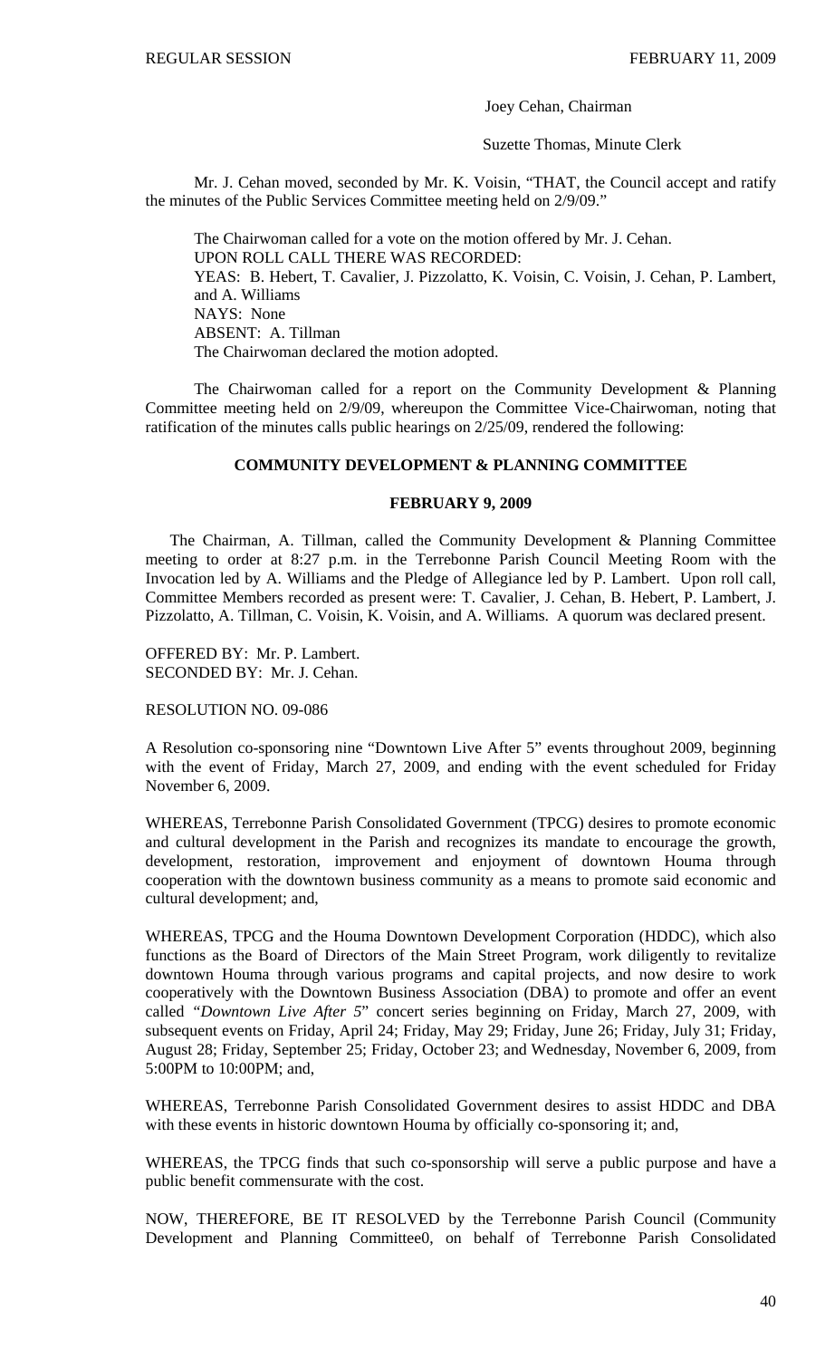Joey Cehan, Chairman

Suzette Thomas, Minute Clerk

Mr. J. Cehan moved, seconded by Mr. K. Voisin, "THAT, the Council accept and ratify the minutes of the Public Services Committee meeting held on 2/9/09."

The Chairwoman called for a vote on the motion offered by Mr. J. Cehan.
UPON ROLL CALL THERE WAS RECORDED:
YEAS: B. Hebert, T. Cavalier, J. Pizzolatto, K. Voisin, C. Voisin, J. Cehan, P. Lambert, and A. Williams
NAYS: None
ABSENT: A. Tillman
The Chairwoman declared the motion adopted.

The Chairwoman called for a report on the Community Development & Planning Committee meeting held on 2/9/09, whereupon the Committee Vice-Chairwoman, noting that ratification of the minutes calls public hearings on 2/25/09, rendered the following:

## COMMUNITY DEVELOPMENT & PLANNING COMMITTEE

### FEBRUARY 9, 2009

The Chairman, A. Tillman, called the Community Development & Planning Committee meeting to order at 8:27 p.m. in the Terrebonne Parish Council Meeting Room with the Invocation led by A. Williams and the Pledge of Allegiance led by P. Lambert. Upon roll call, Committee Members recorded as present were: T. Cavalier, J. Cehan, B. Hebert, P. Lambert, J. Pizzolatto, A. Tillman, C. Voisin, K. Voisin, and A. Williams. A quorum was declared present.

OFFERED BY: Mr. P. Lambert.
SECONDED BY: Mr. J. Cehan.

RESOLUTION NO. 09-086

A Resolution co-sponsoring nine "Downtown Live After 5" events throughout 2009, beginning with the event of Friday, March 27, 2009, and ending with the event scheduled for Friday November 6, 2009.

WHEREAS, Terrebonne Parish Consolidated Government (TPCG) desires to promote economic and cultural development in the Parish and recognizes its mandate to encourage the growth, development, restoration, improvement and enjoyment of downtown Houma through cooperation with the downtown business community as a means to promote said economic and cultural development; and,

WHEREAS, TPCG and the Houma Downtown Development Corporation (HDDC), which also functions as the Board of Directors of the Main Street Program, work diligently to revitalize downtown Houma through various programs and capital projects, and now desire to work cooperatively with the Downtown Business Association (DBA) to promote and offer an event called "*Downtown Live After 5*" concert series beginning on Friday, March 27, 2009, with subsequent events on Friday, April 24; Friday, May 29; Friday, June 26; Friday, July 31; Friday, August 28; Friday, September 25; Friday, October 23; and Wednesday, November 6, 2009, from 5:00PM to 10:00PM; and,

WHEREAS, Terrebonne Parish Consolidated Government desires to assist HDDC and DBA with these events in historic downtown Houma by officially co-sponsoring it; and,

WHEREAS, the TPCG finds that such co-sponsorship will serve a public purpose and have a public benefit commensurate with the cost.

NOW, THEREFORE, BE IT RESOLVED by the Terrebonne Parish Council (Community Development and Planning Committee0, on behalf of Terrebonne Parish Consolidated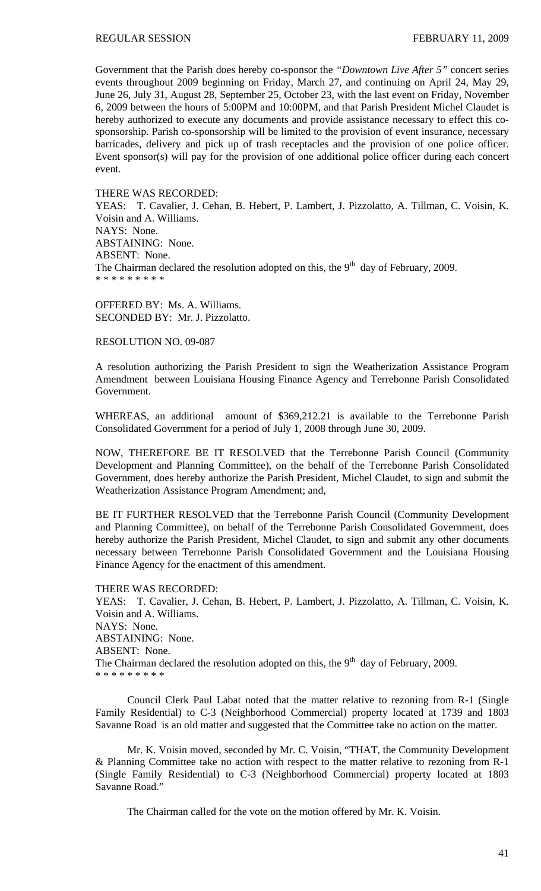Government that the Parish does hereby co-sponsor the *"Downtown Live After 5"* concert series events throughout 2009 beginning on Friday, March 27, and continuing on April 24, May 29, June 26, July 31, August 28, September 25, October 23, with the last event on Friday, November 6, 2009 between the hours of 5:00PM and 10:00PM, and that Parish President Michel Claudet is hereby authorized to execute any documents and provide assistance necessary to effect this co-sponsorship. Parish co-sponsorship will be limited to the provision of event insurance, necessary barricades, delivery and pick up of trash receptacles and the provision of one police officer. Event sponsor(s) will pay for the provision of one additional police officer during each concert event.

THERE WAS RECORDED:
YEAS: T. Cavalier, J. Cehan, B. Hebert, P. Lambert, J. Pizzolatto, A. Tillman, C. Voisin, K. Voisin and A. Williams.
NAYS: None.
ABSTAINING: None.
ABSENT: None.
The Chairman declared the resolution adopted on this, the 9th day of February, 2009.
* * * * * * * * *

OFFERED BY: Ms. A. Williams.
SECONDED BY: Mr. J. Pizzolatto.

RESOLUTION NO. 09-087

A resolution authorizing the Parish President to sign the Weatherization Assistance Program Amendment between Louisiana Housing Finance Agency and Terrebonne Parish Consolidated Government.

WHEREAS, an additional amount of $369,212.21 is available to the Terrebonne Parish Consolidated Government for a period of July 1, 2008 through June 30, 2009.

NOW, THEREFORE BE IT RESOLVED that the Terrebonne Parish Council (Community Development and Planning Committee), on the behalf of the Terrebonne Parish Consolidated Government, does hereby authorize the Parish President, Michel Claudet, to sign and submit the Weatherization Assistance Program Amendment; and,

BE IT FURTHER RESOLVED that the Terrebonne Parish Council (Community Development and Planning Committee), on behalf of the Terrebonne Parish Consolidated Government, does hereby authorize the Parish President, Michel Claudet, to sign and submit any other documents necessary between Terrebonne Parish Consolidated Government and the Louisiana Housing Finance Agency for the enactment of this amendment.

THERE WAS RECORDED:
YEAS: T. Cavalier, J. Cehan, B. Hebert, P. Lambert, J. Pizzolatto, A. Tillman, C. Voisin, K. Voisin and A. Williams.
NAYS: None.
ABSTAINING: None.
ABSENT: None.
The Chairman declared the resolution adopted on this, the 9th day of February, 2009.
* * * * * * * * *

Council Clerk Paul Labat noted that the matter relative to rezoning from R-1 (Single Family Residential) to C-3 (Neighborhood Commercial) property located at 1739 and 1803 Savanne Road is an old matter and suggested that the Committee take no action on the matter.

Mr. K. Voisin moved, seconded by Mr. C. Voisin, "THAT, the Community Development & Planning Committee take no action with respect to the matter relative to rezoning from R-1 (Single Family Residential) to C-3 (Neighborhood Commercial) property located at 1803 Savanne Road."

The Chairman called for the vote on the motion offered by Mr. K. Voisin.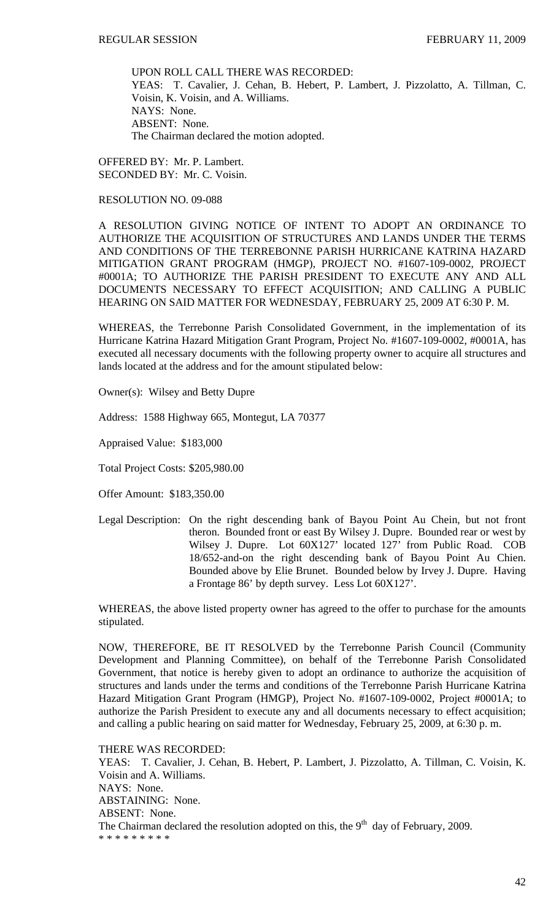UPON ROLL CALL THERE WAS RECORDED:
YEAS: T. Cavalier, J. Cehan, B. Hebert, P. Lambert, J. Pizzolatto, A. Tillman, C. Voisin, K. Voisin, and A. Williams.
NAYS: None.
ABSENT: None.
The Chairman declared the motion adopted.

OFFERED BY: Mr. P. Lambert.
SECONDED BY: Mr. C. Voisin.

RESOLUTION NO. 09-088

A RESOLUTION GIVING NOTICE OF INTENT TO ADOPT AN ORDINANCE TO AUTHORIZE THE ACQUISITION OF STRUCTURES AND LANDS UNDER THE TERMS AND CONDITIONS OF THE TERREBONNE PARISH HURRICANE KATRINA HAZARD MITIGATION GRANT PROGRAM (HMGP), PROJECT NO. #1607-109-0002, PROJECT #0001A; TO AUTHORIZE THE PARISH PRESIDENT TO EXECUTE ANY AND ALL DOCUMENTS NECESSARY TO EFFECT ACQUISITION; AND CALLING A PUBLIC HEARING ON SAID MATTER FOR WEDNESDAY, FEBRUARY 25, 2009 AT 6:30 P. M.

WHEREAS, the Terrebonne Parish Consolidated Government, in the implementation of its Hurricane Katrina Hazard Mitigation Grant Program, Project No. #1607-109-0002, #0001A, has executed all necessary documents with the following property owner to acquire all structures and lands located at the address and for the amount stipulated below:

Owner(s): Wilsey and Betty Dupre

Address: 1588 Highway 665, Montegut, LA 70377

Appraised Value: $183,000

Total Project Costs: $205,980.00

Offer Amount: $183,350.00

Legal Description: On the right descending bank of Bayou Point Au Chein, but not front theron. Bounded front or east By Wilsey J. Dupre. Bounded rear or west by Wilsey J. Dupre. Lot 60X127' located 127' from Public Road. COB 18/652-and-on the right descending bank of Bayou Point Au Chien. Bounded above by Elie Brunet. Bounded below by Irvey J. Dupre. Having a Frontage 86' by depth survey. Less Lot 60X127'.

WHEREAS, the above listed property owner has agreed to the offer to purchase for the amounts stipulated.

NOW, THEREFORE, BE IT RESOLVED by the Terrebonne Parish Council (Community Development and Planning Committee), on behalf of the Terrebonne Parish Consolidated Government, that notice is hereby given to adopt an ordinance to authorize the acquisition of structures and lands under the terms and conditions of the Terrebonne Parish Hurricane Katrina Hazard Mitigation Grant Program (HMGP), Project No. #1607-109-0002, Project #0001A; to authorize the Parish President to execute any and all documents necessary to effect acquisition; and calling a public hearing on said matter for Wednesday, February 25, 2009, at 6:30 p. m.

THERE WAS RECORDED:
YEAS: T. Cavalier, J. Cehan, B. Hebert, P. Lambert, J. Pizzolatto, A. Tillman, C. Voisin, K. Voisin and A. Williams.
NAYS: None.
ABSTAINING: None.
ABSENT: None.
The Chairman declared the resolution adopted on this, the 9th day of February, 2009.

\* \* \* \* \* \* \* \* \*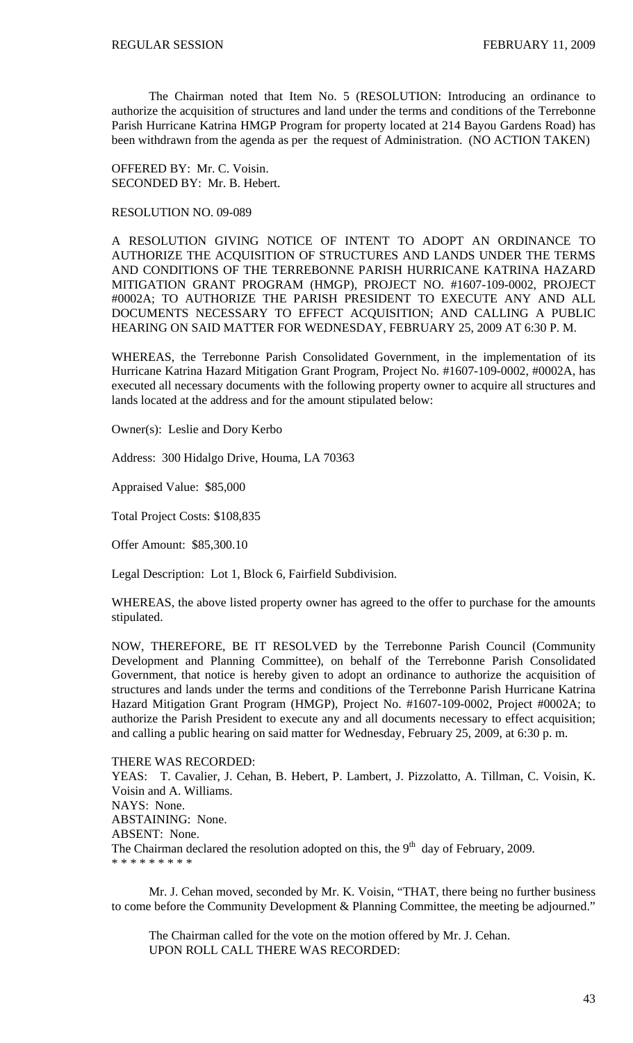The Chairman noted that Item No. 5 (RESOLUTION: Introducing an ordinance to authorize the acquisition of structures and land under the terms and conditions of the Terrebonne Parish Hurricane Katrina HMGP Program for property located at 214 Bayou Gardens Road) has been withdrawn from the agenda as per the request of Administration. (NO ACTION TAKEN)

OFFERED BY: Mr. C. Voisin.
SECONDED BY: Mr. B. Hebert.

RESOLUTION NO. 09-089

A RESOLUTION GIVING NOTICE OF INTENT TO ADOPT AN ORDINANCE TO AUTHORIZE THE ACQUISITION OF STRUCTURES AND LANDS UNDER THE TERMS AND CONDITIONS OF THE TERREBONNE PARISH HURRICANE KATRINA HAZARD MITIGATION GRANT PROGRAM (HMGP), PROJECT NO. #1607-109-0002, PROJECT #0002A; TO AUTHORIZE THE PARISH PRESIDENT TO EXECUTE ANY AND ALL DOCUMENTS NECESSARY TO EFFECT ACQUISITION; AND CALLING A PUBLIC HEARING ON SAID MATTER FOR WEDNESDAY, FEBRUARY 25, 2009 AT 6:30 P. M.

WHEREAS, the Terrebonne Parish Consolidated Government, in the implementation of its Hurricane Katrina Hazard Mitigation Grant Program, Project No. #1607-109-0002, #0002A, has executed all necessary documents with the following property owner to acquire all structures and lands located at the address and for the amount stipulated below:

Owner(s): Leslie and Dory Kerbo

Address: 300 Hidalgo Drive, Houma, LA 70363

Appraised Value: $85,000

Total Project Costs: $108,835

Offer Amount: $85,300.10

Legal Description: Lot 1, Block 6, Fairfield Subdivision.

WHEREAS, the above listed property owner has agreed to the offer to purchase for the amounts stipulated.

NOW, THEREFORE, BE IT RESOLVED by the Terrebonne Parish Council (Community Development and Planning Committee), on behalf of the Terrebonne Parish Consolidated Government, that notice is hereby given to adopt an ordinance to authorize the acquisition of structures and lands under the terms and conditions of the Terrebonne Parish Hurricane Katrina Hazard Mitigation Grant Program (HMGP), Project No. #1607-109-0002, Project #0002A; to authorize the Parish President to execute any and all documents necessary to effect acquisition; and calling a public hearing on said matter for Wednesday, February 25, 2009, at 6:30 p. m.

THERE WAS RECORDED:
YEAS: T. Cavalier, J. Cehan, B. Hebert, P. Lambert, J. Pizzolatto, A. Tillman, C. Voisin, K. Voisin and A. Williams.
NAYS: None.
ABSTAINING: None.
ABSENT: None.
The Chairman declared the resolution adopted on this, the 9th day of February, 2009.
* * * * * * * * *

Mr. J. Cehan moved, seconded by Mr. K. Voisin, "THAT, there being no further business to come before the Community Development & Planning Committee, the meeting be adjourned."

The Chairman called for the vote on the motion offered by Mr. J. Cehan.
UPON ROLL CALL THERE WAS RECORDED: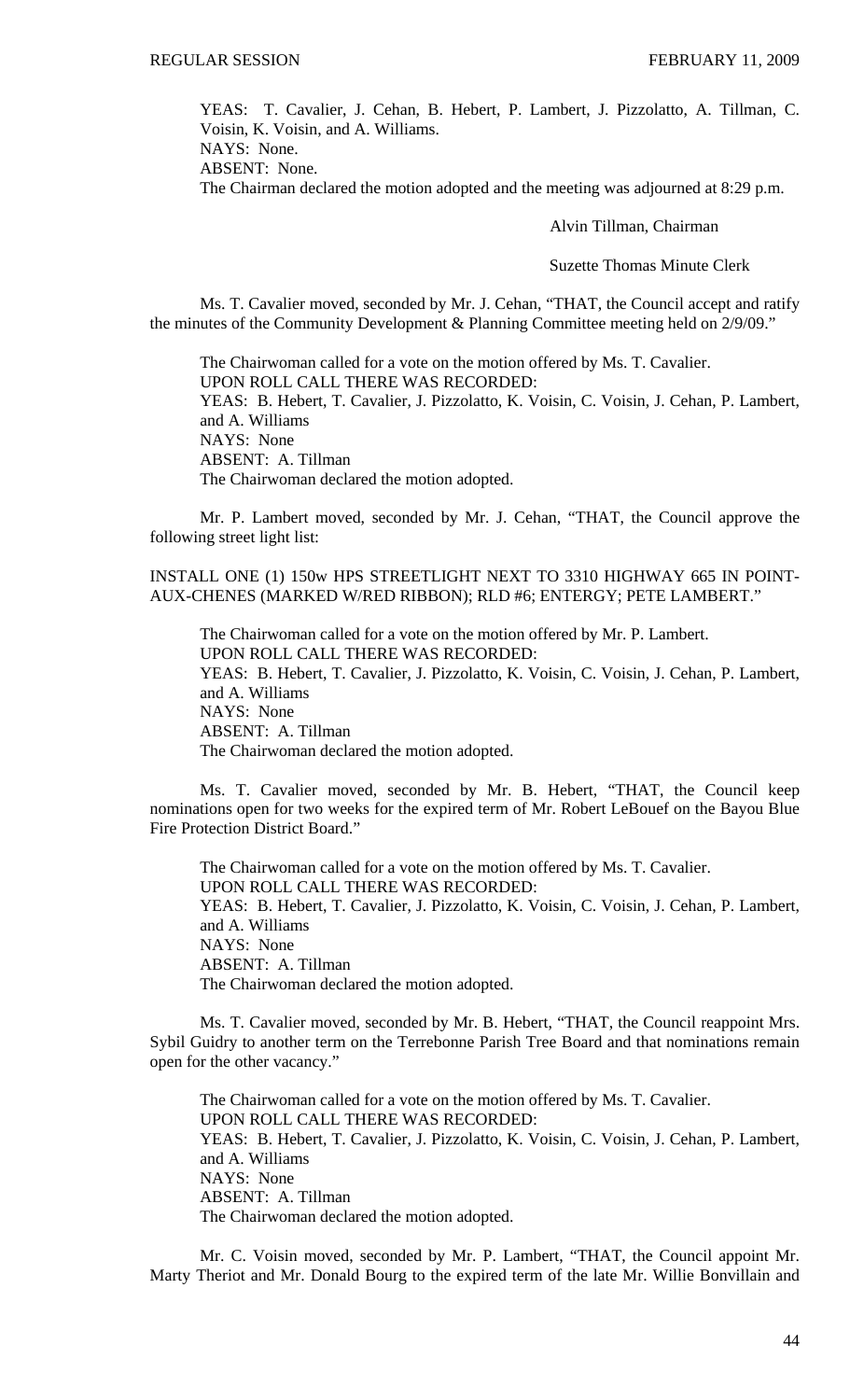YEAS: T. Cavalier, J. Cehan, B. Hebert, P. Lambert, J. Pizzolatto, A. Tillman, C. Voisin, K. Voisin, and A. Williams.
NAYS: None.
ABSENT: None.
The Chairman declared the motion adopted and the meeting was adjourned at 8:29 p.m.

Alvin Tillman, Chairman

Suzette Thomas Minute Clerk

Ms. T. Cavalier moved, seconded by Mr. J. Cehan, "THAT, the Council accept and ratify the minutes of the Community Development & Planning Committee meeting held on 2/9/09."

The Chairwoman called for a vote on the motion offered by Ms. T. Cavalier.
UPON ROLL CALL THERE WAS RECORDED:
YEAS: B. Hebert, T. Cavalier, J. Pizzolatto, K. Voisin, C. Voisin, J. Cehan, P. Lambert, and A. Williams
NAYS: None
ABSENT: A. Tillman
The Chairwoman declared the motion adopted.

Mr. P. Lambert moved, seconded by Mr. J. Cehan, "THAT, the Council approve the following street light list:

INSTALL ONE (1) 150w HPS STREETLIGHT NEXT TO 3310 HIGHWAY 665 IN POINT-AUX-CHENES (MARKED W/RED RIBBON); RLD #6; ENTERGY; PETE LAMBERT."

The Chairwoman called for a vote on the motion offered by Mr. P. Lambert.
UPON ROLL CALL THERE WAS RECORDED:
YEAS: B. Hebert, T. Cavalier, J. Pizzolatto, K. Voisin, C. Voisin, J. Cehan, P. Lambert, and A. Williams
NAYS: None
ABSENT: A. Tillman
The Chairwoman declared the motion adopted.

Ms. T. Cavalier moved, seconded by Mr. B. Hebert, "THAT, the Council keep nominations open for two weeks for the expired term of Mr. Robert LeBouef on the Bayou Blue Fire Protection District Board."

The Chairwoman called for a vote on the motion offered by Ms. T. Cavalier.
UPON ROLL CALL THERE WAS RECORDED:
YEAS: B. Hebert, T. Cavalier, J. Pizzolatto, K. Voisin, C. Voisin, J. Cehan, P. Lambert, and A. Williams
NAYS: None
ABSENT: A. Tillman
The Chairwoman declared the motion adopted.

Ms. T. Cavalier moved, seconded by Mr. B. Hebert, "THAT, the Council reappoint Mrs. Sybil Guidry to another term on the Terrebonne Parish Tree Board and that nominations remain open for the other vacancy."

The Chairwoman called for a vote on the motion offered by Ms. T. Cavalier.
UPON ROLL CALL THERE WAS RECORDED:
YEAS: B. Hebert, T. Cavalier, J. Pizzolatto, K. Voisin, C. Voisin, J. Cehan, P. Lambert, and A. Williams
NAYS: None
ABSENT: A. Tillman
The Chairwoman declared the motion adopted.

Mr. C. Voisin moved, seconded by Mr. P. Lambert, "THAT, the Council appoint Mr. Marty Theriot and Mr. Donald Bourg to the expired term of the late Mr. Willie Bonvillain and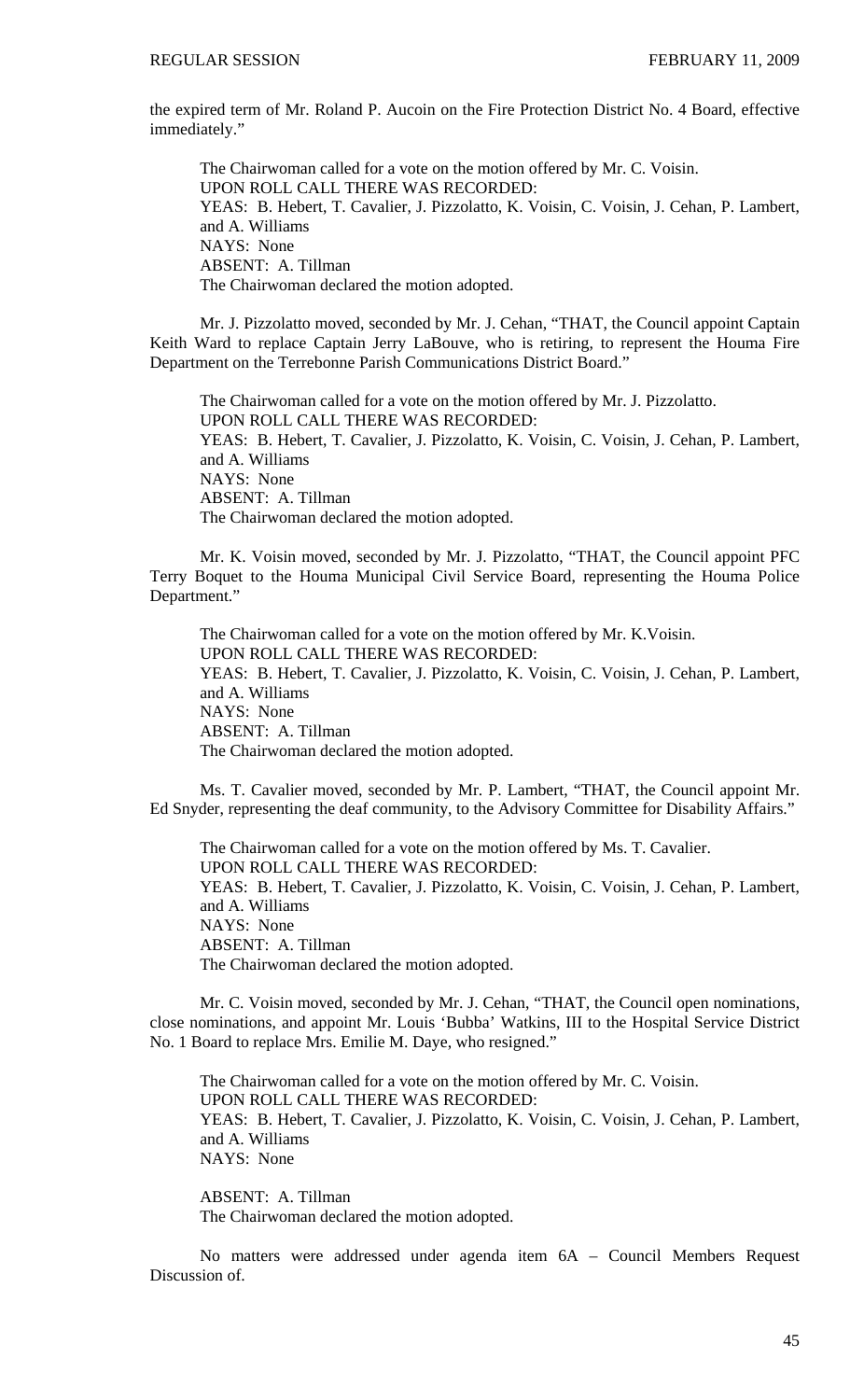the expired term of Mr. Roland P. Aucoin on the Fire Protection District No. 4 Board, effective immediately."

The Chairwoman called for a vote on the motion offered by Mr. C. Voisin.
UPON ROLL CALL THERE WAS RECORDED:
YEAS: B. Hebert, T. Cavalier, J. Pizzolatto, K. Voisin, C. Voisin, J. Cehan, P. Lambert, and A. Williams
NAYS: None
ABSENT: A. Tillman
The Chairwoman declared the motion adopted.

Mr. J. Pizzolatto moved, seconded by Mr. J. Cehan, "THAT, the Council appoint Captain Keith Ward to replace Captain Jerry LaBouve, who is retiring, to represent the Houma Fire Department on the Terrebonne Parish Communications District Board."

The Chairwoman called for a vote on the motion offered by Mr. J. Pizzolatto.
UPON ROLL CALL THERE WAS RECORDED:
YEAS: B. Hebert, T. Cavalier, J. Pizzolatto, K. Voisin, C. Voisin, J. Cehan, P. Lambert, and A. Williams
NAYS: None
ABSENT: A. Tillman
The Chairwoman declared the motion adopted.

Mr. K. Voisin moved, seconded by Mr. J. Pizzolatto, "THAT, the Council appoint PFC Terry Boquet to the Houma Municipal Civil Service Board, representing the Houma Police Department."

The Chairwoman called for a vote on the motion offered by Mr. K.Voisin.
UPON ROLL CALL THERE WAS RECORDED:
YEAS: B. Hebert, T. Cavalier, J. Pizzolatto, K. Voisin, C. Voisin, J. Cehan, P. Lambert, and A. Williams
NAYS: None
ABSENT: A. Tillman
The Chairwoman declared the motion adopted.

Ms. T. Cavalier moved, seconded by Mr. P. Lambert, "THAT, the Council appoint Mr. Ed Snyder, representing the deaf community, to the Advisory Committee for Disability Affairs."

The Chairwoman called for a vote on the motion offered by Ms. T. Cavalier.
UPON ROLL CALL THERE WAS RECORDED:
YEAS: B. Hebert, T. Cavalier, J. Pizzolatto, K. Voisin, C. Voisin, J. Cehan, P. Lambert, and A. Williams
NAYS: None
ABSENT: A. Tillman
The Chairwoman declared the motion adopted.

Mr. C. Voisin moved, seconded by Mr. J. Cehan, "THAT, the Council open nominations, close nominations, and appoint Mr. Louis 'Bubba' Watkins, III to the Hospital Service District No. 1 Board to replace Mrs. Emilie M. Daye, who resigned."

The Chairwoman called for a vote on the motion offered by Mr. C. Voisin.
UPON ROLL CALL THERE WAS RECORDED:
YEAS: B. Hebert, T. Cavalier, J. Pizzolatto, K. Voisin, C. Voisin, J. Cehan, P. Lambert, and A. Williams
NAYS: None

ABSENT: A. Tillman
The Chairwoman declared the motion adopted.

No matters were addressed under agenda item 6A – Council Members Request Discussion of.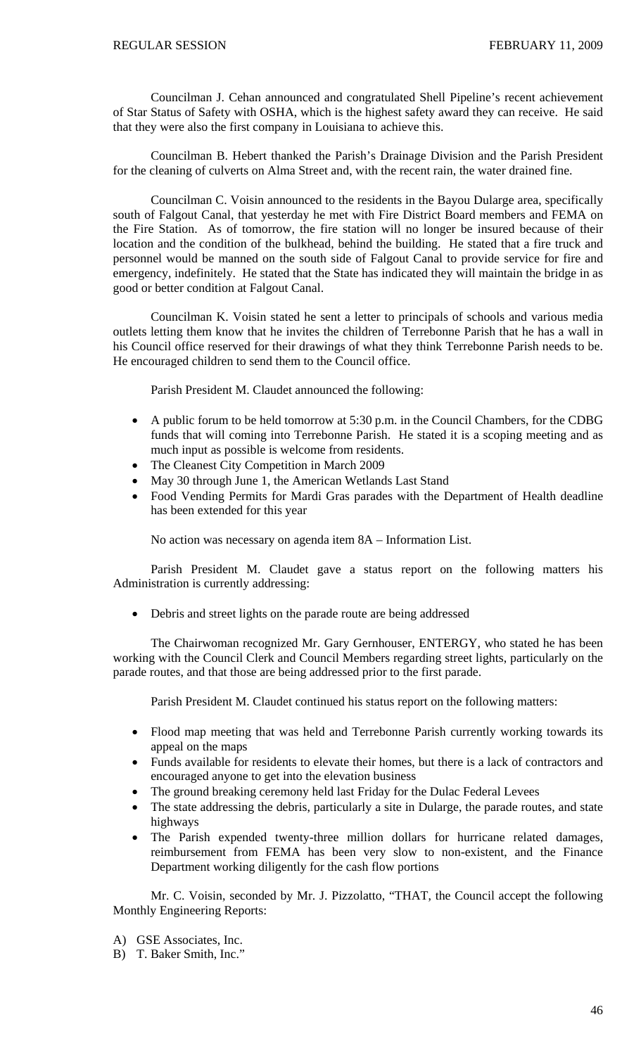Councilman J. Cehan announced and congratulated Shell Pipeline's recent achievement of Star Status of Safety with OSHA, which is the highest safety award they can receive. He said that they were also the first company in Louisiana to achieve this.

Councilman B. Hebert thanked the Parish's Drainage Division and the Parish President for the cleaning of culverts on Alma Street and, with the recent rain, the water drained fine.

Councilman C. Voisin announced to the residents in the Bayou Dularge area, specifically south of Falgout Canal, that yesterday he met with Fire District Board members and FEMA on the Fire Station. As of tomorrow, the fire station will no longer be insured because of their location and the condition of the bulkhead, behind the building. He stated that a fire truck and personnel would be manned on the south side of Falgout Canal to provide service for fire and emergency, indefinitely. He stated that the State has indicated they will maintain the bridge in as good or better condition at Falgout Canal.

Councilman K. Voisin stated he sent a letter to principals of schools and various media outlets letting them know that he invites the children of Terrebonne Parish that he has a wall in his Council office reserved for their drawings of what they think Terrebonne Parish needs to be. He encouraged children to send them to the Council office.

Parish President M. Claudet announced the following:

- A public forum to be held tomorrow at 5:30 p.m. in the Council Chambers, for the CDBG funds that will coming into Terrebonne Parish. He stated it is a scoping meeting and as much input as possible is welcome from residents.
- The Cleanest City Competition in March 2009
- May 30 through June 1, the American Wetlands Last Stand
- Food Vending Permits for Mardi Gras parades with the Department of Health deadline has been extended for this year

No action was necessary on agenda item 8A – Information List.

Parish President M. Claudet gave a status report on the following matters his Administration is currently addressing:

- Debris and street lights on the parade route are being addressed

The Chairwoman recognized Mr. Gary Gernhouser, ENTERGY, who stated he has been working with the Council Clerk and Council Members regarding street lights, particularly on the parade routes, and that those are being addressed prior to the first parade.

Parish President M. Claudet continued his status report on the following matters:

- Flood map meeting that was held and Terrebonne Parish currently working towards its appeal on the maps
- Funds available for residents to elevate their homes, but there is a lack of contractors and encouraged anyone to get into the elevation business
- The ground breaking ceremony held last Friday for the Dulac Federal Levees
- The state addressing the debris, particularly a site in Dularge, the parade routes, and state highways
- The Parish expended twenty-three million dollars for hurricane related damages, reimbursement from FEMA has been very slow to non-existent, and the Finance Department working diligently for the cash flow portions

Mr. C. Voisin, seconded by Mr. J. Pizzolatto, "THAT, the Council accept the following Monthly Engineering Reports:

A) GSE Associates, Inc.
B) T. Baker Smith, Inc."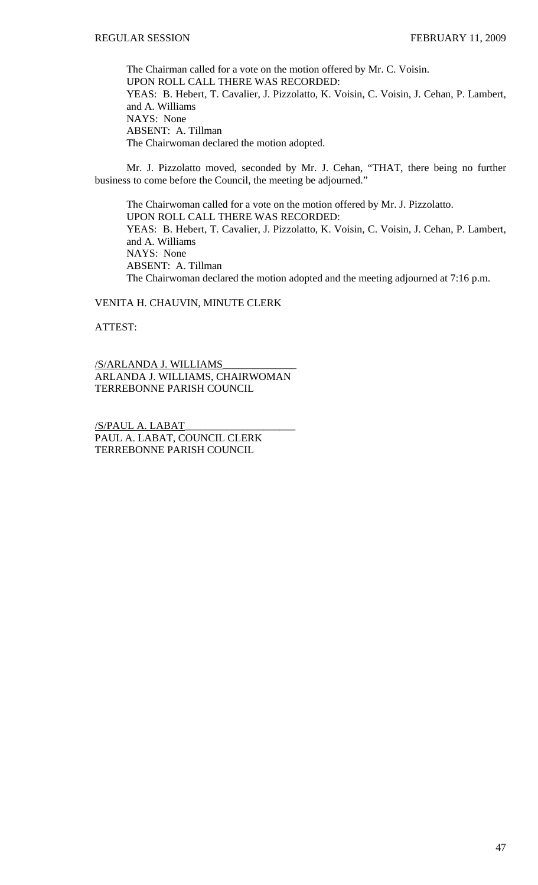The Chairman called for a vote on the motion offered by Mr. C. Voisin.
UPON ROLL CALL THERE WAS RECORDED:
YEAS: B. Hebert, T. Cavalier, J. Pizzolatto, K. Voisin, C. Voisin, J. Cehan, P. Lambert, and A. Williams
NAYS: None
ABSENT: A. Tillman
The Chairwoman declared the motion adopted.

Mr. J. Pizzolatto moved, seconded by Mr. J. Cehan, "THAT, there being no further business to come before the Council, the meeting be adjourned."

The Chairwoman called for a vote on the motion offered by Mr. J. Pizzolatto.
UPON ROLL CALL THERE WAS RECORDED:
YEAS: B. Hebert, T. Cavalier, J. Pizzolatto, K. Voisin, C. Voisin, J. Cehan, P. Lambert, and A. Williams
NAYS: None
ABSENT: A. Tillman
The Chairwoman declared the motion adopted and the meeting adjourned at 7:16 p.m.

VENITA H. CHAUVIN, MINUTE CLERK

ATTEST:

/S/ARLANDA J. WILLIAMS
ARLANDA J. WILLIAMS, CHAIRWOMAN
TERREBONNE PARISH COUNCIL

/S/PAUL A. LABAT
PAUL A. LABAT, COUNCIL CLERK
TERREBONNE PARISH COUNCIL